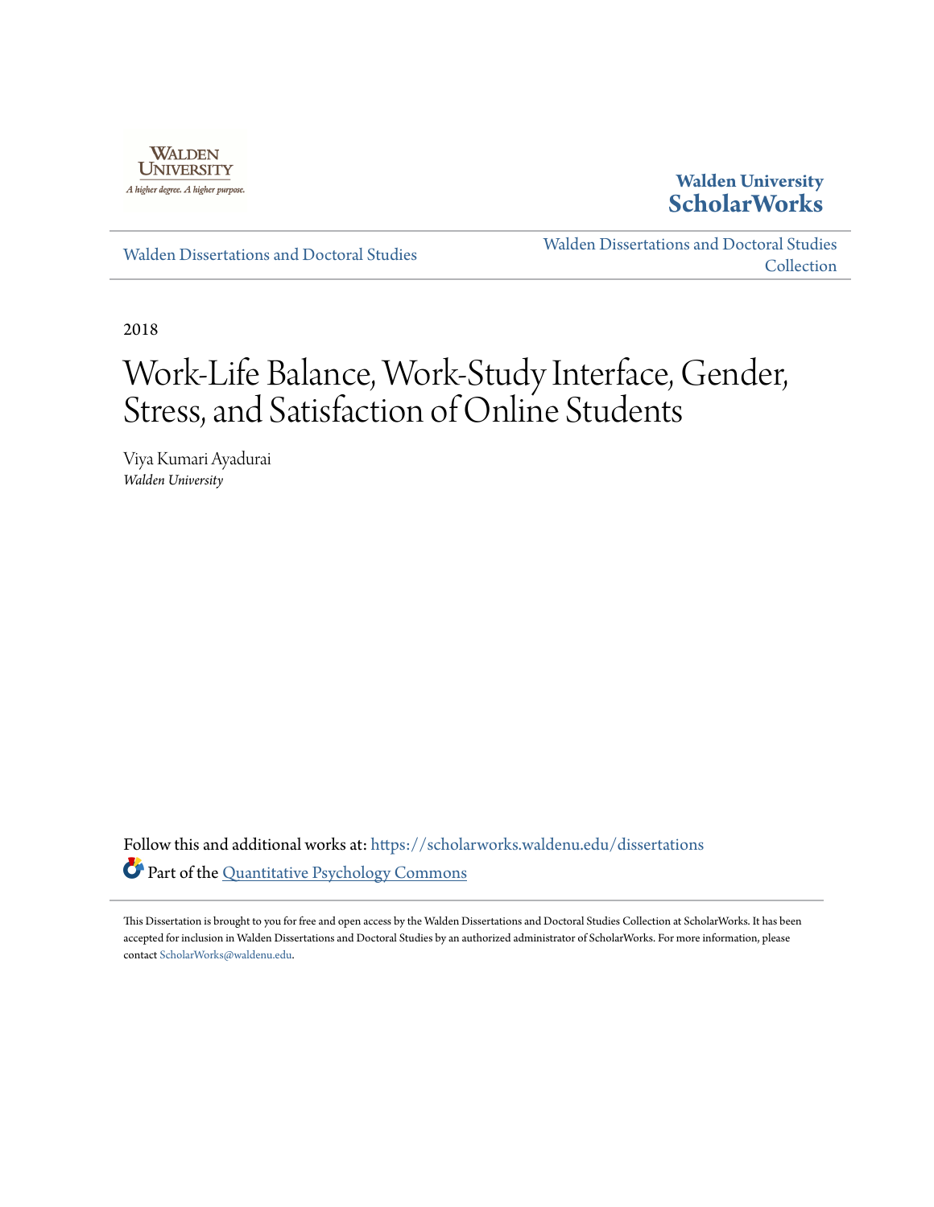Walden University ScholarWorks

Walden Dissertations and Doctoral Studies

Walden Dissertations and Doctoral Studies Collection

2018

# Work-Life Balance, Work-Study Interface, Gender, Stress, and Satisfaction of Online Students

Viya Kumari Ayadurai
*Walden University*

Follow this and additional works at: https://scholarworks.waldenu.edu/dissertations

Part of the Quantitative Psychology Commons

This Dissertation is brought to you for free and open access by the Walden Dissertations and Doctoral Studies Collection at ScholarWorks. It has been accepted for inclusion in Walden Dissertations and Doctoral Studies by an authorized administrator of ScholarWorks. For more information, please contact ScholarWorks@waldenu.edu.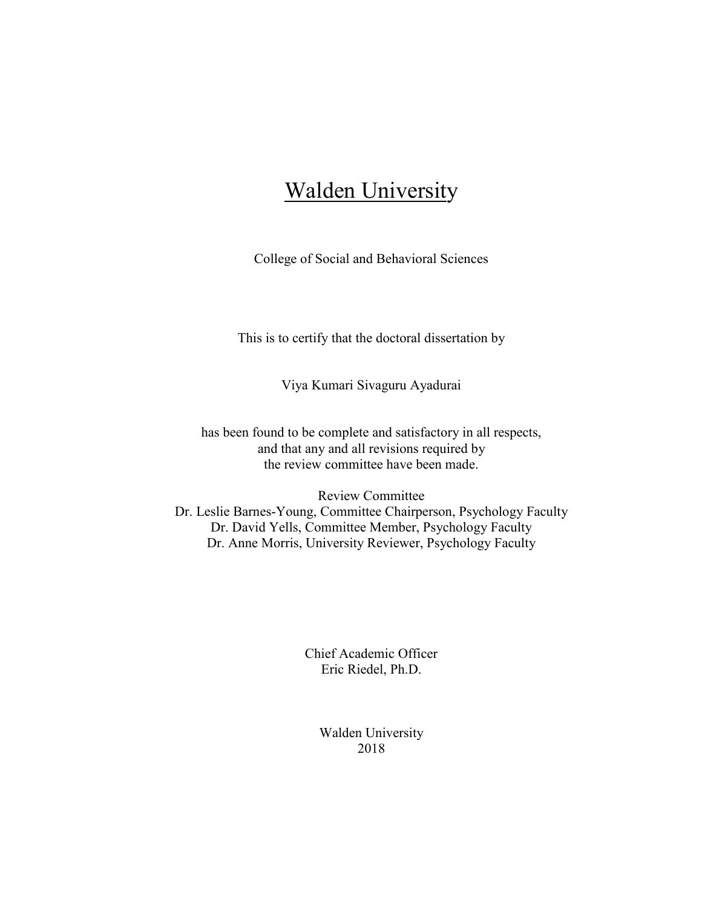# Walden University

College of Social and Behavioral Sciences

This is to certify that the doctoral dissertation by

Viya Kumari Sivaguru Ayadurai

has been found to be complete and satisfactory in all respects,
and that any and all revisions required by
the review committee have been made.

Review Committee
Dr. Leslie Barnes-Young, Committee Chairperson, Psychology Faculty
Dr. David Yells, Committee Member, Psychology Faculty
Dr. Anne Morris, University Reviewer, Psychology Faculty

Chief Academic Officer
Eric Riedel, Ph.D.

Walden University
2018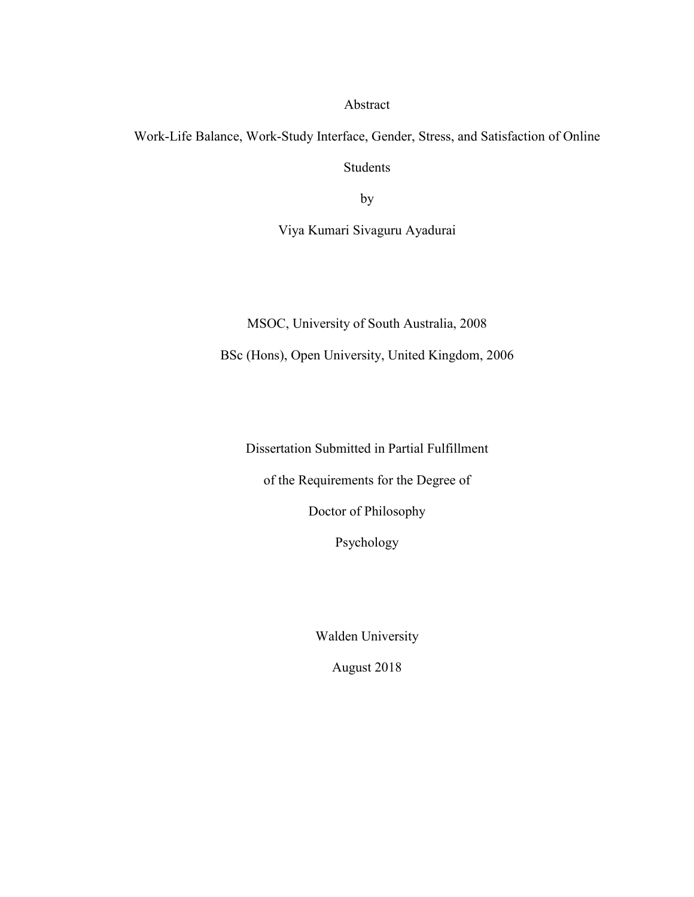Abstract

Work-Life Balance, Work-Study Interface, Gender, Stress, and Satisfaction of Online Students

by

Viya Kumari Sivaguru Ayadurai

MSOC, University of South Australia, 2008

BSc (Hons), Open University, United Kingdom, 2006

Dissertation Submitted in Partial Fulfillment

of the Requirements for the Degree of

Doctor of Philosophy

Psychology

Walden University

August 2018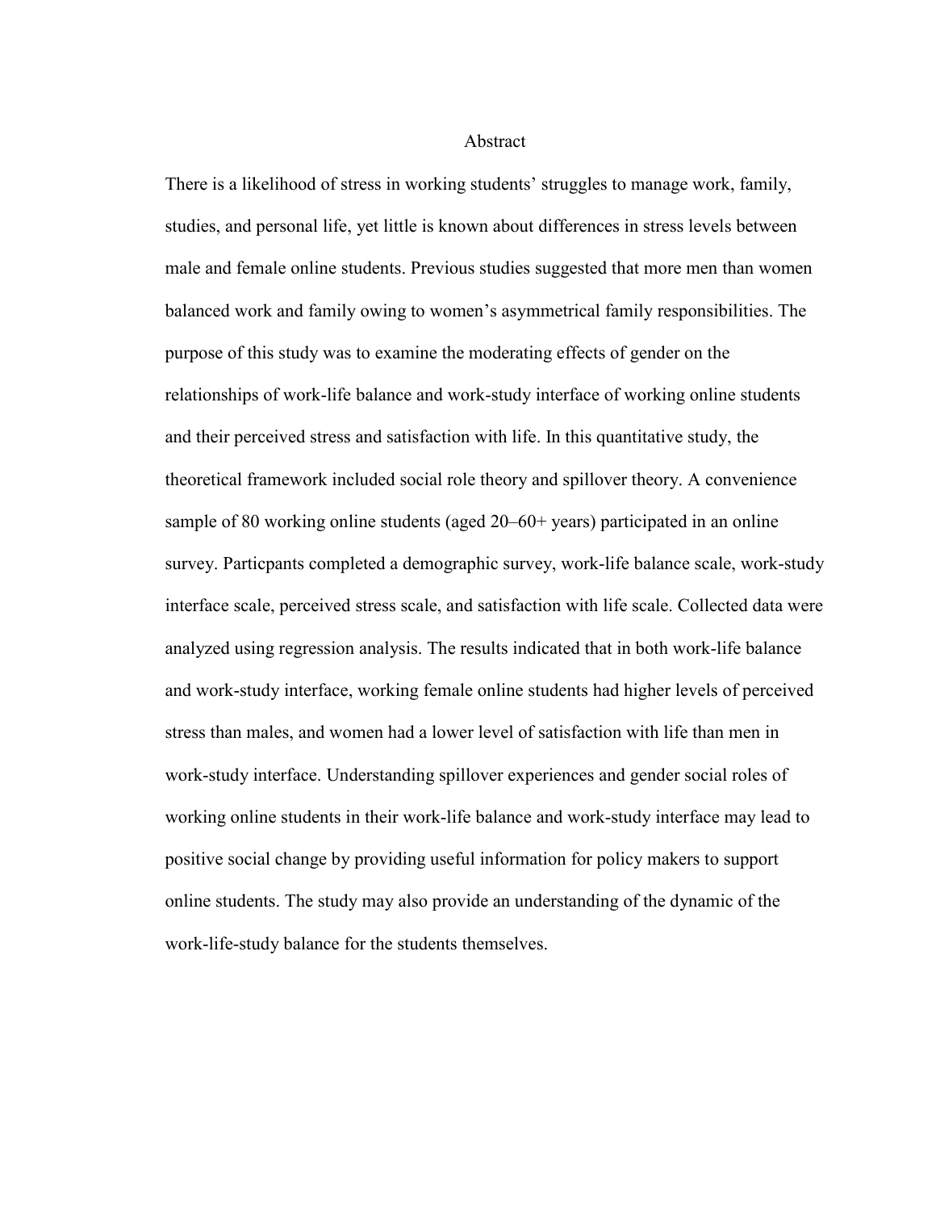# Abstract

There is a likelihood of stress in working students' struggles to manage work, family, studies, and personal life, yet little is known about differences in stress levels between male and female online students. Previous studies suggested that more men than women balanced work and family owing to women's asymmetrical family responsibilities. The purpose of this study was to examine the moderating effects of gender on the relationships of work-life balance and work-study interface of working online students and their perceived stress and satisfaction with life. In this quantitative study, the theoretical framework included social role theory and spillover theory. A convenience sample of 80 working online students (aged 20–60+ years) participated in an online survey. Particpants completed a demographic survey, work-life balance scale, work-study interface scale, perceived stress scale, and satisfaction with life scale. Collected data were analyzed using regression analysis. The results indicated that in both work-life balance and work-study interface, working female online students had higher levels of perceived stress than males, and women had a lower level of satisfaction with life than men in work-study interface. Understanding spillover experiences and gender social roles of working online students in their work-life balance and work-study interface may lead to positive social change by providing useful information for policy makers to support online students. The study may also provide an understanding of the dynamic of the work-life-study balance for the students themselves.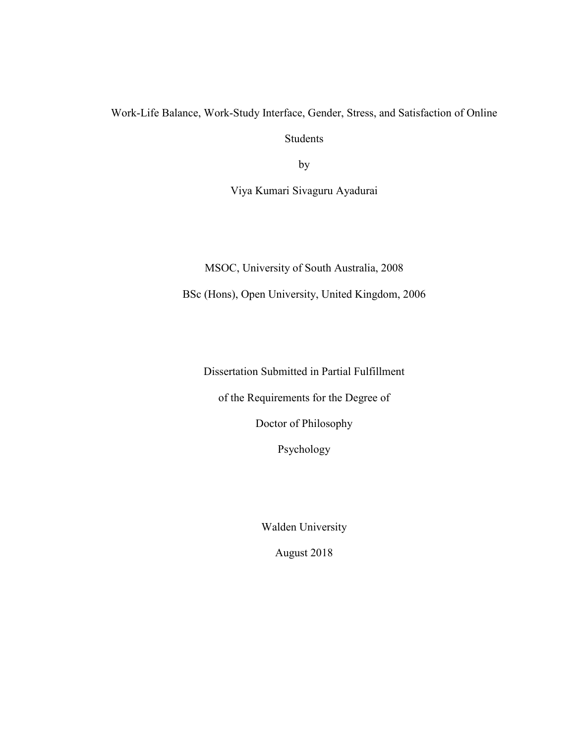# Work-Life Balance, Work-Study Interface, Gender, Stress, and Satisfaction of Online Students

by

Viya Kumari Sivaguru Ayadurai

MSOC, University of South Australia, 2008

BSc (Hons), Open University, United Kingdom, 2006

Dissertation Submitted in Partial Fulfillment

of the Requirements for the Degree of

Doctor of Philosophy

Psychology

Walden University

August 2018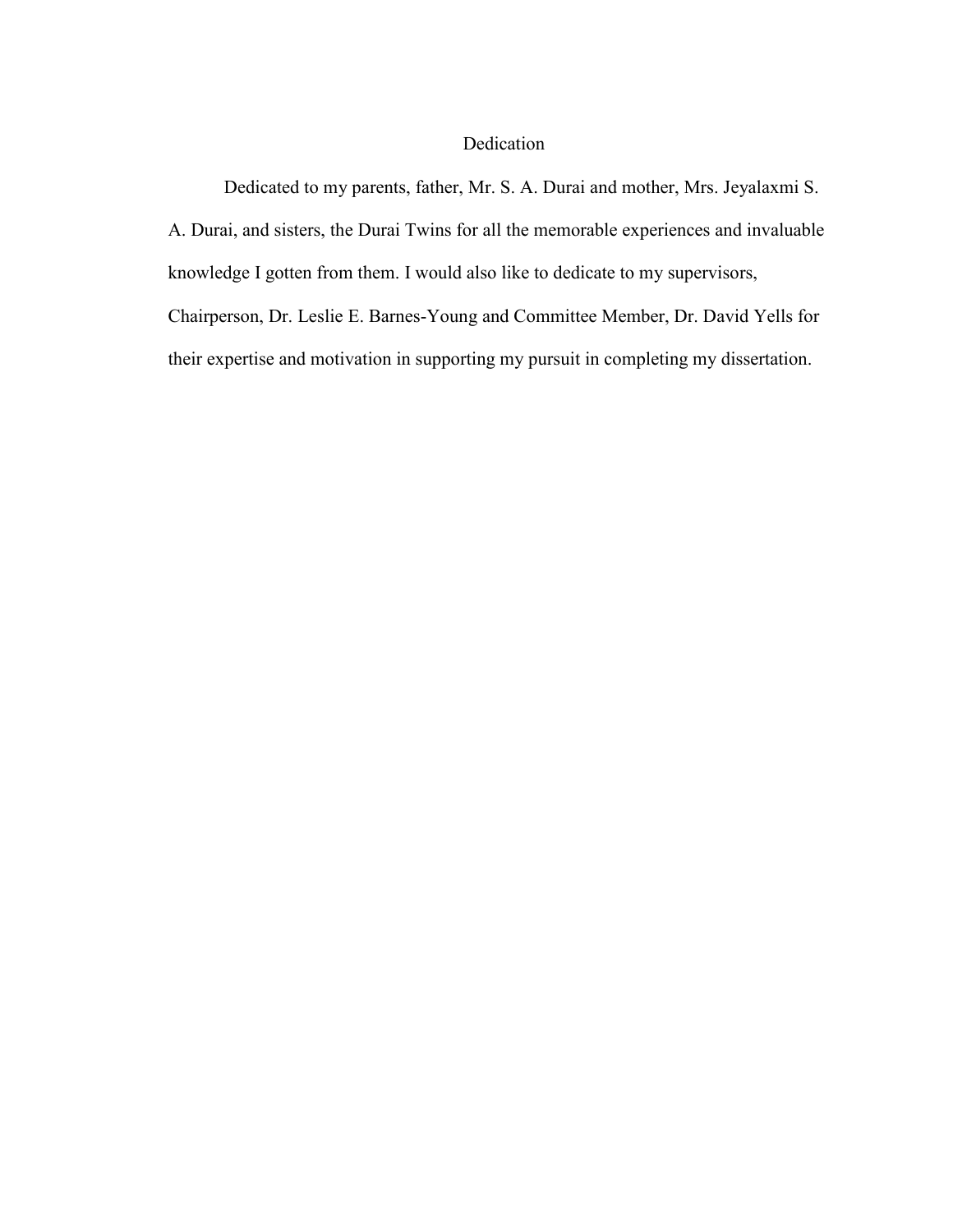# Dedication

Dedicated to my parents, father, Mr. S. A. Durai and mother, Mrs. Jeyalaxmi S. A. Durai, and sisters, the Durai Twins for all the memorable experiences and invaluable knowledge I gotten from them. I would also like to dedicate to my supervisors, Chairperson, Dr. Leslie E. Barnes-Young and Committee Member, Dr. David Yells for their expertise and motivation in supporting my pursuit in completing my dissertation.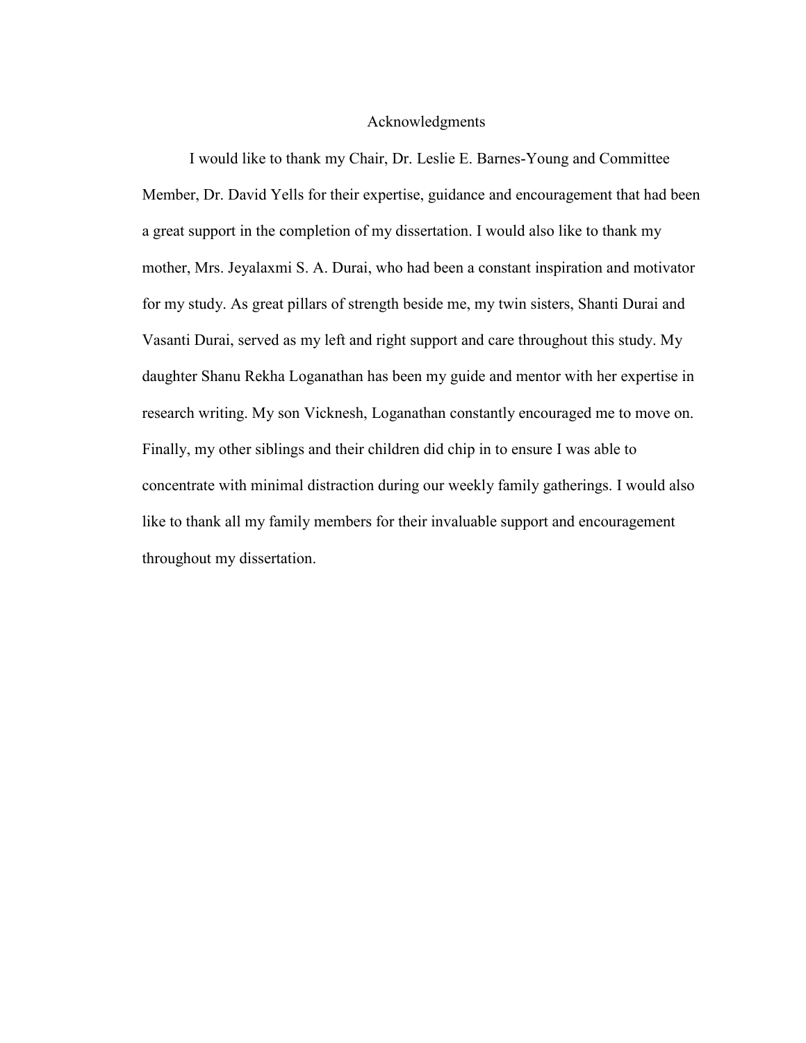# Acknowledgments

I would like to thank my Chair, Dr. Leslie E. Barnes-Young and Committee Member, Dr. David Yells for their expertise, guidance and encouragement that had been a great support in the completion of my dissertation. I would also like to thank my mother, Mrs. Jeyalaxmi S. A. Durai, who had been a constant inspiration and motivator for my study. As great pillars of strength beside me, my twin sisters, Shanti Durai and Vasanti Durai, served as my left and right support and care throughout this study. My daughter Shanu Rekha Loganathan has been my guide and mentor with her expertise in research writing. My son Vicknesh, Loganathan constantly encouraged me to move on. Finally, my other siblings and their children did chip in to ensure I was able to concentrate with minimal distraction during our weekly family gatherings. I would also like to thank all my family members for their invaluable support and encouragement throughout my dissertation.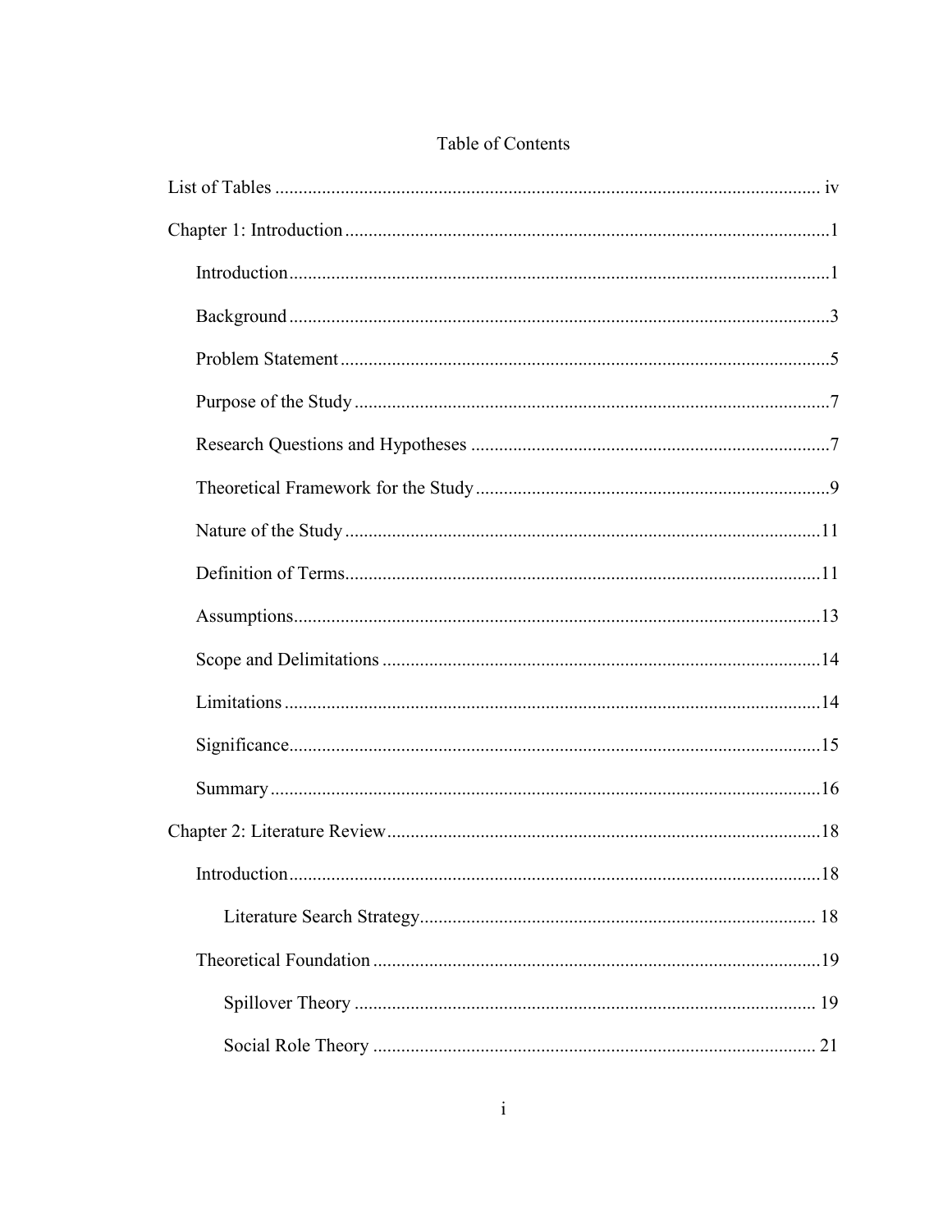# Table of Contents

List of Tables .................................................................................................................... iv

Chapter 1: Introduction .......................................................................................................1

Introduction ....................................................................................................................1

Background ....................................................................................................................3

Problem Statement ..........................................................................................................5

Purpose of the Study .......................................................................................................7

Research Questions and Hypotheses ...............................................................................7

Theoretical Framework for the Study ...............................................................................9

Nature of the Study .........................................................................................................11

Definition of Terms .........................................................................................................11

Assumptions ...................................................................................................................13

Scope and Delimitations ..................................................................................................14

Limitations .....................................................................................................................14

Significance ....................................................................................................................15

Summary ........................................................................................................................16

Chapter 2: Literature Review ..............................................................................................18

Introduction ....................................................................................................................18

Literature Search Strategy ...........................................................................................18

Theoretical Foundation ...................................................................................................19

Spillover Theory .........................................................................................................19

Social Role Theory ......................................................................................................21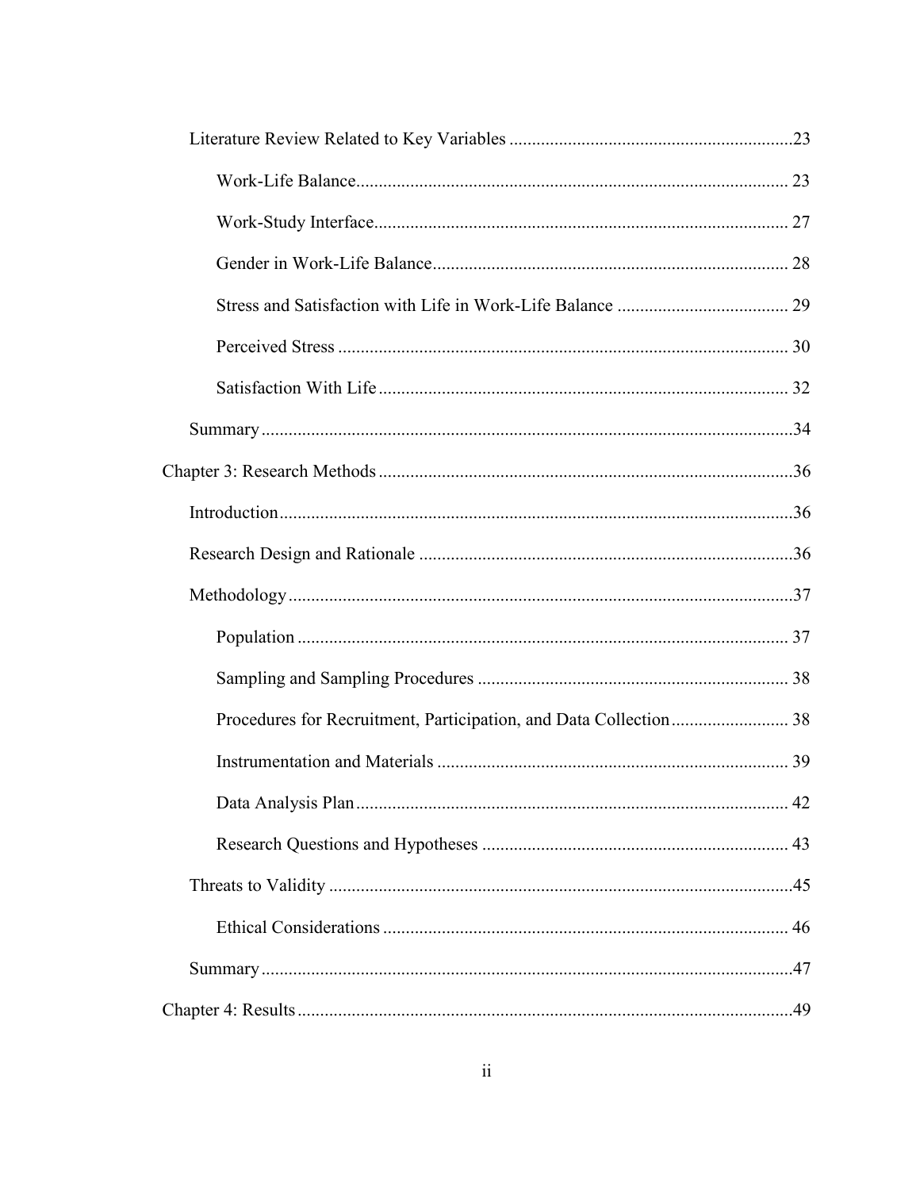Literature Review Related to Key Variables .....23

Work-Life Balance..... 23

Work-Study Interface..... 27

Gender in Work-Life Balance..... 28

Stress and Satisfaction with Life in Work-Life Balance ..... 29

Perceived Stress ..... 30

Satisfaction With Life..... 32

Summary.....34

Chapter 3: Research Methods.....36

Introduction.....36

Research Design and Rationale .....36

Methodology.....37

Population ..... 37

Sampling and Sampling Procedures ..... 38

Procedures for Recruitment, Participation, and Data Collection..... 38

Instrumentation and Materials ..... 39

Data Analysis Plan..... 42

Research Questions and Hypotheses ..... 43

Threats to Validity .....45

Ethical Considerations ..... 46

Summary.....47

Chapter 4: Results.....49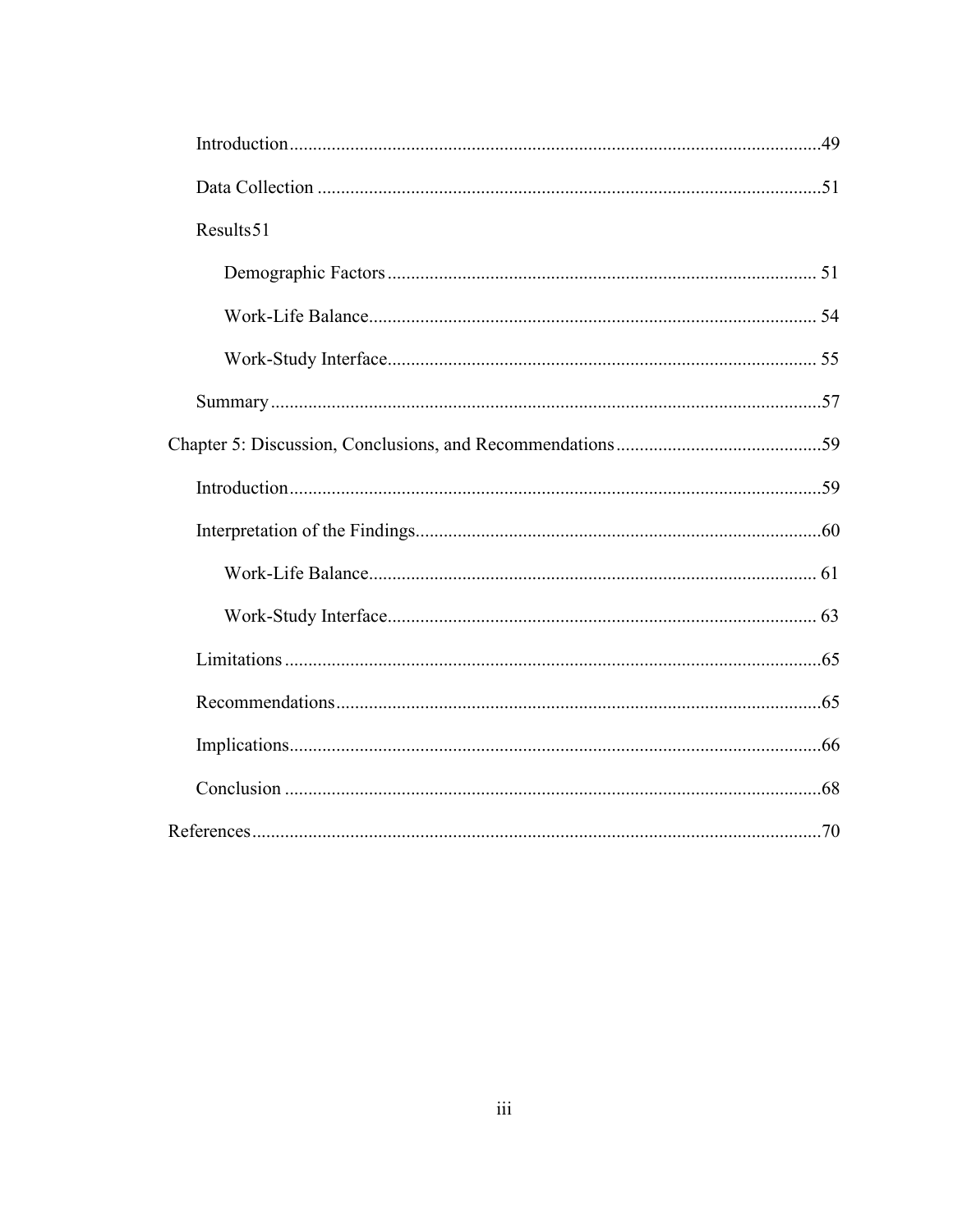Introduction ....................................................................................................................49

Data Collection ...............................................................................................................51

Results51

Demographic Factors ........................................................................................... 51

Work-Life Balance ................................................................................................ 54

Work-Study Interface ........................................................................................... 55

Summary .........................................................................................................................57

Chapter 5: Discussion, Conclusions, and Recommendations ............................................59

Introduction ....................................................................................................................59

Interpretation of the Findings ........................................................................................60

Work-Life Balance ................................................................................................ 61

Work-Study Interface ........................................................................................... 63

Limitations ......................................................................................................................65

Recommendations ..........................................................................................................65

Implications ....................................................................................................................66

Conclusion ......................................................................................................................68

References ...........................................................................................................................70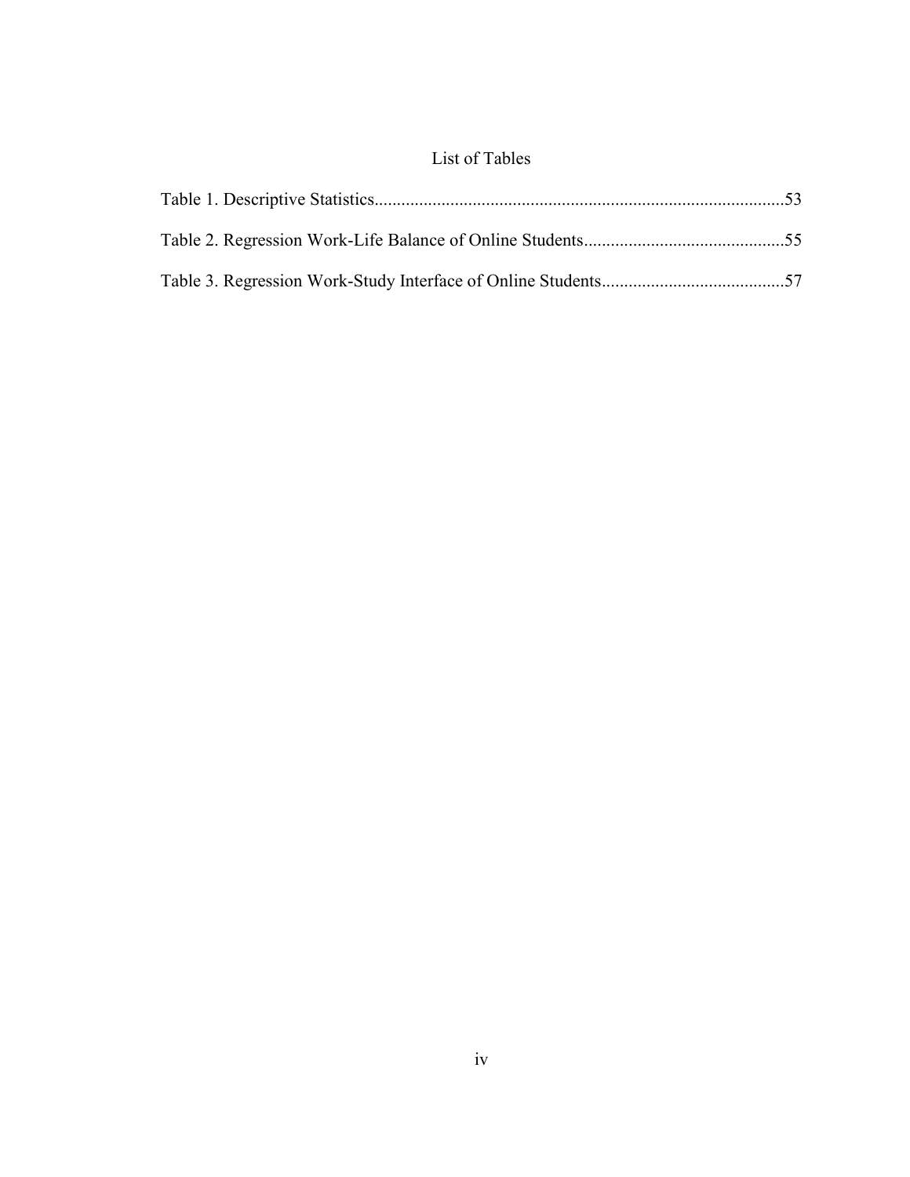# List of Tables

Table 1. Descriptive Statistics....................................................................................................53

Table 2. Regression Work-Life Balance of Online Students.............................................55

Table 3. Regression Work-Study Interface of Online Students.........................................57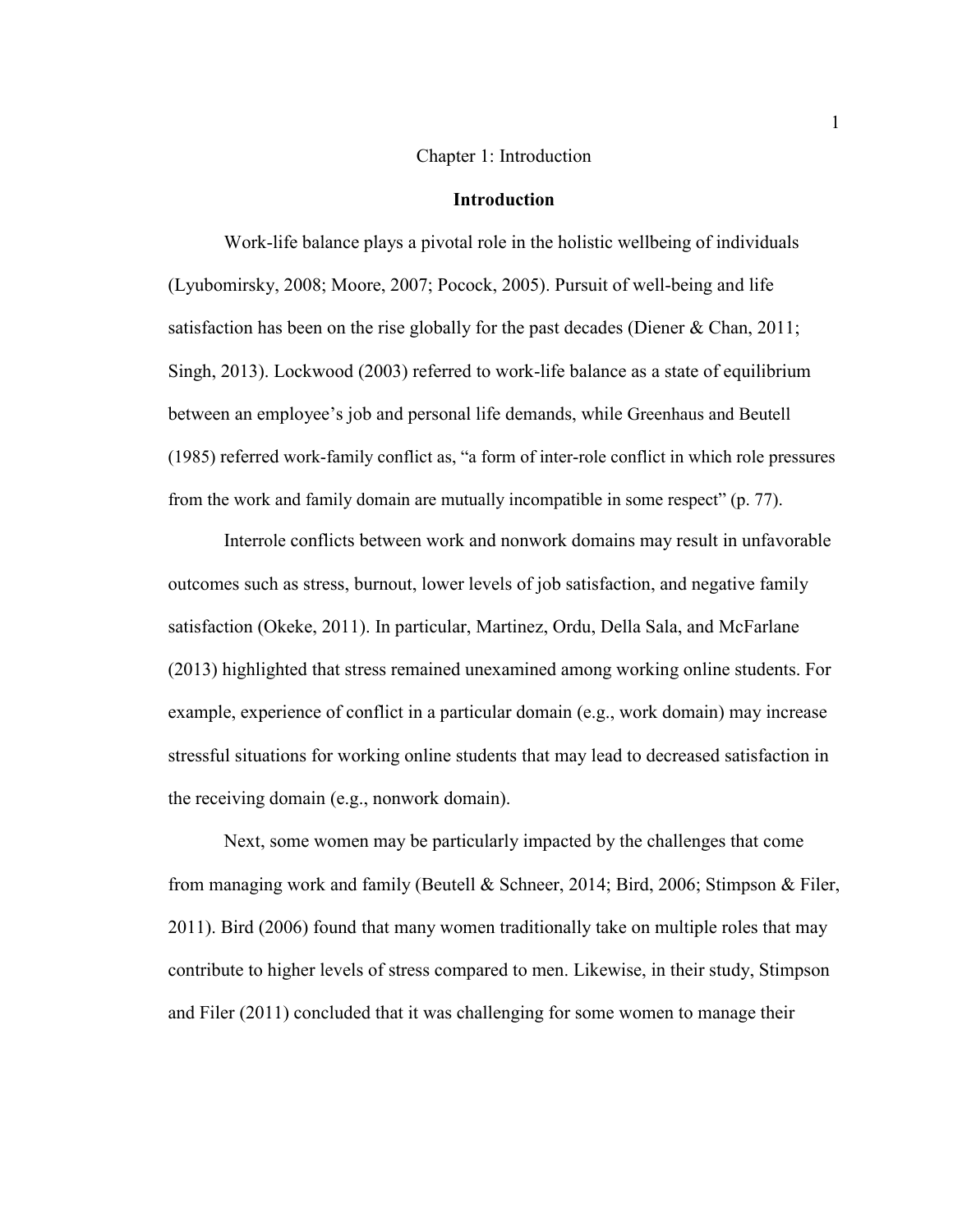# Chapter 1: Introduction

## Introduction

Work-life balance plays a pivotal role in the holistic wellbeing of individuals (Lyubomirsky, 2008; Moore, 2007; Pocock, 2005). Pursuit of well-being and life satisfaction has been on the rise globally for the past decades (Diener & Chan, 2011; Singh, 2013). Lockwood (2003) referred to work-life balance as a state of equilibrium between an employee's job and personal life demands, while Greenhaus and Beutell (1985) referred work-family conflict as, "a form of inter-role conflict in which role pressures from the work and family domain are mutually incompatible in some respect" (p. 77).

Interrole conflicts between work and nonwork domains may result in unfavorable outcomes such as stress, burnout, lower levels of job satisfaction, and negative family satisfaction (Okeke, 2011). In particular, Martinez, Ordu, Della Sala, and McFarlane (2013) highlighted that stress remained unexamined among working online students. For example, experience of conflict in a particular domain (e.g., work domain) may increase stressful situations for working online students that may lead to decreased satisfaction in the receiving domain (e.g., nonwork domain).

Next, some women may be particularly impacted by the challenges that come from managing work and family (Beutell & Schneer, 2014; Bird, 2006; Stimpson & Filer, 2011). Bird (2006) found that many women traditionally take on multiple roles that may contribute to higher levels of stress compared to men. Likewise, in their study, Stimpson and Filer (2011) concluded that it was challenging for some women to manage their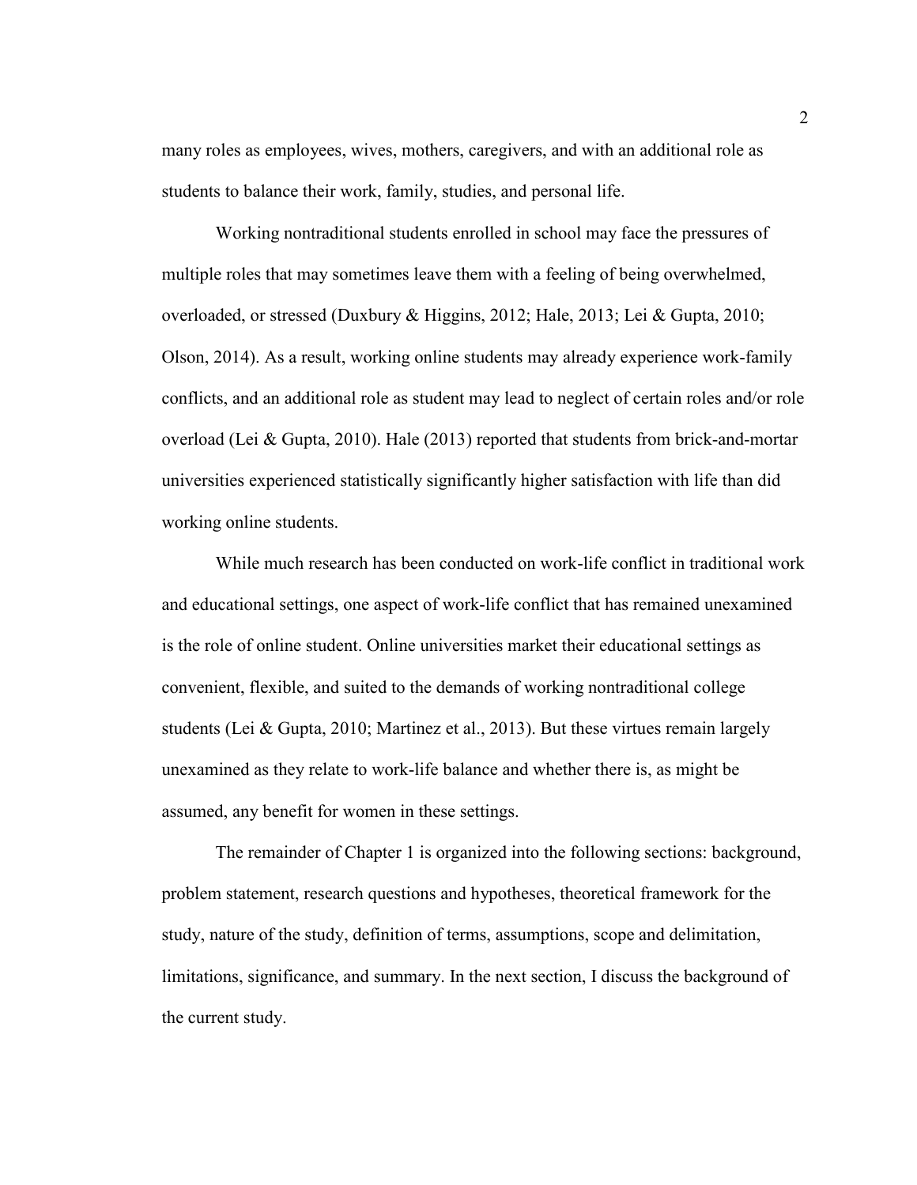many roles as employees, wives, mothers, caregivers, and with an additional role as students to balance their work, family, studies, and personal life.

Working nontraditional students enrolled in school may face the pressures of multiple roles that may sometimes leave them with a feeling of being overwhelmed, overloaded, or stressed (Duxbury & Higgins, 2012; Hale, 2013; Lei & Gupta, 2010; Olson, 2014). As a result, working online students may already experience work-family conflicts, and an additional role as student may lead to neglect of certain roles and/or role overload (Lei & Gupta, 2010). Hale (2013) reported that students from brick-and-mortar universities experienced statistically significantly higher satisfaction with life than did working online students.

While much research has been conducted on work-life conflict in traditional work and educational settings, one aspect of work-life conflict that has remained unexamined is the role of online student. Online universities market their educational settings as convenient, flexible, and suited to the demands of working nontraditional college students (Lei & Gupta, 2010; Martinez et al., 2013). But these virtues remain largely unexamined as they relate to work-life balance and whether there is, as might be assumed, any benefit for women in these settings.

The remainder of Chapter 1 is organized into the following sections: background, problem statement, research questions and hypotheses, theoretical framework for the study, nature of the study, definition of terms, assumptions, scope and delimitation, limitations, significance, and summary. In the next section, I discuss the background of the current study.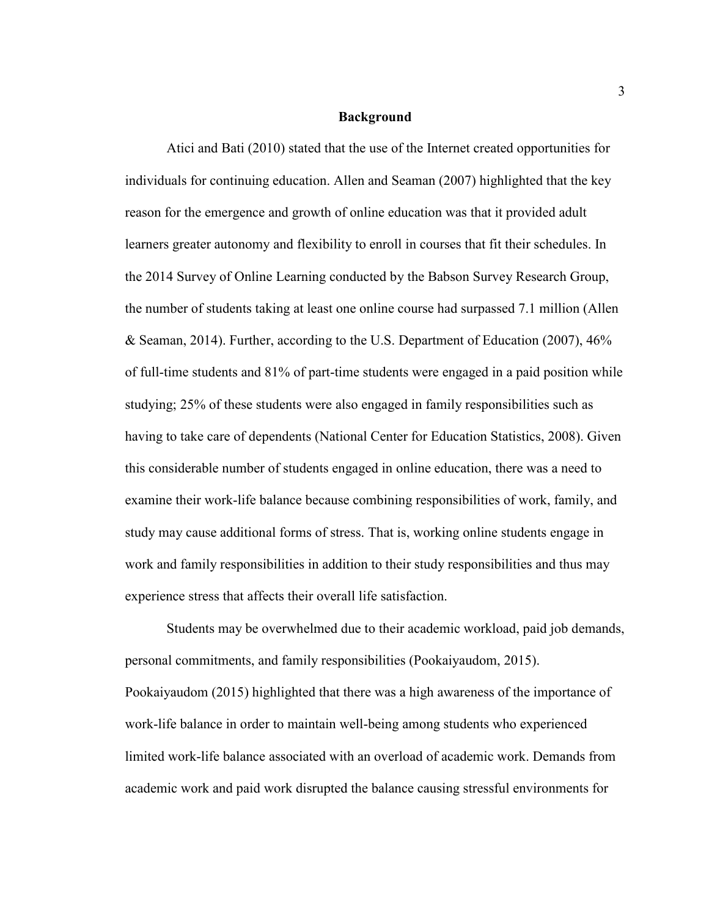## Background

Atici and Bati (2010) stated that the use of the Internet created opportunities for individuals for continuing education. Allen and Seaman (2007) highlighted that the key reason for the emergence and growth of online education was that it provided adult learners greater autonomy and flexibility to enroll in courses that fit their schedules. In the 2014 Survey of Online Learning conducted by the Babson Survey Research Group, the number of students taking at least one online course had surpassed 7.1 million (Allen & Seaman, 2014). Further, according to the U.S. Department of Education (2007), 46% of full-time students and 81% of part-time students were engaged in a paid position while studying; 25% of these students were also engaged in family responsibilities such as having to take care of dependents (National Center for Education Statistics, 2008). Given this considerable number of students engaged in online education, there was a need to examine their work-life balance because combining responsibilities of work, family, and study may cause additional forms of stress. That is, working online students engage in work and family responsibilities in addition to their study responsibilities and thus may experience stress that affects their overall life satisfaction.

Students may be overwhelmed due to their academic workload, paid job demands, personal commitments, and family responsibilities (Pookaiyaudom, 2015). Pookaiyaudom (2015) highlighted that there was a high awareness of the importance of work-life balance in order to maintain well-being among students who experienced limited work-life balance associated with an overload of academic work. Demands from academic work and paid work disrupted the balance causing stressful environments for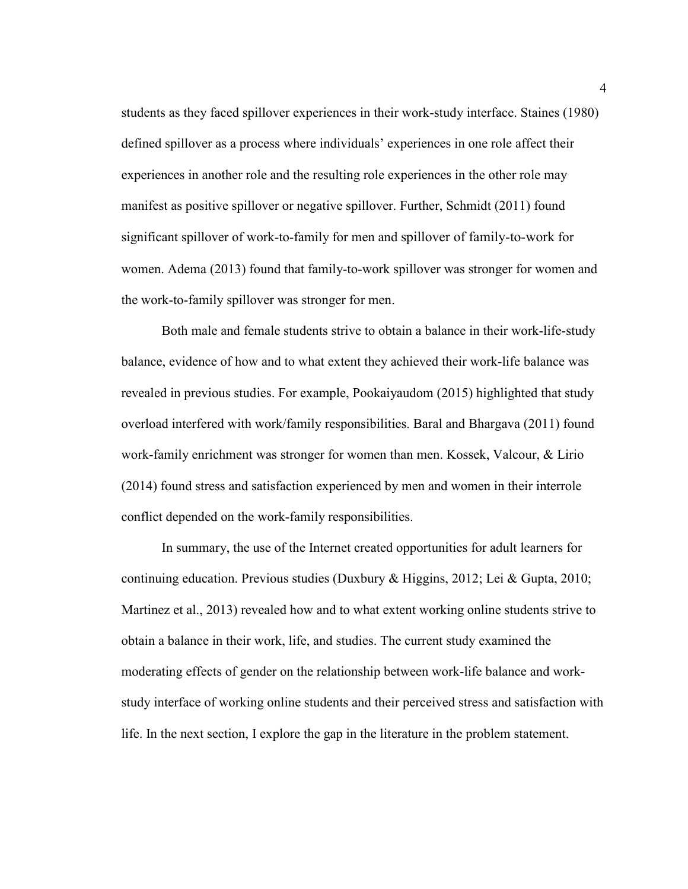students as they faced spillover experiences in their work-study interface. Staines (1980) defined spillover as a process where individuals' experiences in one role affect their experiences in another role and the resulting role experiences in the other role may manifest as positive spillover or negative spillover. Further, Schmidt (2011) found significant spillover of work-to-family for men and spillover of family-to-work for women. Adema (2013) found that family-to-work spillover was stronger for women and the work-to-family spillover was stronger for men.

Both male and female students strive to obtain a balance in their work-life-study balance, evidence of how and to what extent they achieved their work-life balance was revealed in previous studies. For example, Pookaiyaudom (2015) highlighted that study overload interfered with work/family responsibilities. Baral and Bhargava (2011) found work-family enrichment was stronger for women than men. Kossek, Valcour, & Lirio (2014) found stress and satisfaction experienced by men and women in their interrole conflict depended on the work-family responsibilities.

In summary, the use of the Internet created opportunities for adult learners for continuing education. Previous studies (Duxbury & Higgins, 2012; Lei & Gupta, 2010; Martinez et al., 2013) revealed how and to what extent working online students strive to obtain a balance in their work, life, and studies. The current study examined the moderating effects of gender on the relationship between work-life balance and work-study interface of working online students and their perceived stress and satisfaction with life. In the next section, I explore the gap in the literature in the problem statement.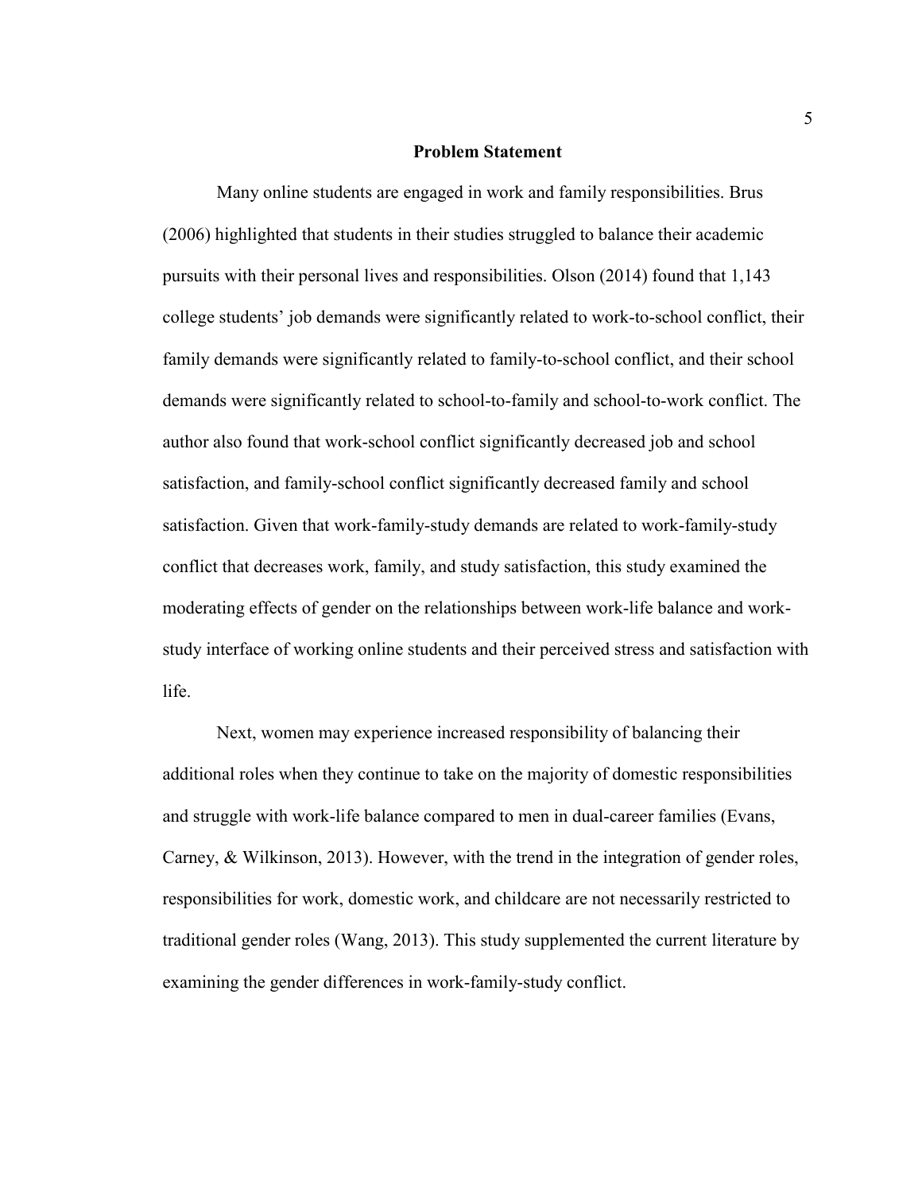## Problem Statement

Many online students are engaged in work and family responsibilities. Brus (2006) highlighted that students in their studies struggled to balance their academic pursuits with their personal lives and responsibilities. Olson (2014) found that 1,143 college students' job demands were significantly related to work-to-school conflict, their family demands were significantly related to family-to-school conflict, and their school demands were significantly related to school-to-family and school-to-work conflict. The author also found that work-school conflict significantly decreased job and school satisfaction, and family-school conflict significantly decreased family and school satisfaction. Given that work-family-study demands are related to work-family-study conflict that decreases work, family, and study satisfaction, this study examined the moderating effects of gender on the relationships between work-life balance and work-study interface of working online students and their perceived stress and satisfaction with life.

Next, women may experience increased responsibility of balancing their additional roles when they continue to take on the majority of domestic responsibilities and struggle with work-life balance compared to men in dual-career families (Evans, Carney, & Wilkinson, 2013). However, with the trend in the integration of gender roles, responsibilities for work, domestic work, and childcare are not necessarily restricted to traditional gender roles (Wang, 2013). This study supplemented the current literature by examining the gender differences in work-family-study conflict.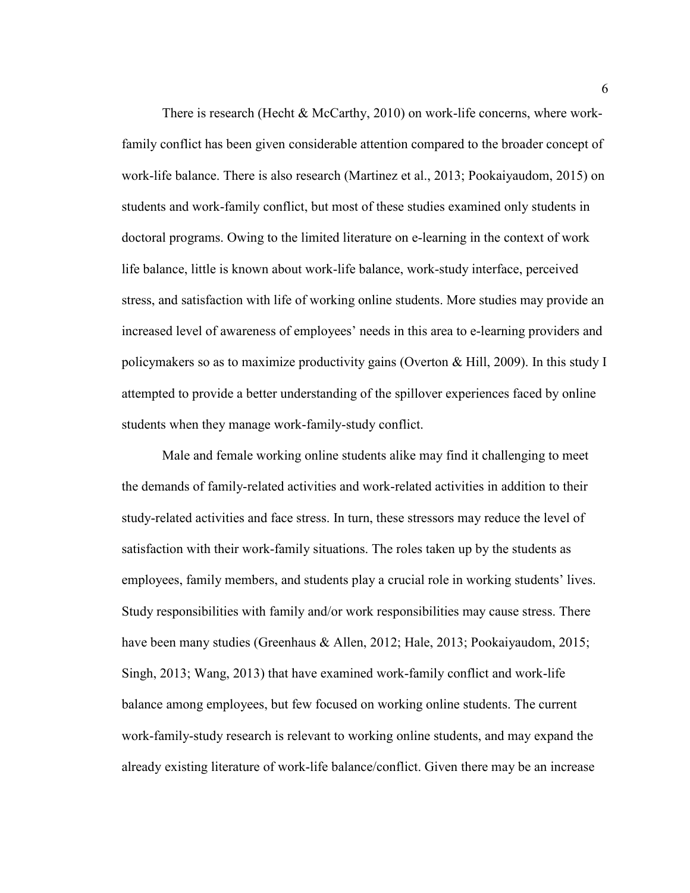There is research (Hecht & McCarthy, 2010) on work-life concerns, where work-family conflict has been given considerable attention compared to the broader concept of work-life balance. There is also research (Martinez et al., 2013; Pookaiyaudom, 2015) on students and work-family conflict, but most of these studies examined only students in doctoral programs. Owing to the limited literature on e-learning in the context of work life balance, little is known about work-life balance, work-study interface, perceived stress, and satisfaction with life of working online students. More studies may provide an increased level of awareness of employees' needs in this area to e-learning providers and policymakers so as to maximize productivity gains (Overton & Hill, 2009). In this study I attempted to provide a better understanding of the spillover experiences faced by online students when they manage work-family-study conflict.

Male and female working online students alike may find it challenging to meet the demands of family-related activities and work-related activities in addition to their study-related activities and face stress. In turn, these stressors may reduce the level of satisfaction with their work-family situations. The roles taken up by the students as employees, family members, and students play a crucial role in working students' lives. Study responsibilities with family and/or work responsibilities may cause stress. There have been many studies (Greenhaus & Allen, 2012; Hale, 2013; Pookaiyaudom, 2015; Singh, 2013; Wang, 2013) that have examined work-family conflict and work-life balance among employees, but few focused on working online students. The current work-family-study research is relevant to working online students, and may expand the already existing literature of work-life balance/conflict. Given there may be an increase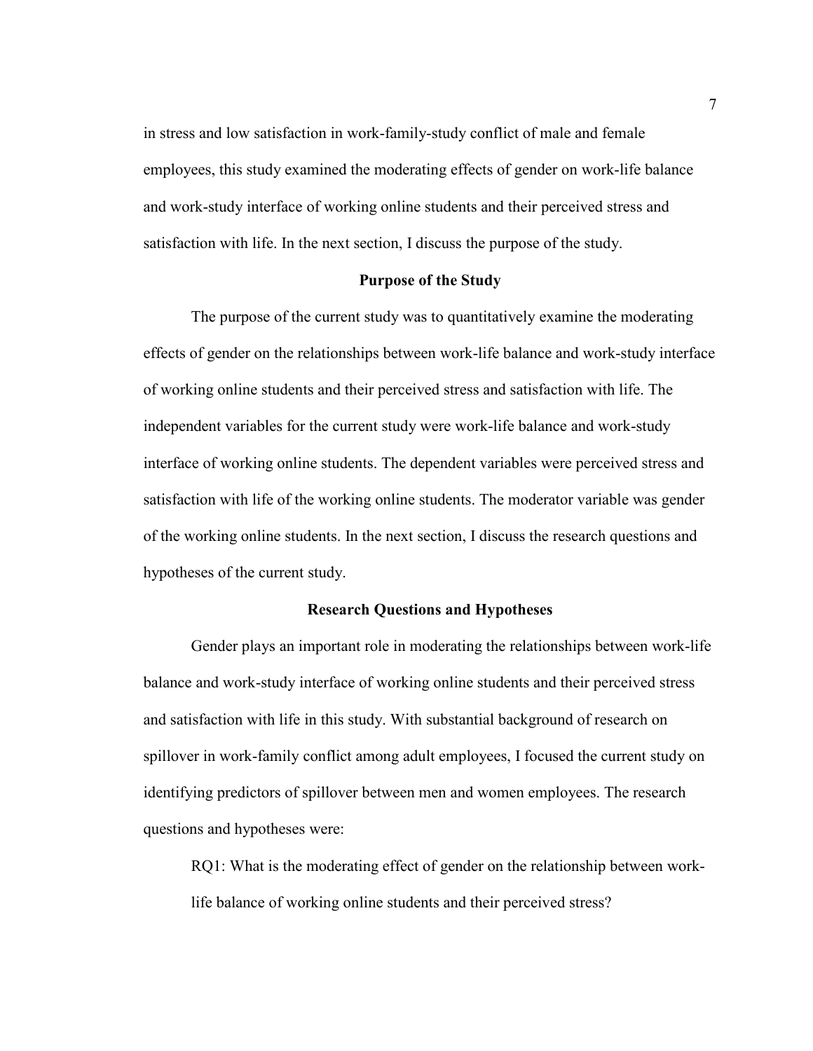in stress and low satisfaction in work-family-study conflict of male and female employees, this study examined the moderating effects of gender on work-life balance and work-study interface of working online students and their perceived stress and satisfaction with life. In the next section, I discuss the purpose of the study.

## Purpose of the Study

The purpose of the current study was to quantitatively examine the moderating effects of gender on the relationships between work-life balance and work-study interface of working online students and their perceived stress and satisfaction with life. The independent variables for the current study were work-life balance and work-study interface of working online students. The dependent variables were perceived stress and satisfaction with life of the working online students. The moderator variable was gender of the working online students. In the next section, I discuss the research questions and hypotheses of the current study.

## Research Questions and Hypotheses

Gender plays an important role in moderating the relationships between work-life balance and work-study interface of working online students and their perceived stress and satisfaction with life in this study. With substantial background of research on spillover in work-family conflict among adult employees, I focused the current study on identifying predictors of spillover between men and women employees. The research questions and hypotheses were:

RQ1: What is the moderating effect of gender on the relationship between work-life balance of working online students and their perceived stress?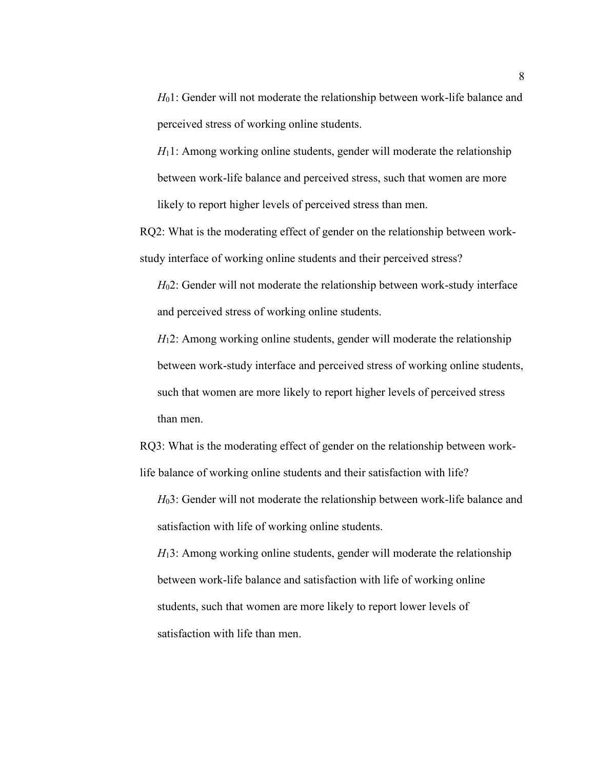*$H_0$*1: Gender will not moderate the relationship between work-life balance and perceived stress of working online students.

*$H_1$*1: Among working online students, gender will moderate the relationship between work-life balance and perceived stress, such that women are more likely to report higher levels of perceived stress than men.

RQ2: What is the moderating effect of gender on the relationship between work-study interface of working online students and their perceived stress?

*$H_0$*2: Gender will not moderate the relationship between work-study interface and perceived stress of working online students.

*$H_1$*2: Among working online students, gender will moderate the relationship between work-study interface and perceived stress of working online students, such that women are more likely to report higher levels of perceived stress than men.

RQ3: What is the moderating effect of gender on the relationship between work-life balance of working online students and their satisfaction with life?

*$H_0$*3: Gender will not moderate the relationship between work-life balance and satisfaction with life of working online students.

*$H_1$*3: Among working online students, gender will moderate the relationship between work-life balance and satisfaction with life of working online students, such that women are more likely to report lower levels of satisfaction with life than men.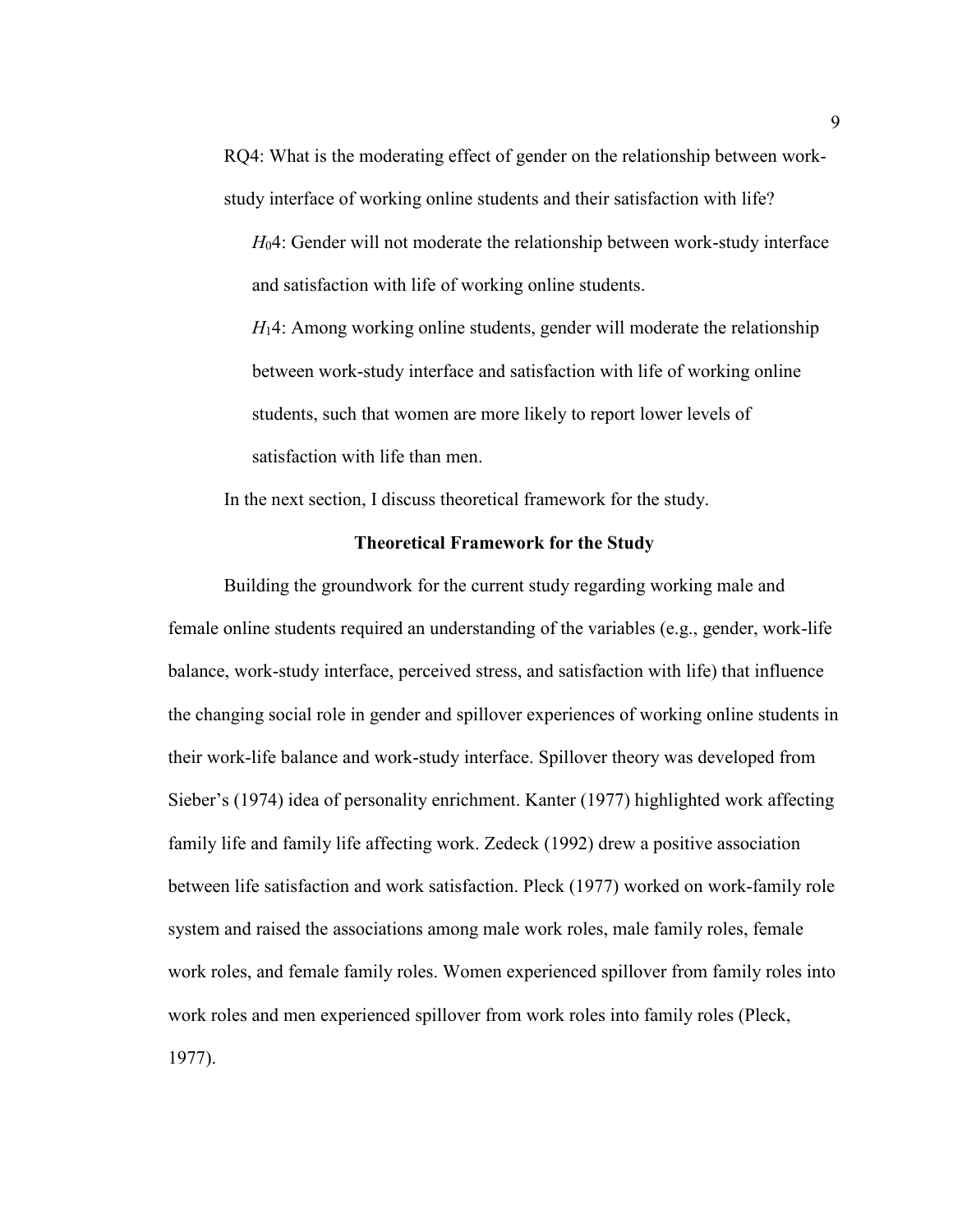RQ4: What is the moderating effect of gender on the relationship between work-study interface of working online students and their satisfaction with life?

$H_0$4: Gender will not moderate the relationship between work-study interface and satisfaction with life of working online students.

$H_1$4: Among working online students, gender will moderate the relationship between work-study interface and satisfaction with life of working online students, such that women are more likely to report lower levels of satisfaction with life than men.

In the next section, I discuss theoretical framework for the study.

## Theoretical Framework for the Study

Building the groundwork for the current study regarding working male and female online students required an understanding of the variables (e.g., gender, work-life balance, work-study interface, perceived stress, and satisfaction with life) that influence the changing social role in gender and spillover experiences of working online students in their work-life balance and work-study interface. Spillover theory was developed from Sieber's (1974) idea of personality enrichment. Kanter (1977) highlighted work affecting family life and family life affecting work. Zedeck (1992) drew a positive association between life satisfaction and work satisfaction. Pleck (1977) worked on work-family role system and raised the associations among male work roles, male family roles, female work roles, and female family roles. Women experienced spillover from family roles into work roles and men experienced spillover from work roles into family roles (Pleck, 1977).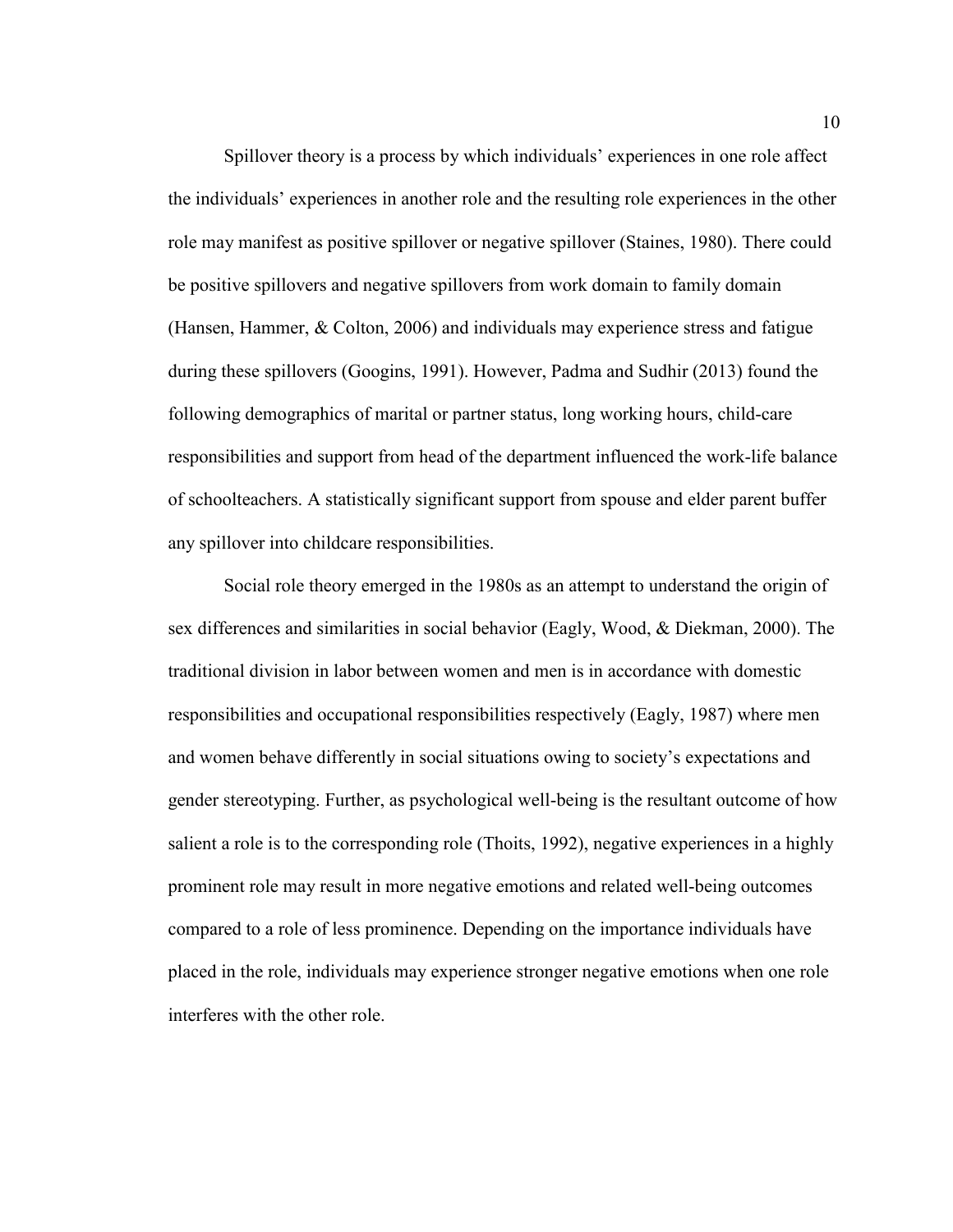Spillover theory is a process by which individuals' experiences in one role affect the individuals' experiences in another role and the resulting role experiences in the other role may manifest as positive spillover or negative spillover (Staines, 1980). There could be positive spillovers and negative spillovers from work domain to family domain (Hansen, Hammer, & Colton, 2006) and individuals may experience stress and fatigue during these spillovers (Googins, 1991). However, Padma and Sudhir (2013) found the following demographics of marital or partner status, long working hours, child-care responsibilities and support from head of the department influenced the work-life balance of schoolteachers. A statistically significant support from spouse and elder parent buffer any spillover into childcare responsibilities.

Social role theory emerged in the 1980s as an attempt to understand the origin of sex differences and similarities in social behavior (Eagly, Wood, & Diekman, 2000). The traditional division in labor between women and men is in accordance with domestic responsibilities and occupational responsibilities respectively (Eagly, 1987) where men and women behave differently in social situations owing to society's expectations and gender stereotyping. Further, as psychological well-being is the resultant outcome of how salient a role is to the corresponding role (Thoits, 1992), negative experiences in a highly prominent role may result in more negative emotions and related well-being outcomes compared to a role of less prominence. Depending on the importance individuals have placed in the role, individuals may experience stronger negative emotions when one role interferes with the other role.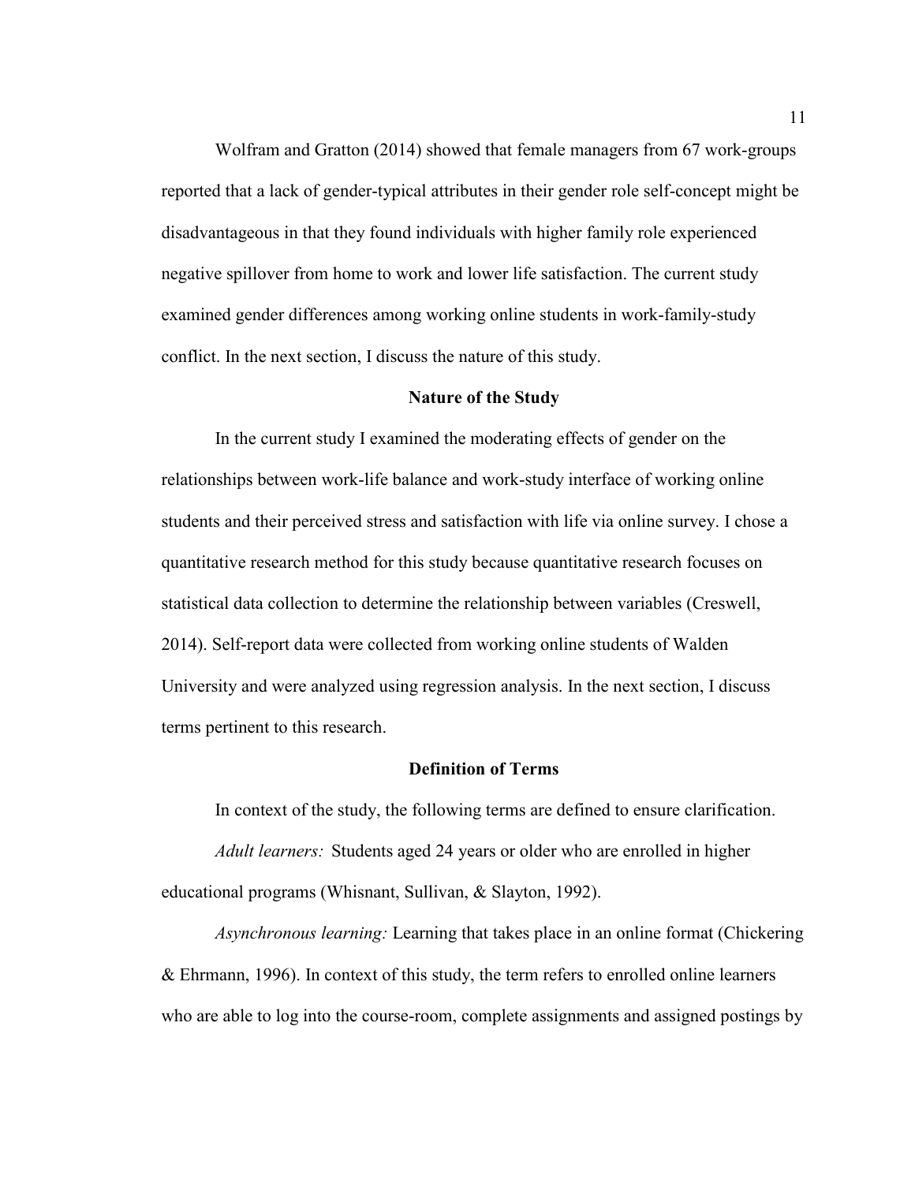Wolfram and Gratton (2014) showed that female managers from 67 work-groups reported that a lack of gender-typical attributes in their gender role self-concept might be disadvantageous in that they found individuals with higher family role experienced negative spillover from home to work and lower life satisfaction. The current study examined gender differences among working online students in work-family-study conflict. In the next section, I discuss the nature of this study.

## Nature of the Study

In the current study I examined the moderating effects of gender on the relationships between work-life balance and work-study interface of working online students and their perceived stress and satisfaction with life via online survey. I chose a quantitative research method for this study because quantitative research focuses on statistical data collection to determine the relationship between variables (Creswell, 2014). Self-report data were collected from working online students of Walden University and were analyzed using regression analysis. In the next section, I discuss terms pertinent to this research.

## Definition of Terms

In context of the study, the following terms are defined to ensure clarification.

*Adult learners:* Students aged 24 years or older who are enrolled in higher educational programs (Whisnant, Sullivan, & Slayton, 1992).

*Asynchronous learning:* Learning that takes place in an online format (Chickering & Ehrmann, 1996). In context of this study, the term refers to enrolled online learners who are able to log into the course-room, complete assignments and assigned postings by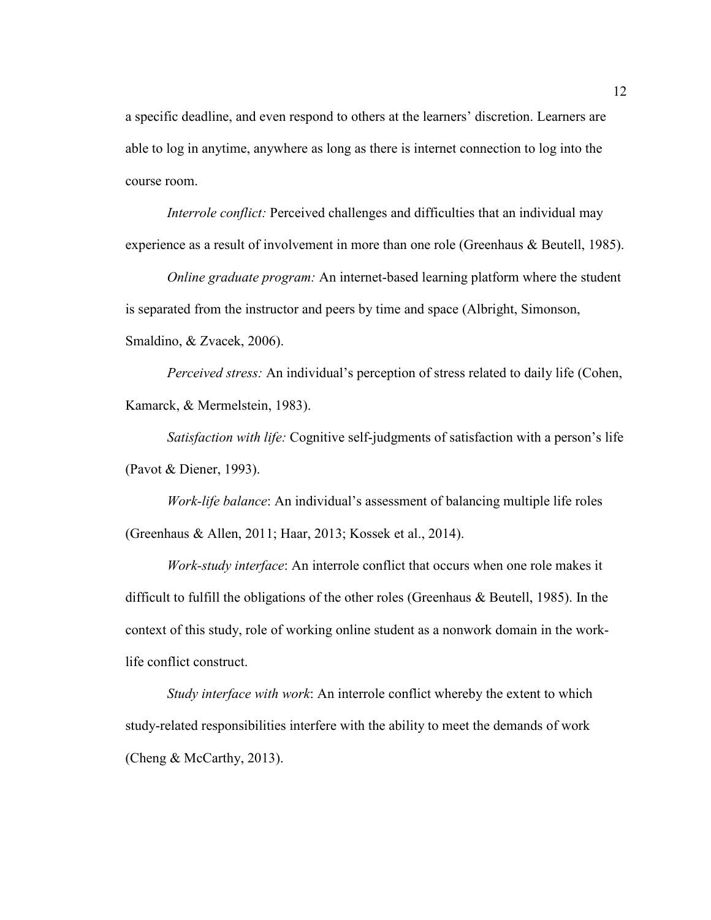a specific deadline, and even respond to others at the learners' discretion. Learners are able to log in anytime, anywhere as long as there is internet connection to log into the course room.

*Interrole conflict:* Perceived challenges and difficulties that an individual may experience as a result of involvement in more than one role (Greenhaus & Beutell, 1985).

*Online graduate program:* An internet-based learning platform where the student is separated from the instructor and peers by time and space (Albright, Simonson, Smaldino, & Zvacek, 2006).

*Perceived stress:* An individual's perception of stress related to daily life (Cohen, Kamarck, & Mermelstein, 1983).

*Satisfaction with life:* Cognitive self-judgments of satisfaction with a person's life (Pavot & Diener, 1993).

*Work-life balance*: An individual's assessment of balancing multiple life roles (Greenhaus & Allen, 2011; Haar, 2013; Kossek et al., 2014).

*Work-study interface*: An interrole conflict that occurs when one role makes it difficult to fulfill the obligations of the other roles (Greenhaus & Beutell, 1985). In the context of this study, role of working online student as a nonwork domain in the work-life conflict construct.

*Study interface with work*: An interrole conflict whereby the extent to which study-related responsibilities interfere with the ability to meet the demands of work (Cheng & McCarthy, 2013).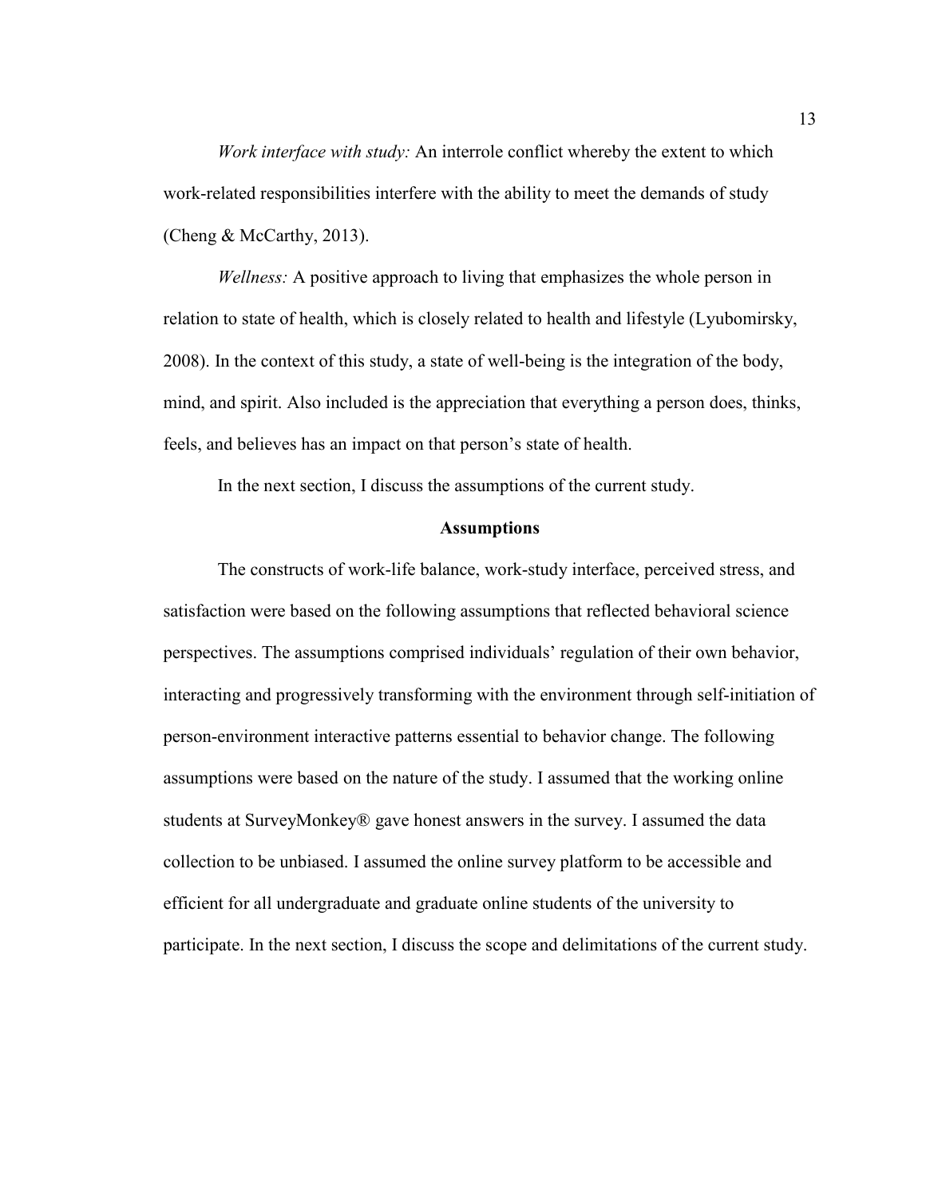*Work interface with study:* An interrole conflict whereby the extent to which work-related responsibilities interfere with the ability to meet the demands of study (Cheng & McCarthy, 2013).

*Wellness:* A positive approach to living that emphasizes the whole person in relation to state of health, which is closely related to health and lifestyle (Lyubomirsky, 2008). In the context of this study, a state of well-being is the integration of the body, mind, and spirit. Also included is the appreciation that everything a person does, thinks, feels, and believes has an impact on that person's state of health.

In the next section, I discuss the assumptions of the current study.

## Assumptions

The constructs of work-life balance, work-study interface, perceived stress, and satisfaction were based on the following assumptions that reflected behavioral science perspectives. The assumptions comprised individuals' regulation of their own behavior, interacting and progressively transforming with the environment through self-initiation of person-environment interactive patterns essential to behavior change. The following assumptions were based on the nature of the study. I assumed that the working online students at SurveyMonkey® gave honest answers in the survey. I assumed the data collection to be unbiased. I assumed the online survey platform to be accessible and efficient for all undergraduate and graduate online students of the university to participate. In the next section, I discuss the scope and delimitations of the current study.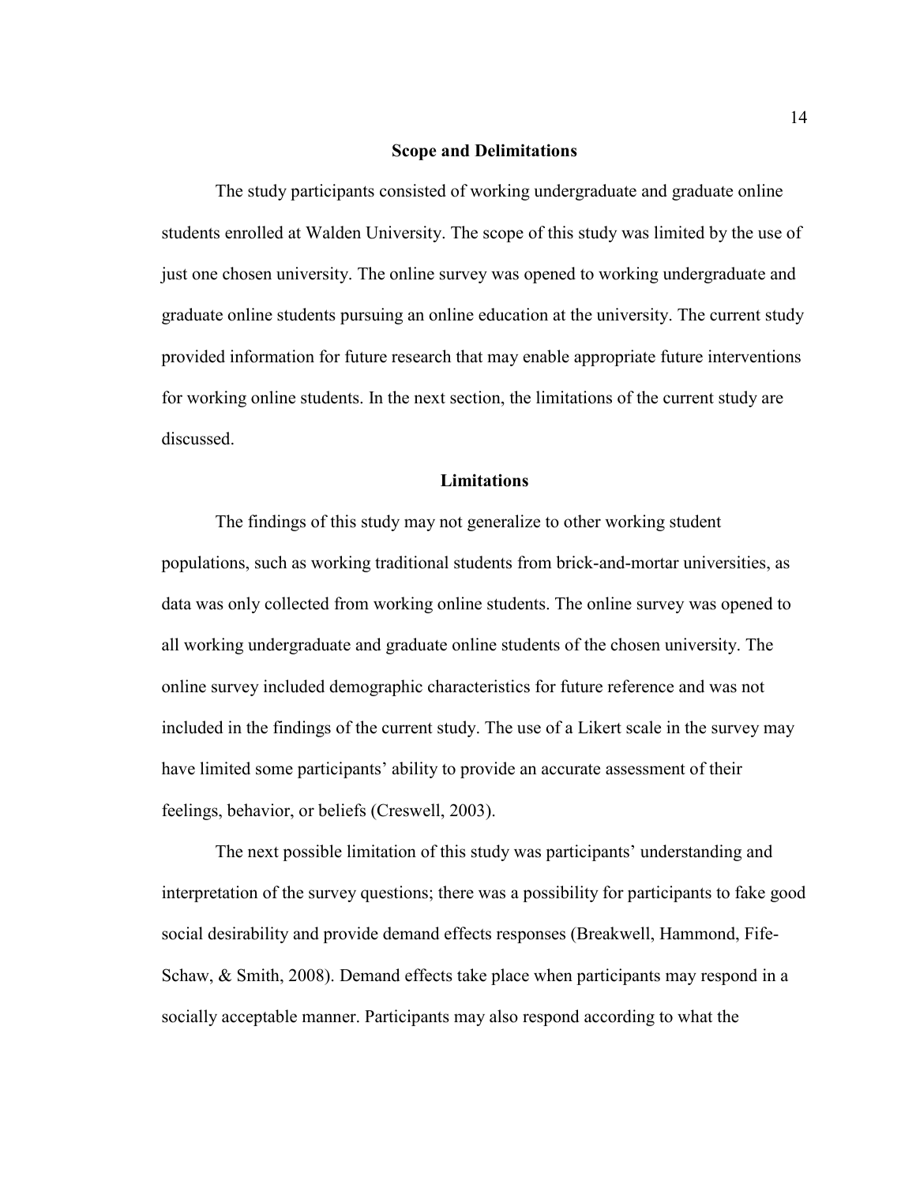## Scope and Delimitations

The study participants consisted of working undergraduate and graduate online students enrolled at Walden University. The scope of this study was limited by the use of just one chosen university. The online survey was opened to working undergraduate and graduate online students pursuing an online education at the university. The current study provided information for future research that may enable appropriate future interventions for working online students. In the next section, the limitations of the current study are discussed.

## Limitations

The findings of this study may not generalize to other working student populations, such as working traditional students from brick-and-mortar universities, as data was only collected from working online students. The online survey was opened to all working undergraduate and graduate online students of the chosen university. The online survey included demographic characteristics for future reference and was not included in the findings of the current study. The use of a Likert scale in the survey may have limited some participants' ability to provide an accurate assessment of their feelings, behavior, or beliefs (Creswell, 2003).

The next possible limitation of this study was participants' understanding and interpretation of the survey questions; there was a possibility for participants to fake good social desirability and provide demand effects responses (Breakwell, Hammond, Fife-Schaw, & Smith, 2008). Demand effects take place when participants may respond in a socially acceptable manner. Participants may also respond according to what the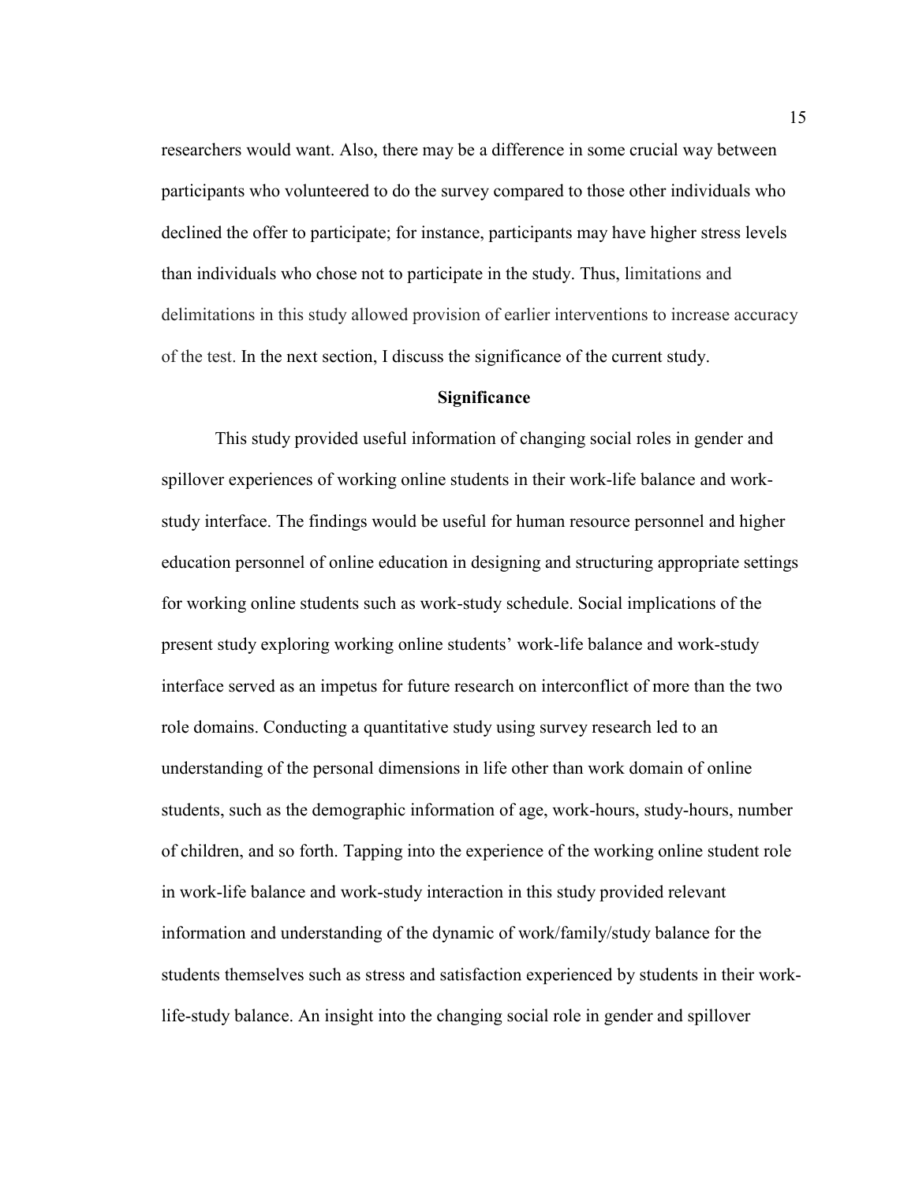researchers would want. Also, there may be a difference in some crucial way between participants who volunteered to do the survey compared to those other individuals who declined the offer to participate; for instance, participants may have higher stress levels than individuals who chose not to participate in the study. Thus, limitations and delimitations in this study allowed provision of earlier interventions to increase accuracy of the test. In the next section, I discuss the significance of the current study.

## Significance

This study provided useful information of changing social roles in gender and spillover experiences of working online students in their work-life balance and work-study interface. The findings would be useful for human resource personnel and higher education personnel of online education in designing and structuring appropriate settings for working online students such as work-study schedule. Social implications of the present study exploring working online students' work-life balance and work-study interface served as an impetus for future research on interconflict of more than the two role domains. Conducting a quantitative study using survey research led to an understanding of the personal dimensions in life other than work domain of online students, such as the demographic information of age, work-hours, study-hours, number of children, and so forth. Tapping into the experience of the working online student role in work-life balance and work-study interaction in this study provided relevant information and understanding of the dynamic of work/family/study balance for the students themselves such as stress and satisfaction experienced by students in their work-life-study balance. An insight into the changing social role in gender and spillover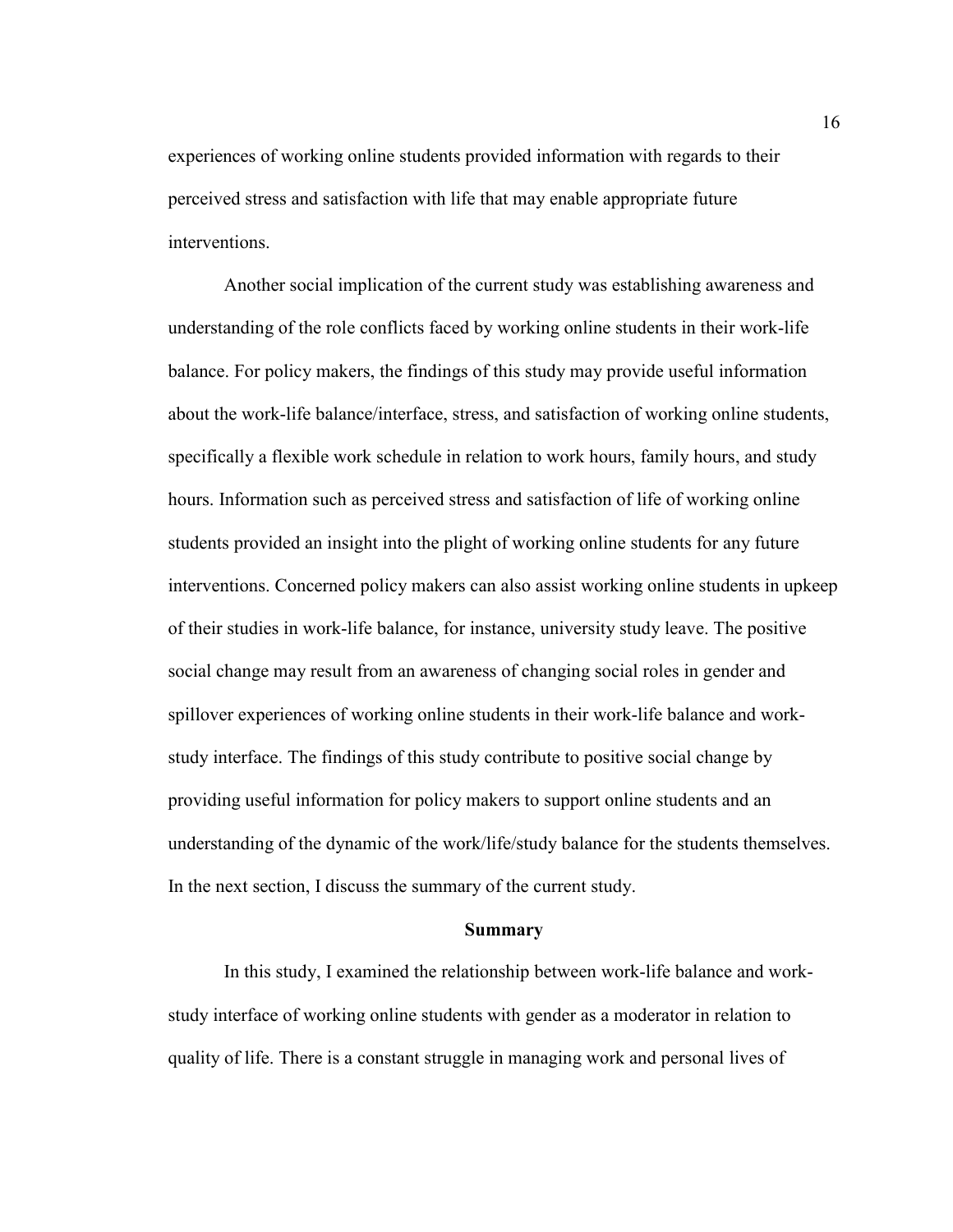experiences of working online students provided information with regards to their perceived stress and satisfaction with life that may enable appropriate future interventions.

Another social implication of the current study was establishing awareness and understanding of the role conflicts faced by working online students in their work-life balance. For policy makers, the findings of this study may provide useful information about the work-life balance/interface, stress, and satisfaction of working online students, specifically a flexible work schedule in relation to work hours, family hours, and study hours. Information such as perceived stress and satisfaction of life of working online students provided an insight into the plight of working online students for any future interventions. Concerned policy makers can also assist working online students in upkeep of their studies in work-life balance, for instance, university study leave. The positive social change may result from an awareness of changing social roles in gender and spillover experiences of working online students in their work-life balance and work-study interface. The findings of this study contribute to positive social change by providing useful information for policy makers to support online students and an understanding of the dynamic of the work/life/study balance for the students themselves. In the next section, I discuss the summary of the current study.

## Summary

In this study, I examined the relationship between work-life balance and work-study interface of working online students with gender as a moderator in relation to quality of life. There is a constant struggle in managing work and personal lives of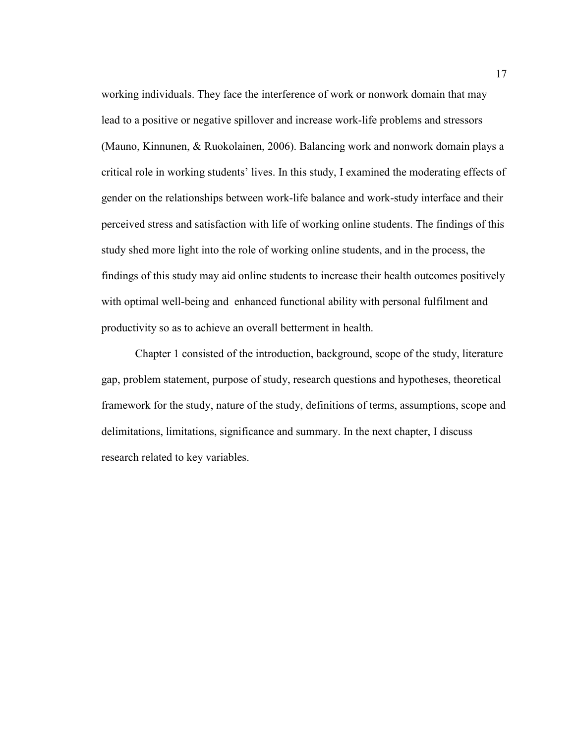working individuals. They face the interference of work or nonwork domain that may lead to a positive or negative spillover and increase work-life problems and stressors (Mauno, Kinnunen, & Ruokolainen, 2006). Balancing work and nonwork domain plays a critical role in working students' lives. In this study, I examined the moderating effects of gender on the relationships between work-life balance and work-study interface and their perceived stress and satisfaction with life of working online students. The findings of this study shed more light into the role of working online students, and in the process, the findings of this study may aid online students to increase their health outcomes positively with optimal well-being and enhanced functional ability with personal fulfilment and productivity so as to achieve an overall betterment in health.

Chapter 1 consisted of the introduction, background, scope of the study, literature gap, problem statement, purpose of study, research questions and hypotheses, theoretical framework for the study, nature of the study, definitions of terms, assumptions, scope and delimitations, limitations, significance and summary. In the next chapter, I discuss research related to key variables.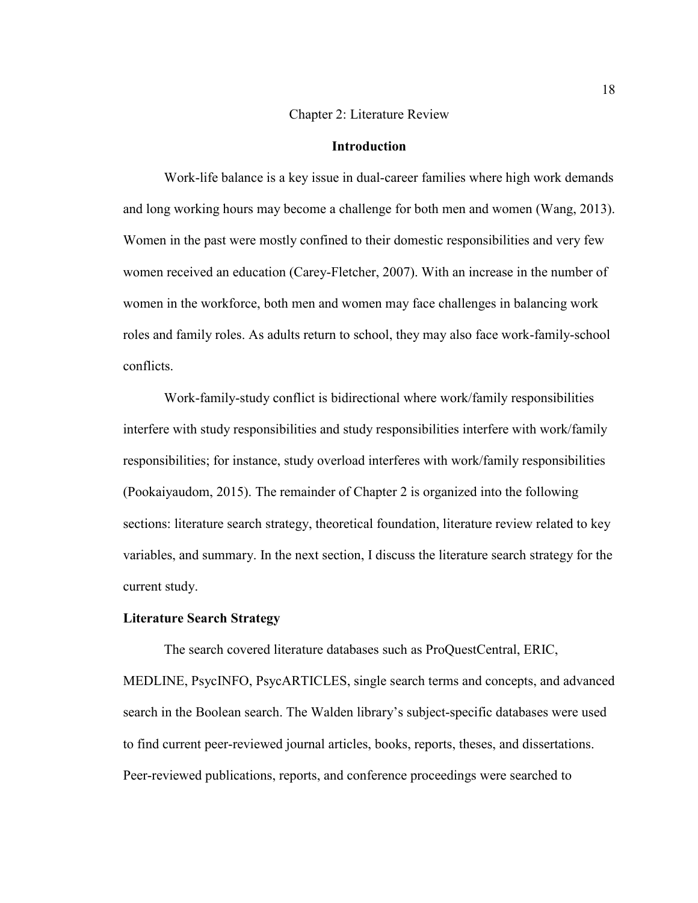# Chapter 2: Literature Review

## Introduction

Work-life balance is a key issue in dual-career families where high work demands and long working hours may become a challenge for both men and women (Wang, 2013). Women in the past were mostly confined to their domestic responsibilities and very few women received an education (Carey-Fletcher, 2007). With an increase in the number of women in the workforce, both men and women may face challenges in balancing work roles and family roles. As adults return to school, they may also face work-family-school conflicts.

Work-family-study conflict is bidirectional where work/family responsibilities interfere with study responsibilities and study responsibilities interfere with work/family responsibilities; for instance, study overload interferes with work/family responsibilities (Pookaiyaudom, 2015). The remainder of Chapter 2 is organized into the following sections: literature search strategy, theoretical foundation, literature review related to key variables, and summary. In the next section, I discuss the literature search strategy for the current study.

## Literature Search Strategy

The search covered literature databases such as ProQuestCentral, ERIC, MEDLINE, PsycINFO, PsycARTICLES, single search terms and concepts, and advanced search in the Boolean search. The Walden library's subject-specific databases were used to find current peer-reviewed journal articles, books, reports, theses, and dissertations. Peer-reviewed publications, reports, and conference proceedings were searched to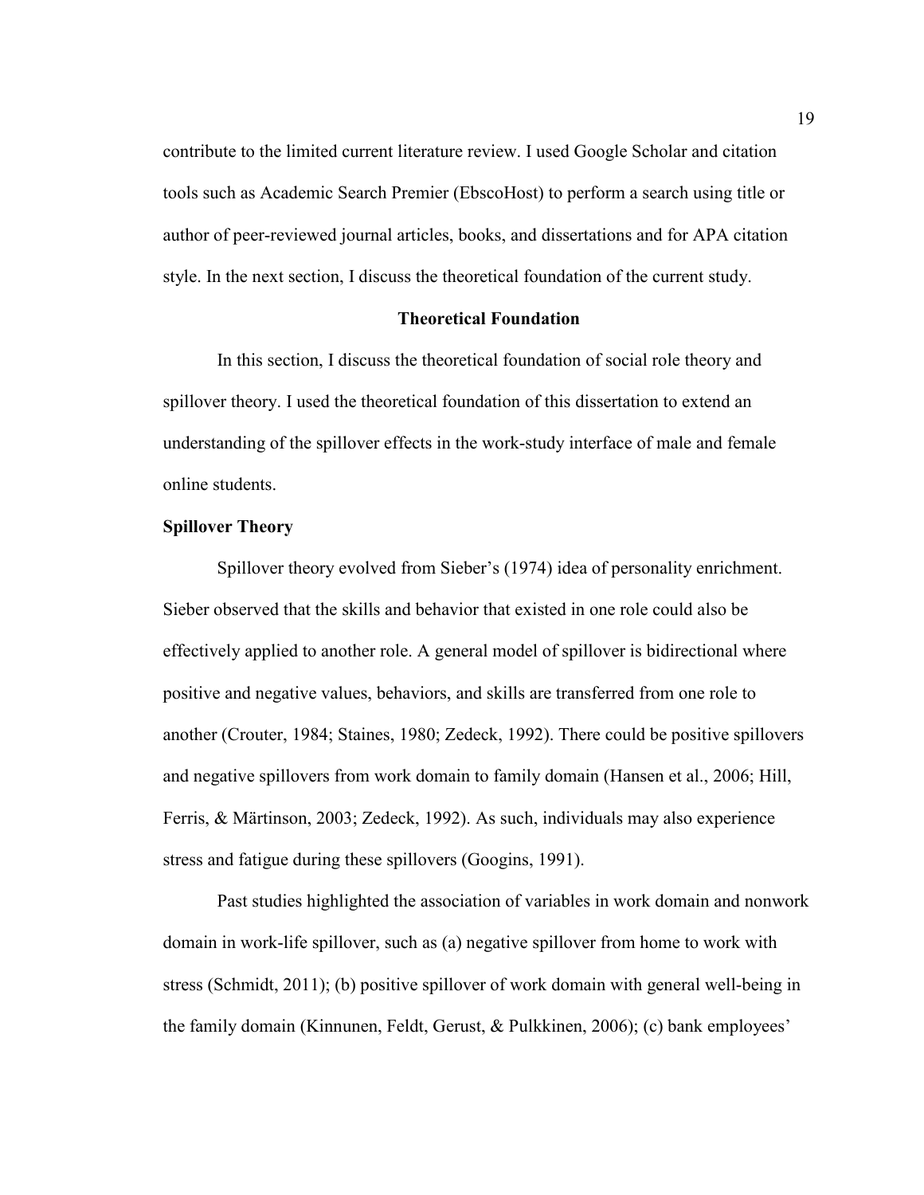contribute to the limited current literature review. I used Google Scholar and citation tools such as Academic Search Premier (EbscoHost) to perform a search using title or author of peer-reviewed journal articles, books, and dissertations and for APA citation style. In the next section, I discuss the theoretical foundation of the current study.

## Theoretical Foundation

In this section, I discuss the theoretical foundation of social role theory and spillover theory. I used the theoretical foundation of this dissertation to extend an understanding of the spillover effects in the work-study interface of male and female online students.

### Spillover Theory

Spillover theory evolved from Sieber's (1974) idea of personality enrichment. Sieber observed that the skills and behavior that existed in one role could also be effectively applied to another role. A general model of spillover is bidirectional where positive and negative values, behaviors, and skills are transferred from one role to another (Crouter, 1984; Staines, 1980; Zedeck, 1992). There could be positive spillovers and negative spillovers from work domain to family domain (Hansen et al., 2006; Hill, Ferris, & Märtinson, 2003; Zedeck, 1992). As such, individuals may also experience stress and fatigue during these spillovers (Googins, 1991).

Past studies highlighted the association of variables in work domain and nonwork domain in work-life spillover, such as (a) negative spillover from home to work with stress (Schmidt, 2011); (b) positive spillover of work domain with general well-being in the family domain (Kinnunen, Feldt, Gerust, & Pulkkinen, 2006); (c) bank employees'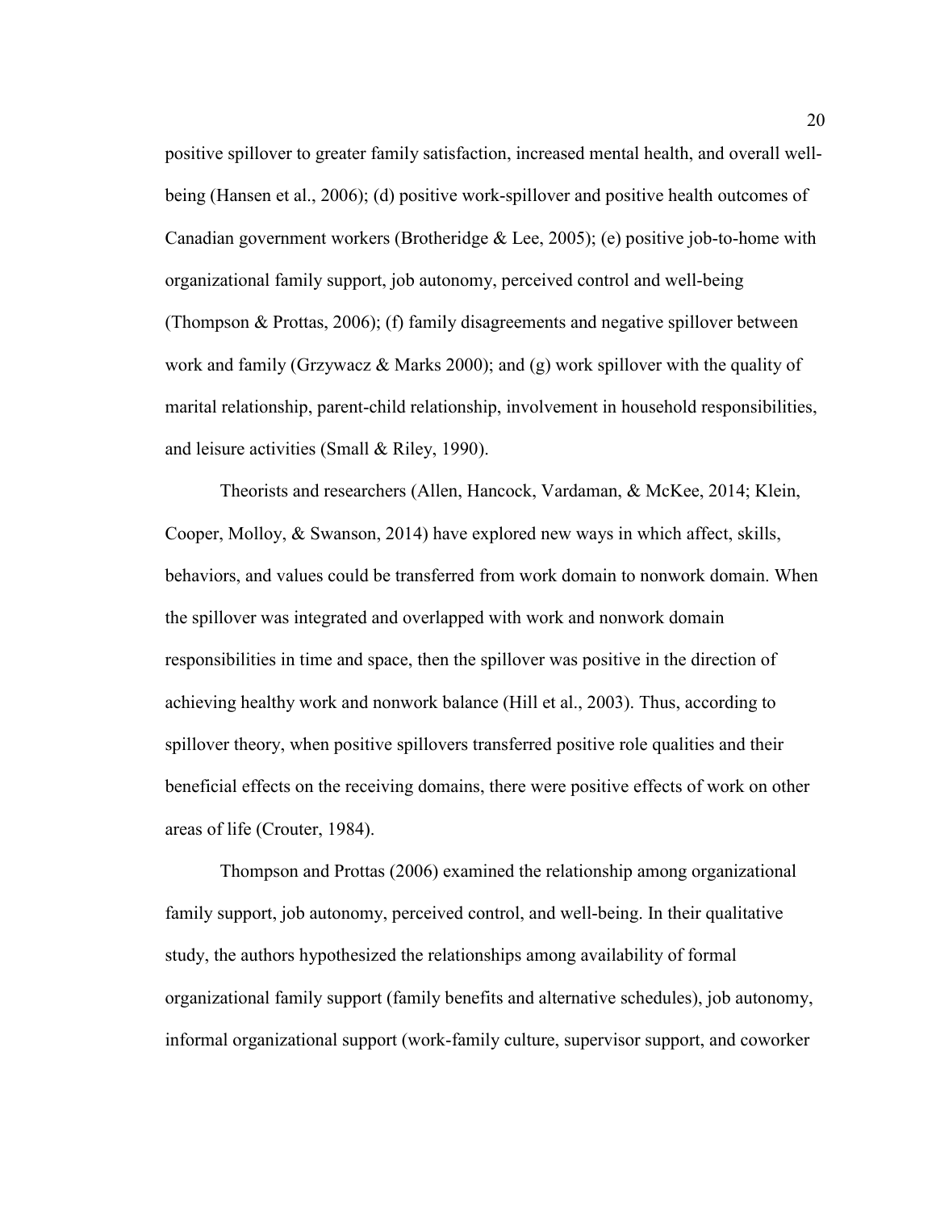positive spillover to greater family satisfaction, increased mental health, and overall well-being (Hansen et al., 2006); (d) positive work-spillover and positive health outcomes of Canadian government workers (Brotheridge & Lee, 2005); (e) positive job-to-home with organizational family support, job autonomy, perceived control and well-being (Thompson & Prottas, 2006); (f) family disagreements and negative spillover between work and family (Grzywacz & Marks 2000); and (g) work spillover with the quality of marital relationship, parent-child relationship, involvement in household responsibilities, and leisure activities (Small & Riley, 1990).

Theorists and researchers (Allen, Hancock, Vardaman, & McKee, 2014; Klein, Cooper, Molloy, & Swanson, 2014) have explored new ways in which affect, skills, behaviors, and values could be transferred from work domain to nonwork domain. When the spillover was integrated and overlapped with work and nonwork domain responsibilities in time and space, then the spillover was positive in the direction of achieving healthy work and nonwork balance (Hill et al., 2003). Thus, according to spillover theory, when positive spillovers transferred positive role qualities and their beneficial effects on the receiving domains, there were positive effects of work on other areas of life (Crouter, 1984).

Thompson and Prottas (2006) examined the relationship among organizational family support, job autonomy, perceived control, and well-being. In their qualitative study, the authors hypothesized the relationships among availability of formal organizational family support (family benefits and alternative schedules), job autonomy, informal organizational support (work-family culture, supervisor support, and coworker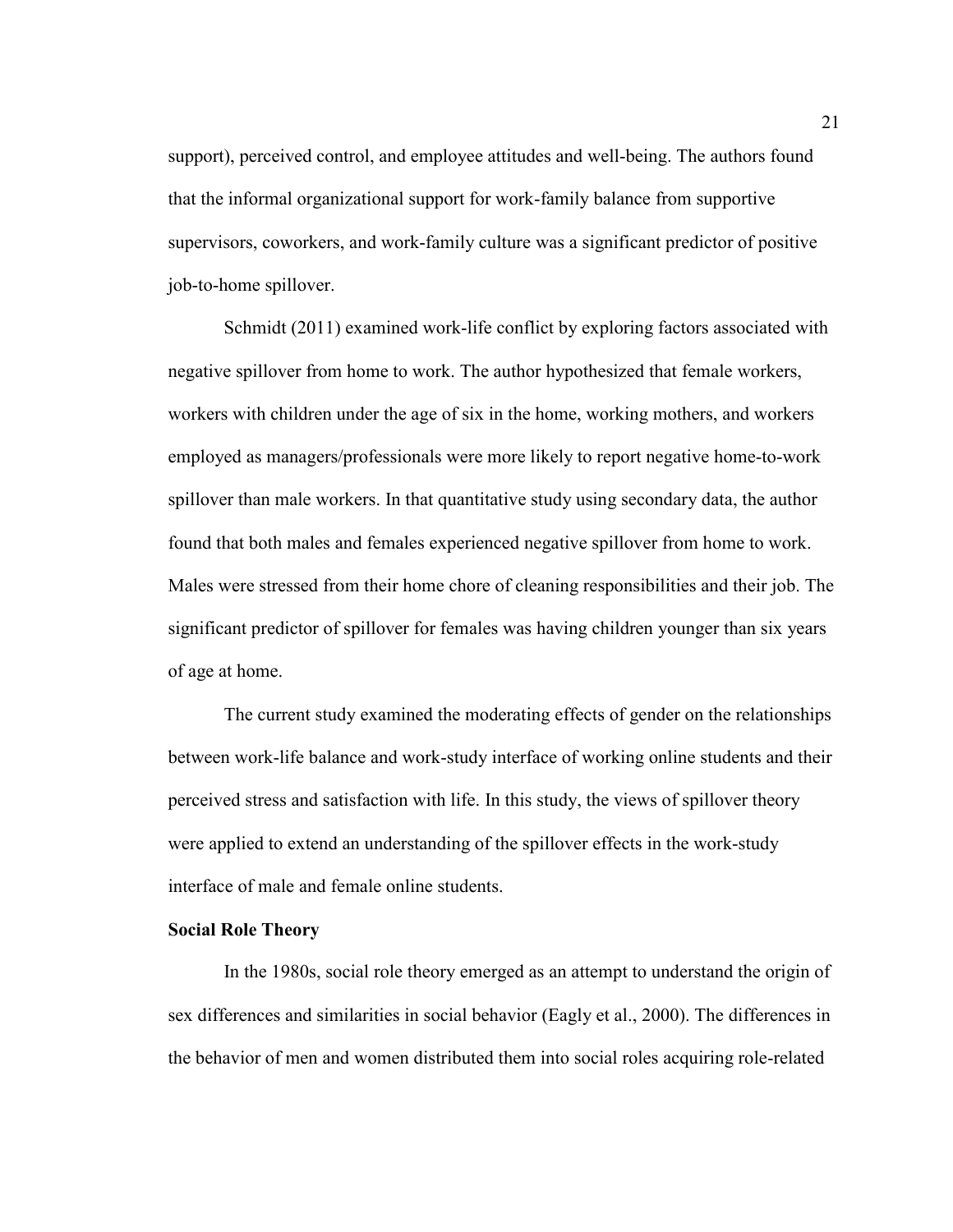support), perceived control, and employee attitudes and well-being. The authors found that the informal organizational support for work-family balance from supportive supervisors, coworkers, and work-family culture was a significant predictor of positive job-to-home spillover.

Schmidt (2011) examined work-life conflict by exploring factors associated with negative spillover from home to work. The author hypothesized that female workers, workers with children under the age of six in the home, working mothers, and workers employed as managers/professionals were more likely to report negative home-to-work spillover than male workers. In that quantitative study using secondary data, the author found that both males and females experienced negative spillover from home to work. Males were stressed from their home chore of cleaning responsibilities and their job. The significant predictor of spillover for females was having children younger than six years of age at home.

The current study examined the moderating effects of gender on the relationships between work-life balance and work-study interface of working online students and their perceived stress and satisfaction with life. In this study, the views of spillover theory were applied to extend an understanding of the spillover effects in the work-study interface of male and female online students.

### Social Role Theory

In the 1980s, social role theory emerged as an attempt to understand the origin of sex differences and similarities in social behavior (Eagly et al., 2000). The differences in the behavior of men and women distributed them into social roles acquiring role-related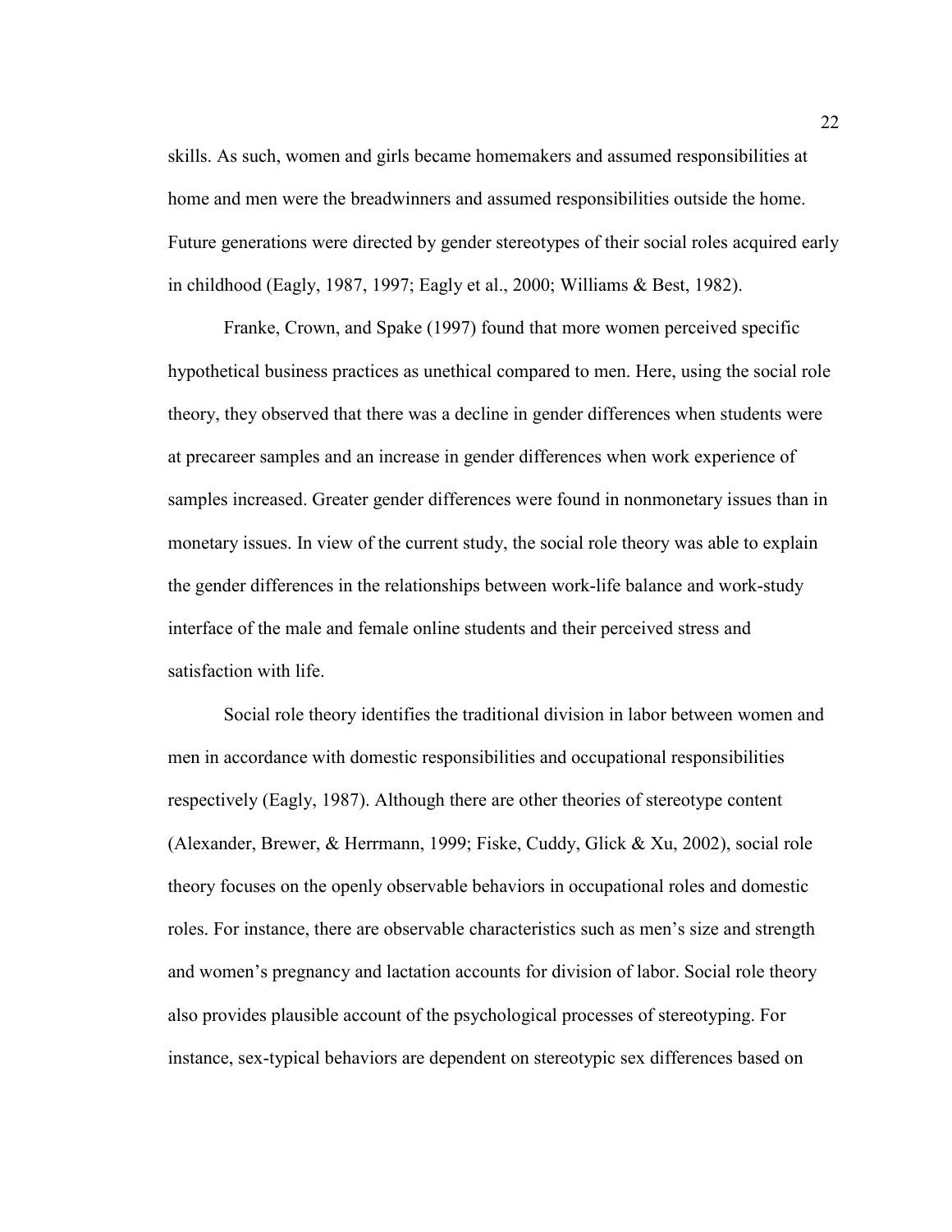skills. As such, women and girls became homemakers and assumed responsibilities at home and men were the breadwinners and assumed responsibilities outside the home. Future generations were directed by gender stereotypes of their social roles acquired early in childhood (Eagly, 1987, 1997; Eagly et al., 2000; Williams & Best, 1982).

Franke, Crown, and Spake (1997) found that more women perceived specific hypothetical business practices as unethical compared to men. Here, using the social role theory, they observed that there was a decline in gender differences when students were at precareer samples and an increase in gender differences when work experience of samples increased. Greater gender differences were found in nonmonetary issues than in monetary issues. In view of the current study, the social role theory was able to explain the gender differences in the relationships between work-life balance and work-study interface of the male and female online students and their perceived stress and satisfaction with life.

Social role theory identifies the traditional division in labor between women and men in accordance with domestic responsibilities and occupational responsibilities respectively (Eagly, 1987). Although there are other theories of stereotype content (Alexander, Brewer, & Herrmann, 1999; Fiske, Cuddy, Glick & Xu, 2002), social role theory focuses on the openly observable behaviors in occupational roles and domestic roles. For instance, there are observable characteristics such as men's size and strength and women's pregnancy and lactation accounts for division of labor. Social role theory also provides plausible account of the psychological processes of stereotyping. For instance, sex-typical behaviors are dependent on stereotypic sex differences based on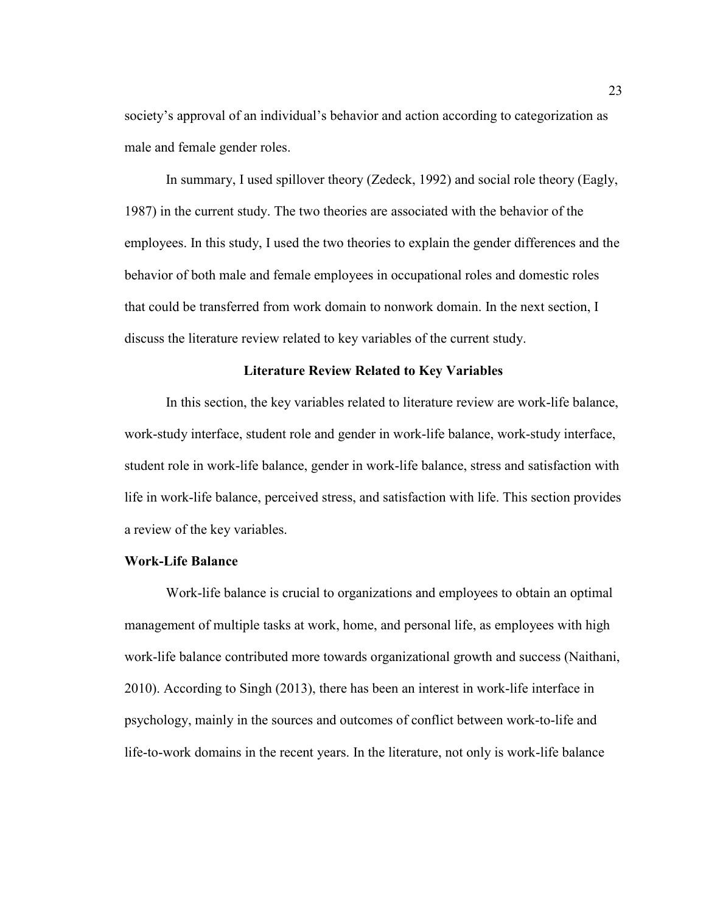society's approval of an individual's behavior and action according to categorization as male and female gender roles.

In summary, I used spillover theory (Zedeck, 1992) and social role theory (Eagly, 1987) in the current study. The two theories are associated with the behavior of the employees. In this study, I used the two theories to explain the gender differences and the behavior of both male and female employees in occupational roles and domestic roles that could be transferred from work domain to nonwork domain. In the next section, I discuss the literature review related to key variables of the current study.

## Literature Review Related to Key Variables

In this section, the key variables related to literature review are work-life balance, work-study interface, student role and gender in work-life balance, work-study interface, student role in work-life balance, gender in work-life balance, stress and satisfaction with life in work-life balance, perceived stress, and satisfaction with life. This section provides a review of the key variables.

### Work-Life Balance

Work-life balance is crucial to organizations and employees to obtain an optimal management of multiple tasks at work, home, and personal life, as employees with high work-life balance contributed more towards organizational growth and success (Naithani, 2010). According to Singh (2013), there has been an interest in work-life interface in psychology, mainly in the sources and outcomes of conflict between work-to-life and life-to-work domains in the recent years. In the literature, not only is work-life balance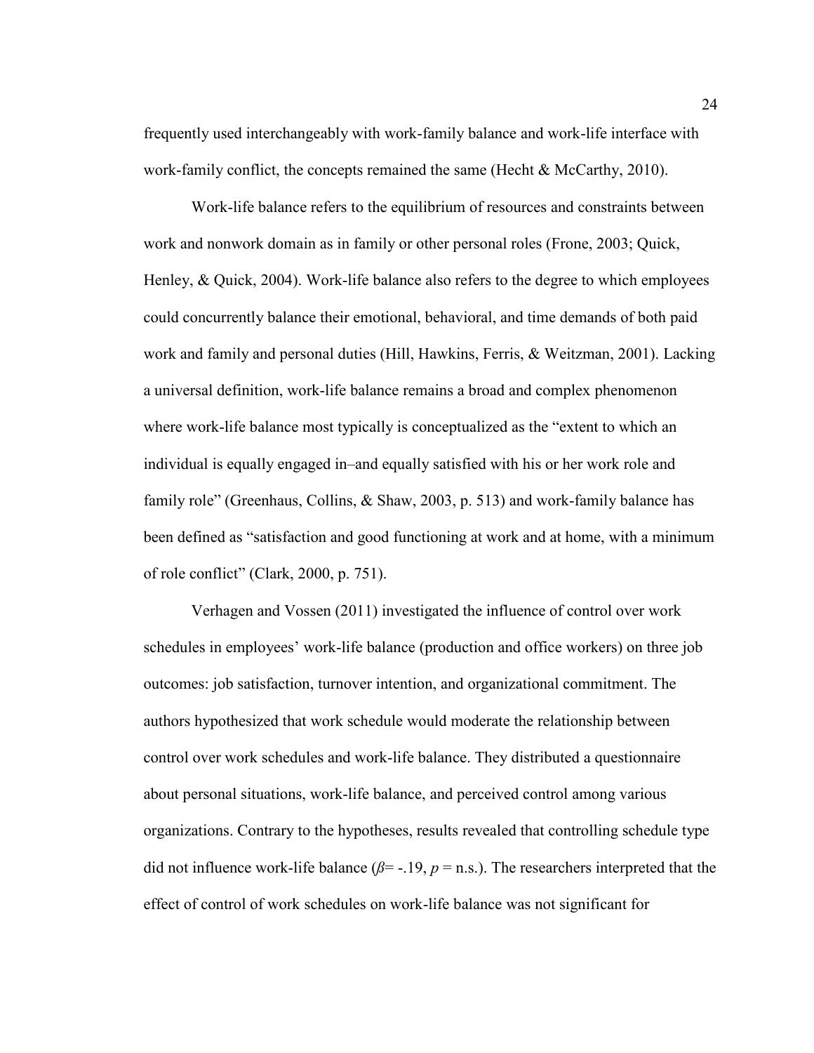frequently used interchangeably with work-family balance and work-life interface with work-family conflict, the concepts remained the same (Hecht & McCarthy, 2010).

Work-life balance refers to the equilibrium of resources and constraints between work and nonwork domain as in family or other personal roles (Frone, 2003; Quick, Henley, & Quick, 2004). Work-life balance also refers to the degree to which employees could concurrently balance their emotional, behavioral, and time demands of both paid work and family and personal duties (Hill, Hawkins, Ferris, & Weitzman, 2001). Lacking a universal definition, work-life balance remains a broad and complex phenomenon where work-life balance most typically is conceptualized as the "extent to which an individual is equally engaged in–and equally satisfied with his or her work role and family role" (Greenhaus, Collins, & Shaw, 2003, p. 513) and work-family balance has been defined as "satisfaction and good functioning at work and at home, with a minimum of role conflict" (Clark, 2000, p. 751).

Verhagen and Vossen (2011) investigated the influence of control over work schedules in employees' work-life balance (production and office workers) on three job outcomes: job satisfaction, turnover intention, and organizational commitment. The authors hypothesized that work schedule would moderate the relationship between control over work schedules and work-life balance. They distributed a questionnaire about personal situations, work-life balance, and perceived control among various organizations. Contrary to the hypotheses, results revealed that controlling schedule type did not influence work-life balance ($\beta = -.19$, $p$ = n.s.). The researchers interpreted that the effect of control of work schedules on work-life balance was not significant for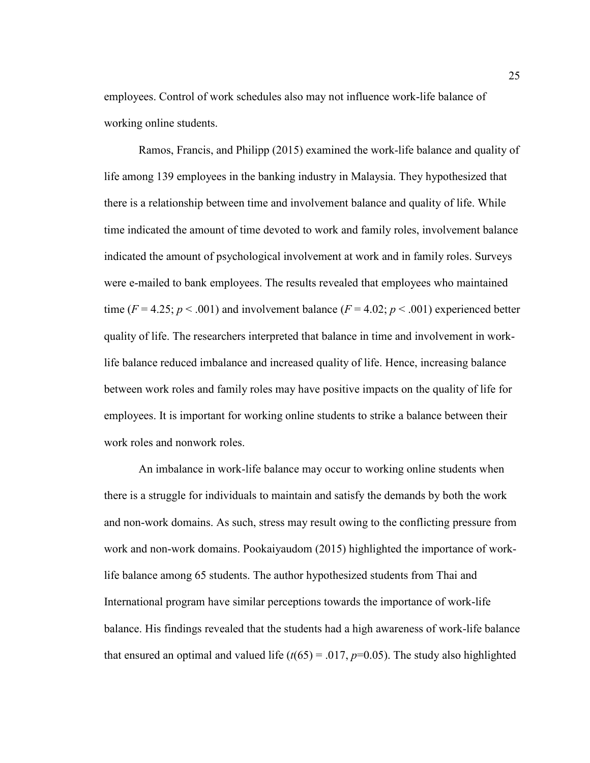employees. Control of work schedules also may not influence work-life balance of working online students.

Ramos, Francis, and Philipp (2015) examined the work-life balance and quality of life among 139 employees in the banking industry in Malaysia. They hypothesized that there is a relationship between time and involvement balance and quality of life. While time indicated the amount of time devoted to work and family roles, involvement balance indicated the amount of psychological involvement at work and in family roles. Surveys were e-mailed to bank employees. The results revealed that employees who maintained time ($F = 4.25$; $p < .001$) and involvement balance ($F = 4.02$; $p < .001$) experienced better quality of life. The researchers interpreted that balance in time and involvement in work-life balance reduced imbalance and increased quality of life. Hence, increasing balance between work roles and family roles may have positive impacts on the quality of life for employees. It is important for working online students to strike a balance between their work roles and nonwork roles.

An imbalance in work-life balance may occur to working online students when there is a struggle for individuals to maintain and satisfy the demands by both the work and non-work domains. As such, stress may result owing to the conflicting pressure from work and non-work domains. Pookaiyaudom (2015) highlighted the importance of work-life balance among 65 students. The author hypothesized students from Thai and International program have similar perceptions towards the importance of work-life balance. His findings revealed that the students had a high awareness of work-life balance that ensured an optimal and valued life ($t(65) = .017$, $p=0.05$). The study also highlighted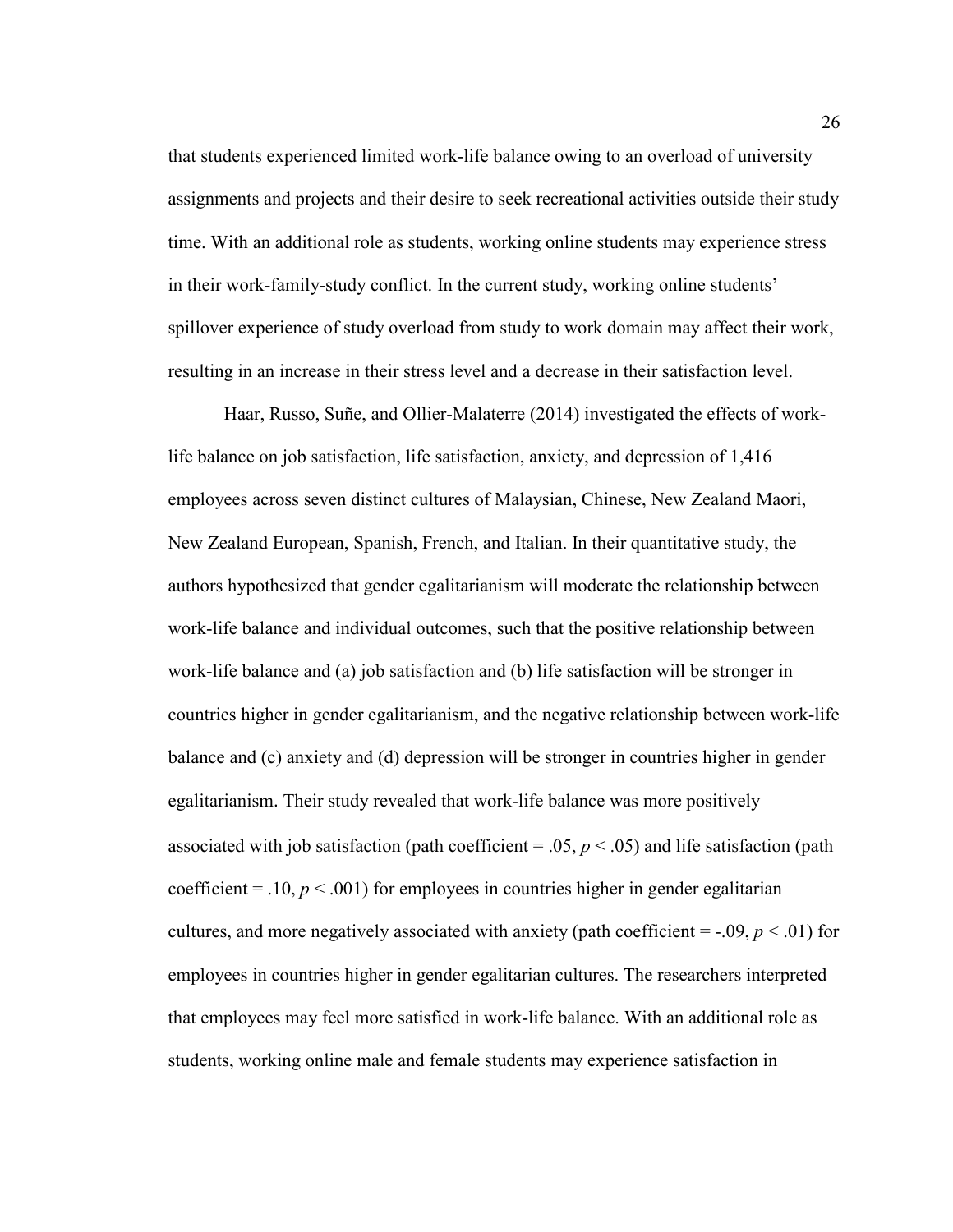that students experienced limited work-life balance owing to an overload of university assignments and projects and their desire to seek recreational activities outside their study time. With an additional role as students, working online students may experience stress in their work-family-study conflict. In the current study, working online students' spillover experience of study overload from study to work domain may affect their work, resulting in an increase in their stress level and a decrease in their satisfaction level.

Haar, Russo, Suñe, and Ollier-Malaterre (2014) investigated the effects of work-life balance on job satisfaction, life satisfaction, anxiety, and depression of 1,416 employees across seven distinct cultures of Malaysian, Chinese, New Zealand Maori, New Zealand European, Spanish, French, and Italian. In their quantitative study, the authors hypothesized that gender egalitarianism will moderate the relationship between work-life balance and individual outcomes, such that the positive relationship between work-life balance and (a) job satisfaction and (b) life satisfaction will be stronger in countries higher in gender egalitarianism, and the negative relationship between work-life balance and (c) anxiety and (d) depression will be stronger in countries higher in gender egalitarianism. Their study revealed that work-life balance was more positively associated with job satisfaction (path coefficient = .05, $p < .05$) and life satisfaction (path coefficient = .10, $p < .001$) for employees in countries higher in gender egalitarian cultures, and more negatively associated with anxiety (path coefficient = -.09, $p < .01$) for employees in countries higher in gender egalitarian cultures. The researchers interpreted that employees may feel more satisfied in work-life balance. With an additional role as students, working online male and female students may experience satisfaction in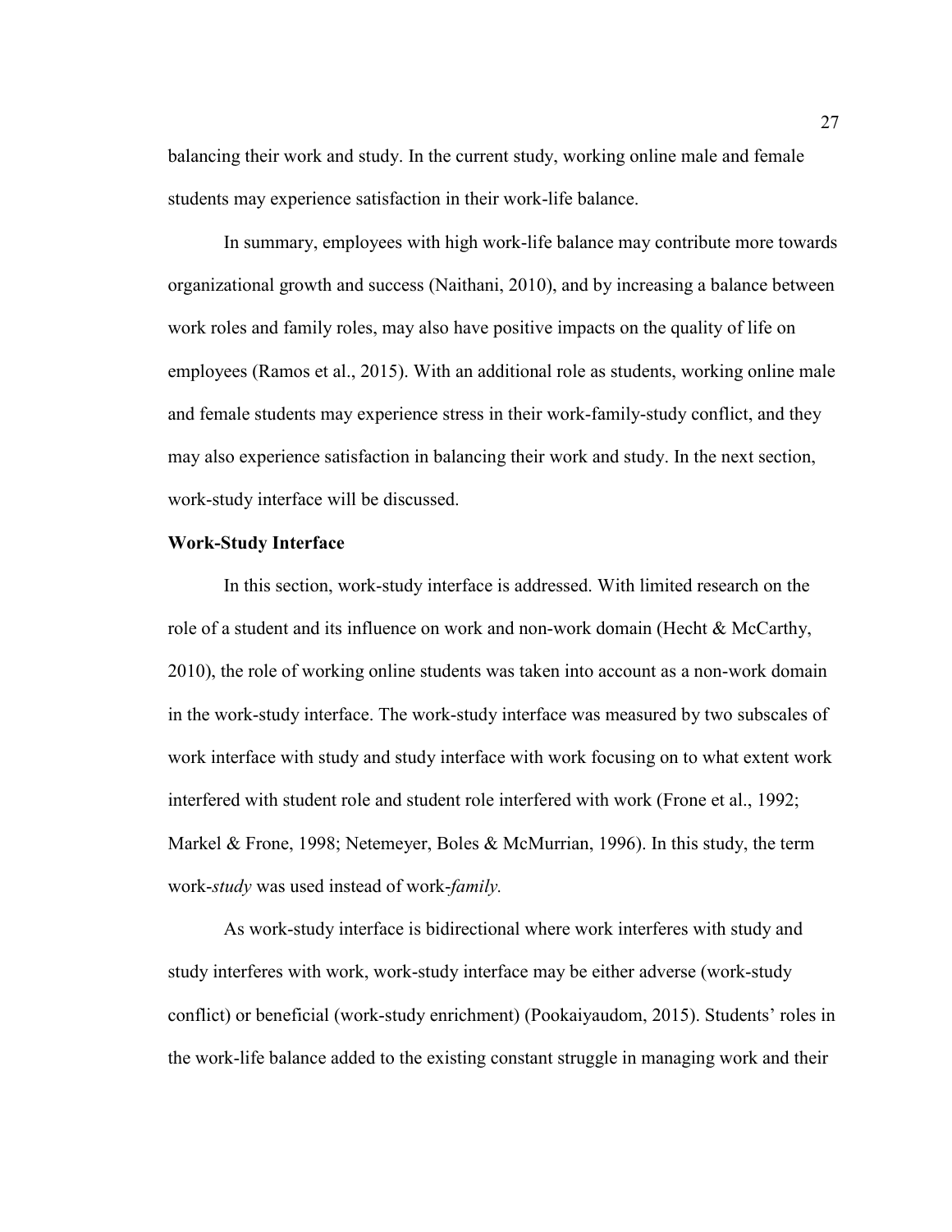balancing their work and study. In the current study, working online male and female students may experience satisfaction in their work-life balance.

In summary, employees with high work-life balance may contribute more towards organizational growth and success (Naithani, 2010), and by increasing a balance between work roles and family roles, may also have positive impacts on the quality of life on employees (Ramos et al., 2015). With an additional role as students, working online male and female students may experience stress in their work-family-study conflict, and they may also experience satisfaction in balancing their work and study. In the next section, work-study interface will be discussed.

**Work-Study Interface**

In this section, work-study interface is addressed. With limited research on the role of a student and its influence on work and non-work domain (Hecht & McCarthy, 2010), the role of working online students was taken into account as a non-work domain in the work-study interface. The work-study interface was measured by two subscales of work interface with study and study interface with work focusing on to what extent work interfered with student role and student role interfered with work (Frone et al., 1992; Markel & Frone, 1998; Netemeyer, Boles & McMurrian, 1996). In this study, the term work-*study* was used instead of work-*family.*

As work-study interface is bidirectional where work interferes with study and study interferes with work, work-study interface may be either adverse (work-study conflict) or beneficial (work-study enrichment) (Pookaiyaudom, 2015). Students' roles in the work-life balance added to the existing constant struggle in managing work and their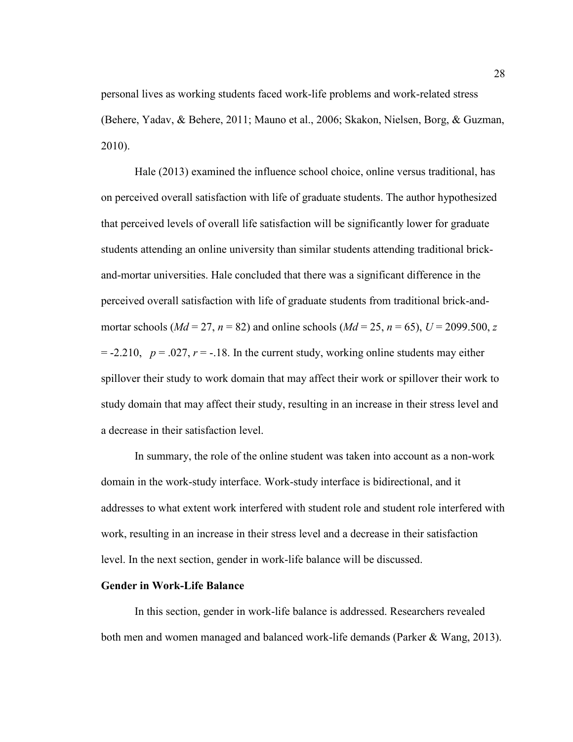personal lives as working students faced work-life problems and work-related stress (Behere, Yadav, & Behere, 2011; Mauno et al., 2006; Skakon, Nielsen, Borg, & Guzman, 2010).

Hale (2013) examined the influence school choice, online versus traditional, has on perceived overall satisfaction with life of graduate students. The author hypothesized that perceived levels of overall life satisfaction will be significantly lower for graduate students attending an online university than similar students attending traditional brick-and-mortar universities. Hale concluded that there was a significant difference in the perceived overall satisfaction with life of graduate students from traditional brick-and-mortar schools ($Md = 27$, $n = 82$) and online schools ($Md = 25$, $n = 65$), $U = 2099.500$, $z = -2.210$, $p = .027$, $r = -.18$. In the current study, working online students may either spillover their study to work domain that may affect their work or spillover their work to study domain that may affect their study, resulting in an increase in their stress level and a decrease in their satisfaction level.

In summary, the role of the online student was taken into account as a non-work domain in the work-study interface. Work-study interface is bidirectional, and it addresses to what extent work interfered with student role and student role interfered with work, resulting in an increase in their stress level and a decrease in their satisfaction level. In the next section, gender in work-life balance will be discussed.

**Gender in Work-Life Balance**

In this section, gender in work-life balance is addressed. Researchers revealed both men and women managed and balanced work-life demands (Parker & Wang, 2013).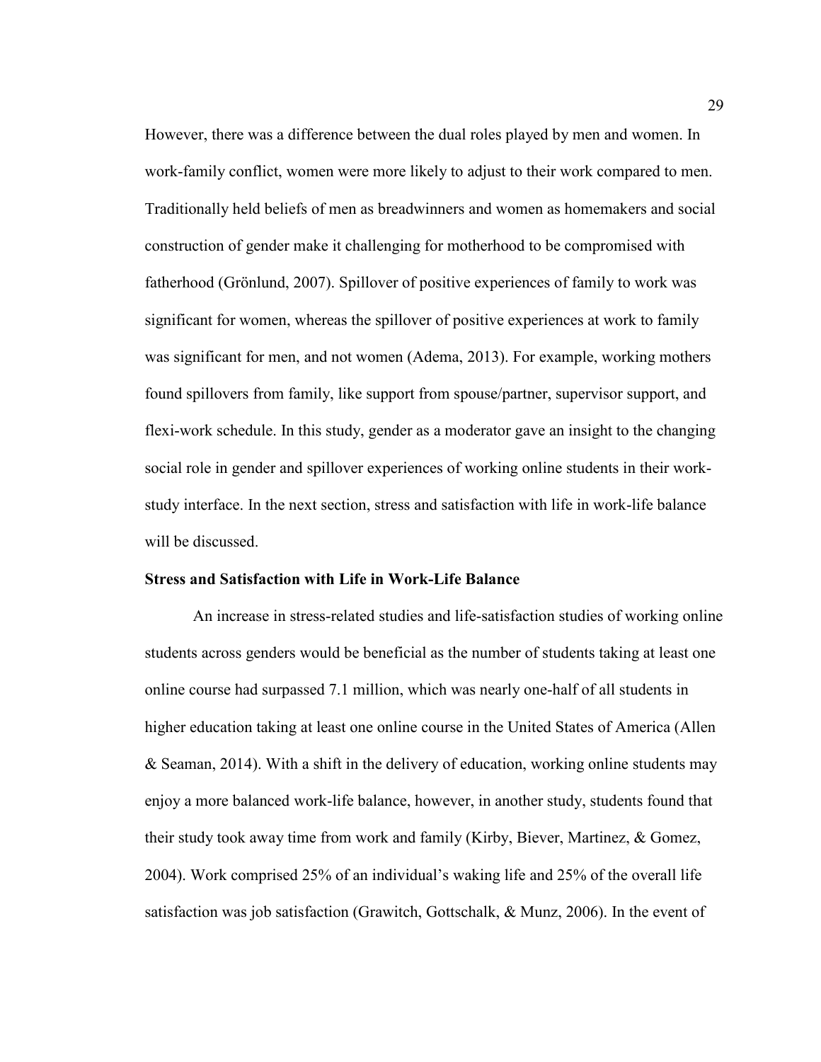However, there was a difference between the dual roles played by men and women. In work-family conflict, women were more likely to adjust to their work compared to men. Traditionally held beliefs of men as breadwinners and women as homemakers and social construction of gender make it challenging for motherhood to be compromised with fatherhood (Grönlund, 2007). Spillover of positive experiences of family to work was significant for women, whereas the spillover of positive experiences at work to family was significant for men, and not women (Adema, 2013). For example, working mothers found spillovers from family, like support from spouse/partner, supervisor support, and flexi-work schedule. In this study, gender as a moderator gave an insight to the changing social role in gender and spillover experiences of working online students in their work-study interface. In the next section, stress and satisfaction with life in work-life balance will be discussed.

**Stress and Satisfaction with Life in Work-Life Balance**

An increase in stress-related studies and life-satisfaction studies of working online students across genders would be beneficial as the number of students taking at least one online course had surpassed 7.1 million, which was nearly one-half of all students in higher education taking at least one online course in the United States of America (Allen & Seaman, 2014). With a shift in the delivery of education, working online students may enjoy a more balanced work-life balance, however, in another study, students found that their study took away time from work and family (Kirby, Biever, Martinez, & Gomez, 2004). Work comprised 25% of an individual's waking life and 25% of the overall life satisfaction was job satisfaction (Grawitch, Gottschalk, & Munz, 2006). In the event of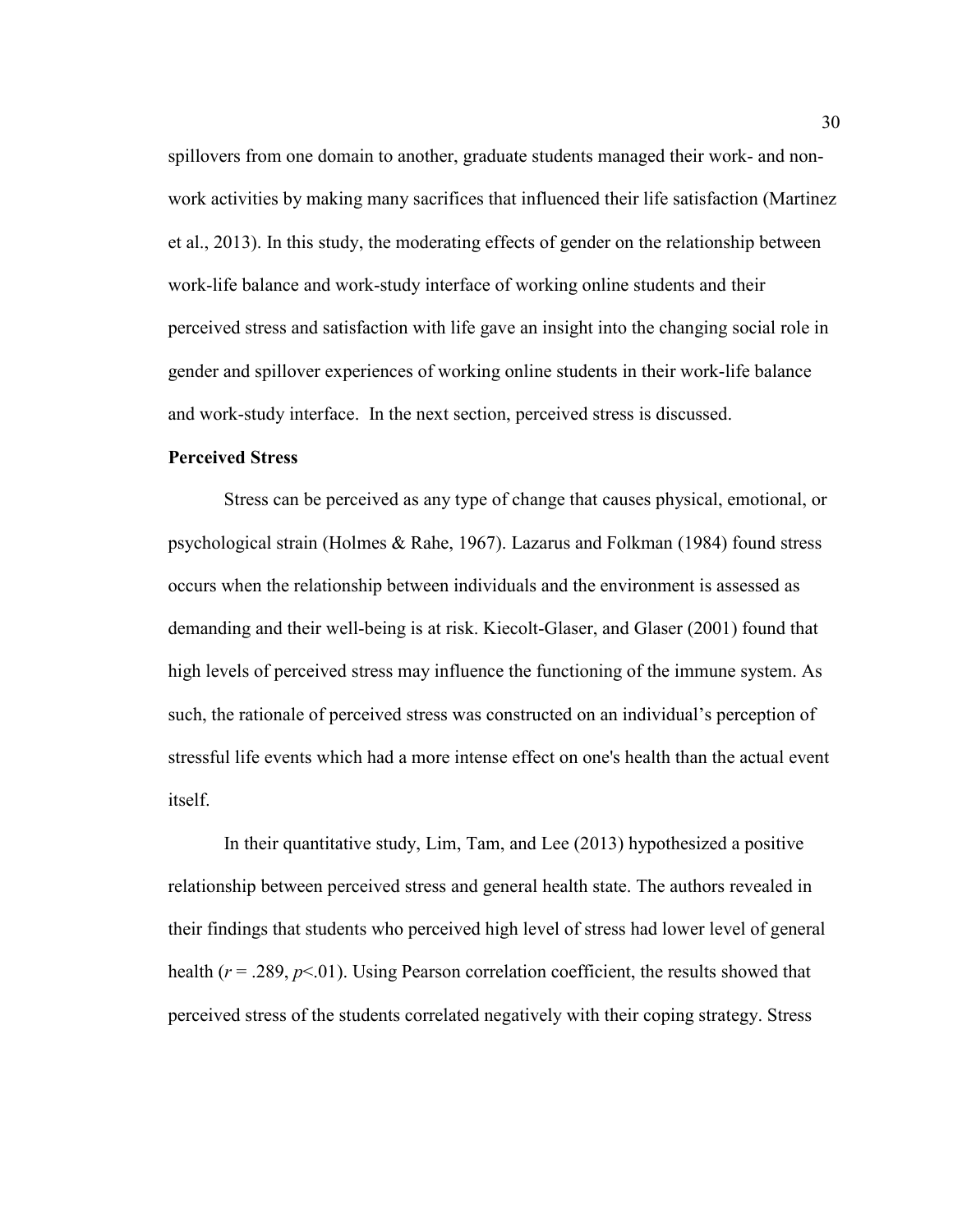spillovers from one domain to another, graduate students managed their work- and non-work activities by making many sacrifices that influenced their life satisfaction (Martinez et al., 2013). In this study, the moderating effects of gender on the relationship between work-life balance and work-study interface of working online students and their perceived stress and satisfaction with life gave an insight into the changing social role in gender and spillover experiences of working online students in their work-life balance and work-study interface. In the next section, perceived stress is discussed.

**Perceived Stress**

Stress can be perceived as any type of change that causes physical, emotional, or psychological strain (Holmes & Rahe, 1967). Lazarus and Folkman (1984) found stress occurs when the relationship between individuals and the environment is assessed as demanding and their well-being is at risk. Kiecolt-Glaser, and Glaser (2001) found that high levels of perceived stress may influence the functioning of the immune system. As such, the rationale of perceived stress was constructed on an individual's perception of stressful life events which had a more intense effect on one's health than the actual event itself.

In their quantitative study, Lim, Tam, and Lee (2013) hypothesized a positive relationship between perceived stress and general health state. The authors revealed in their findings that students who perceived high level of stress had lower level of general health ($r$ = .289, $p$<.01). Using Pearson correlation coefficient, the results showed that perceived stress of the students correlated negatively with their coping strategy. Stress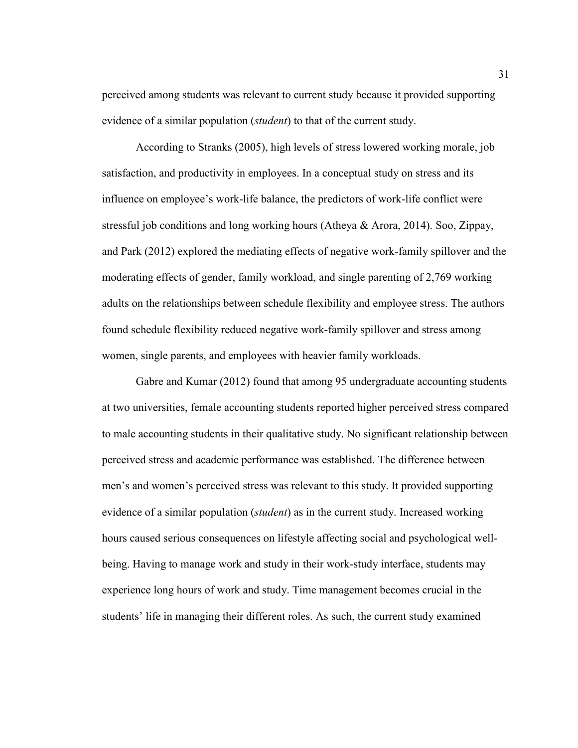perceived among students was relevant to current study because it provided supporting evidence of a similar population (*student*) to that of the current study.

According to Stranks (2005), high levels of stress lowered working morale, job satisfaction, and productivity in employees. In a conceptual study on stress and its influence on employee's work-life balance, the predictors of work-life conflict were stressful job conditions and long working hours (Atheya & Arora, 2014). Soo, Zippay, and Park (2012) explored the mediating effects of negative work-family spillover and the moderating effects of gender, family workload, and single parenting of 2,769 working adults on the relationships between schedule flexibility and employee stress. The authors found schedule flexibility reduced negative work-family spillover and stress among women, single parents, and employees with heavier family workloads.

Gabre and Kumar (2012) found that among 95 undergraduate accounting students at two universities, female accounting students reported higher perceived stress compared to male accounting students in their qualitative study. No significant relationship between perceived stress and academic performance was established. The difference between men's and women's perceived stress was relevant to this study. It provided supporting evidence of a similar population (*student*) as in the current study. Increased working hours caused serious consequences on lifestyle affecting social and psychological well-being. Having to manage work and study in their work-study interface, students may experience long hours of work and study. Time management becomes crucial in the students' life in managing their different roles. As such, the current study examined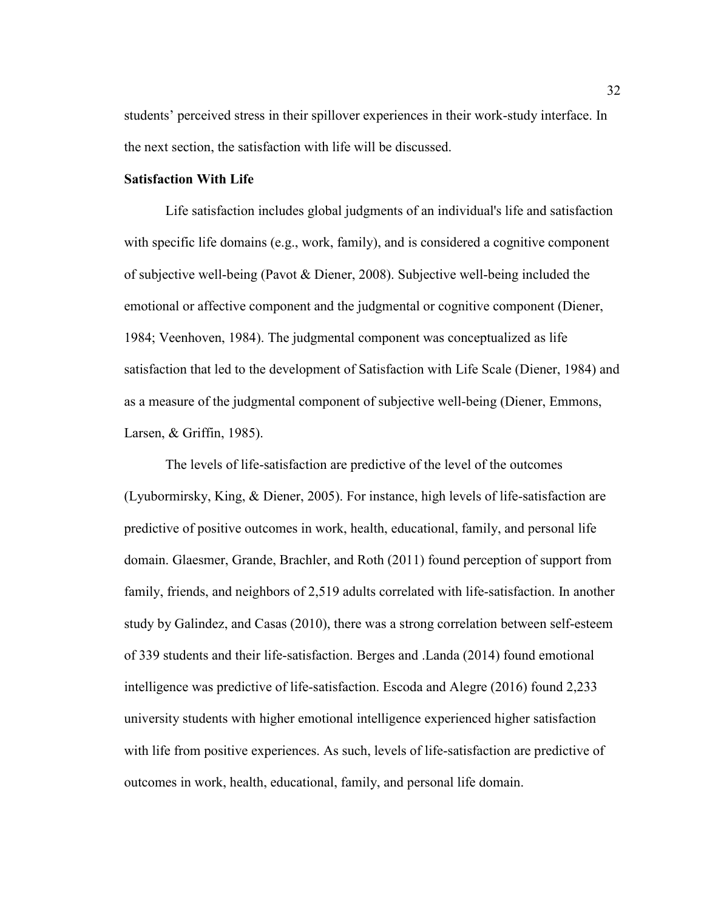students' perceived stress in their spillover experiences in their work-study interface. In the next section, the satisfaction with life will be discussed.

**Satisfaction With Life**

Life satisfaction includes global judgments of an individual's life and satisfaction with specific life domains (e.g., work, family), and is considered a cognitive component of subjective well-being (Pavot & Diener, 2008). Subjective well-being included the emotional or affective component and the judgmental or cognitive component (Diener, 1984; Veenhoven, 1984). The judgmental component was conceptualized as life satisfaction that led to the development of Satisfaction with Life Scale (Diener, 1984) and as a measure of the judgmental component of subjective well-being (Diener, Emmons, Larsen, & Griffin, 1985).

The levels of life-satisfaction are predictive of the level of the outcomes (Lyubormirsky, King, & Diener, 2005). For instance, high levels of life-satisfaction are predictive of positive outcomes in work, health, educational, family, and personal life domain. Glaesmer, Grande, Brachler, and Roth (2011) found perception of support from family, friends, and neighbors of 2,519 adults correlated with life-satisfaction. In another study by Galindez, and Casas (2010), there was a strong correlation between self-esteem of 339 students and their life-satisfaction. Berges and .Landa (2014) found emotional intelligence was predictive of life-satisfaction. Escoda and Alegre (2016) found 2,233 university students with higher emotional intelligence experienced higher satisfaction with life from positive experiences. As such, levels of life-satisfaction are predictive of outcomes in work, health, educational, family, and personal life domain.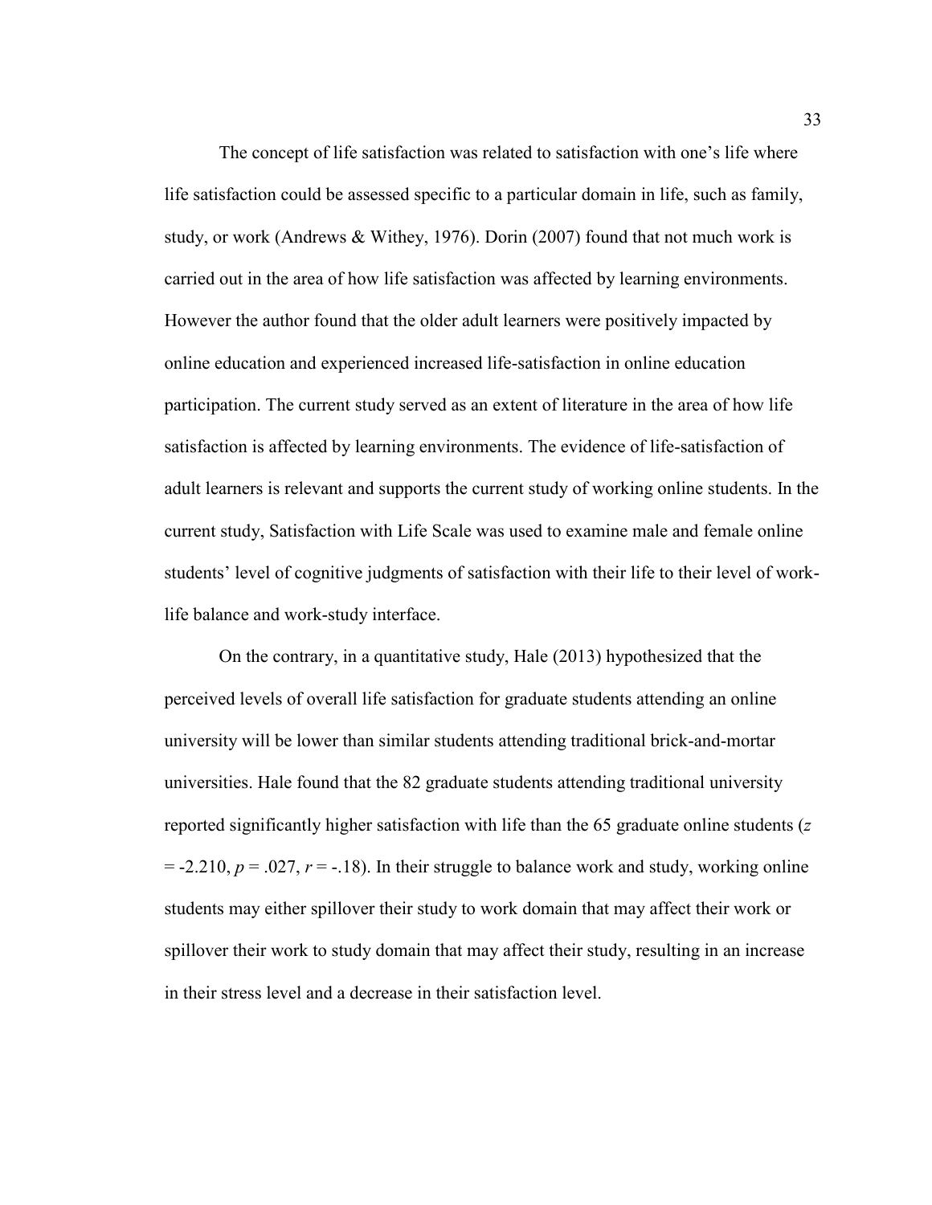The concept of life satisfaction was related to satisfaction with one's life where life satisfaction could be assessed specific to a particular domain in life, such as family, study, or work (Andrews & Withey, 1976). Dorin (2007) found that not much work is carried out in the area of how life satisfaction was affected by learning environments. However the author found that the older adult learners were positively impacted by online education and experienced increased life-satisfaction in online education participation. The current study served as an extent of literature in the area of how life satisfaction is affected by learning environments. The evidence of life-satisfaction of adult learners is relevant and supports the current study of working online students. In the current study, Satisfaction with Life Scale was used to examine male and female online students' level of cognitive judgments of satisfaction with their life to their level of work-life balance and work-study interface.

On the contrary, in a quantitative study, Hale (2013) hypothesized that the perceived levels of overall life satisfaction for graduate students attending an online university will be lower than similar students attending traditional brick-and-mortar universities. Hale found that the 82 graduate students attending traditional university reported significantly higher satisfaction with life than the 65 graduate online students ($z = -2.210$, $p = .027$, $r = -.18$). In their struggle to balance work and study, working online students may either spillover their study to work domain that may affect their work or spillover their work to study domain that may affect their study, resulting in an increase in their stress level and a decrease in their satisfaction level.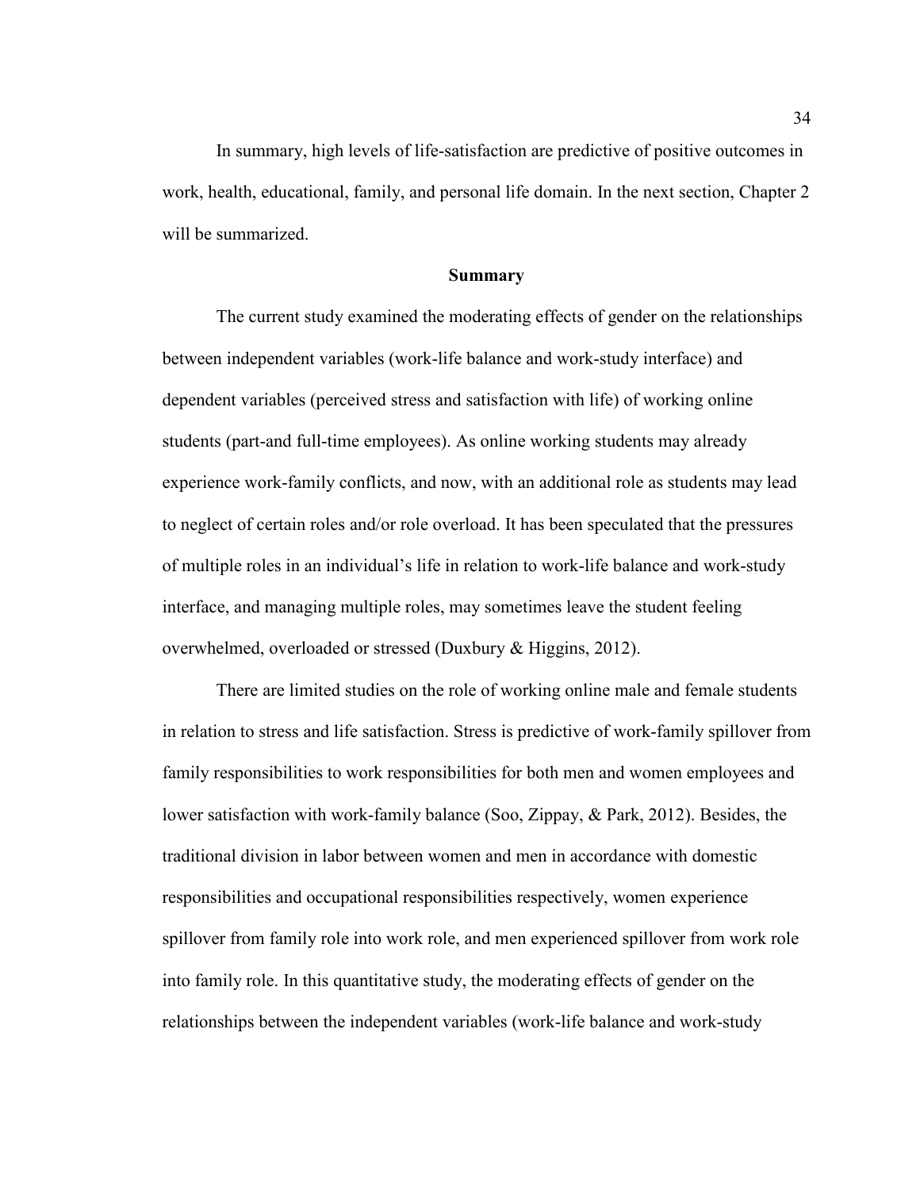In summary, high levels of life-satisfaction are predictive of positive outcomes in work, health, educational, family, and personal life domain. In the next section, Chapter 2 will be summarized.

## Summary

The current study examined the moderating effects of gender on the relationships between independent variables (work-life balance and work-study interface) and dependent variables (perceived stress and satisfaction with life) of working online students (part-and full-time employees). As online working students may already experience work-family conflicts, and now, with an additional role as students may lead to neglect of certain roles and/or role overload. It has been speculated that the pressures of multiple roles in an individual's life in relation to work-life balance and work-study interface, and managing multiple roles, may sometimes leave the student feeling overwhelmed, overloaded or stressed (Duxbury & Higgins, 2012).

There are limited studies on the role of working online male and female students in relation to stress and life satisfaction. Stress is predictive of work-family spillover from family responsibilities to work responsibilities for both men and women employees and lower satisfaction with work-family balance (Soo, Zippay, & Park, 2012). Besides, the traditional division in labor between women and men in accordance with domestic responsibilities and occupational responsibilities respectively, women experience spillover from family role into work role, and men experienced spillover from work role into family role. In this quantitative study, the moderating effects of gender on the relationships between the independent variables (work-life balance and work-study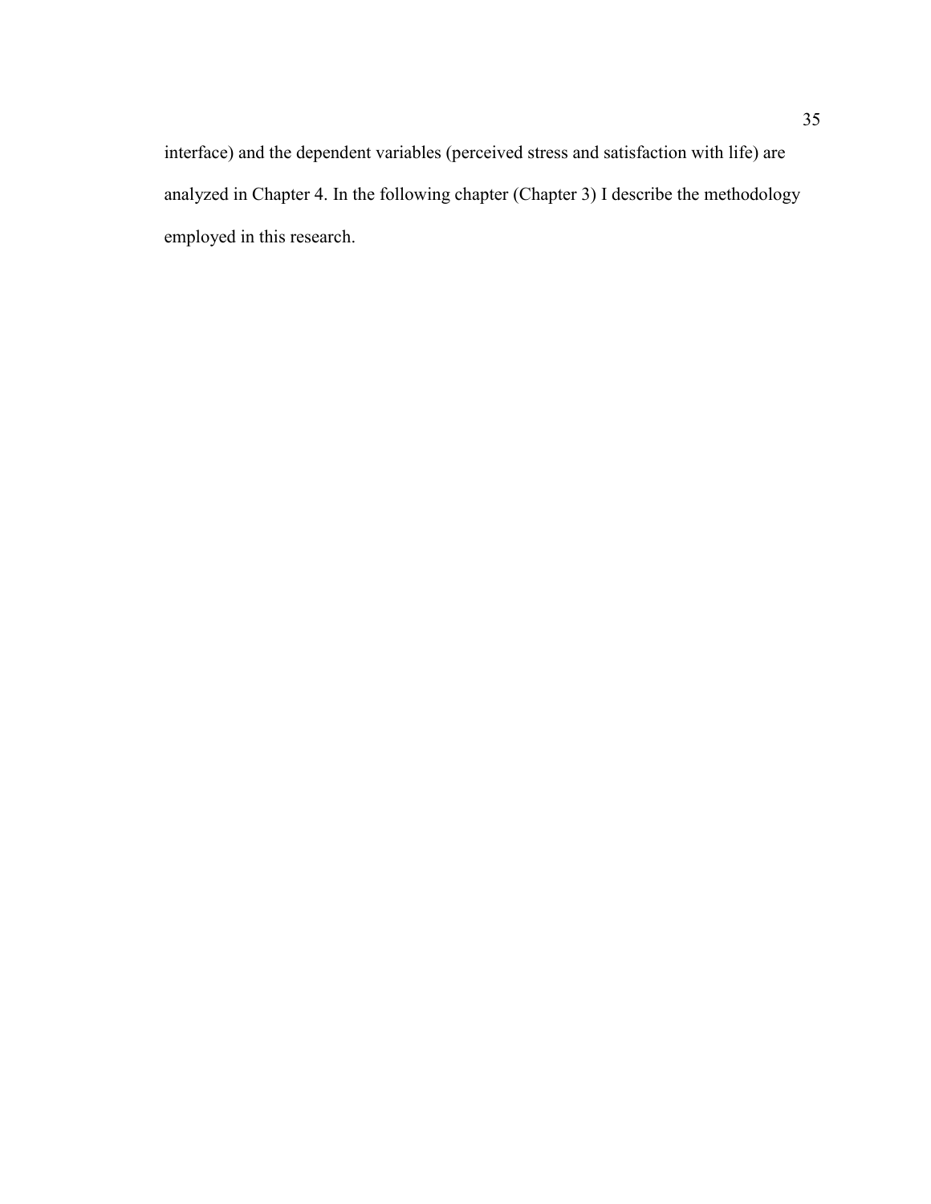interface) and the dependent variables (perceived stress and satisfaction with life) are analyzed in Chapter 4. In the following chapter (Chapter 3) I describe the methodology employed in this research.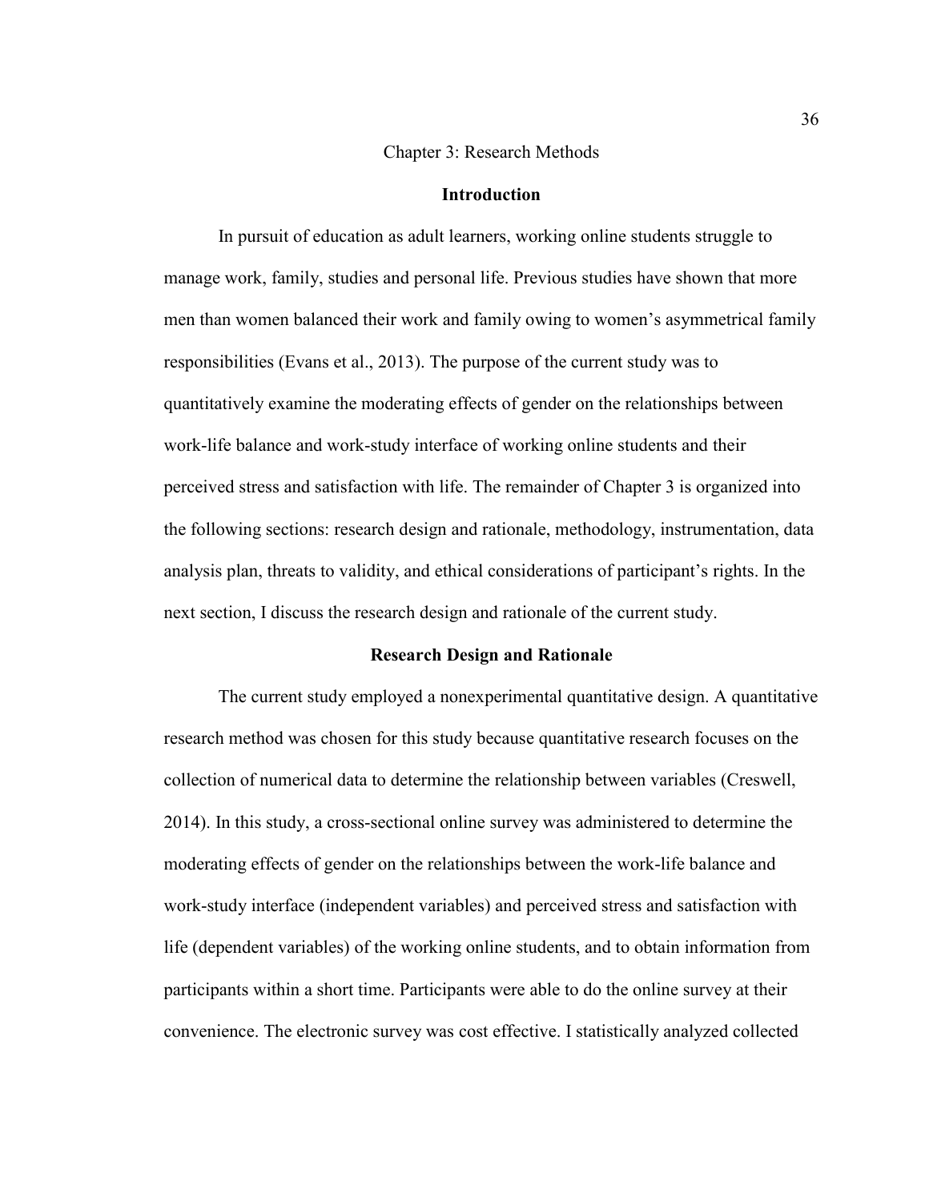# Chapter 3: Research Methods

## Introduction

In pursuit of education as adult learners, working online students struggle to manage work, family, studies and personal life. Previous studies have shown that more men than women balanced their work and family owing to women's asymmetrical family responsibilities (Evans et al., 2013). The purpose of the current study was to quantitatively examine the moderating effects of gender on the relationships between work-life balance and work-study interface of working online students and their perceived stress and satisfaction with life. The remainder of Chapter 3 is organized into the following sections: research design and rationale, methodology, instrumentation, data analysis plan, threats to validity, and ethical considerations of participant's rights. In the next section, I discuss the research design and rationale of the current study.

## Research Design and Rationale

The current study employed a nonexperimental quantitative design. A quantitative research method was chosen for this study because quantitative research focuses on the collection of numerical data to determine the relationship between variables (Creswell, 2014). In this study, a cross-sectional online survey was administered to determine the moderating effects of gender on the relationships between the work-life balance and work-study interface (independent variables) and perceived stress and satisfaction with life (dependent variables) of the working online students, and to obtain information from participants within a short time. Participants were able to do the online survey at their convenience. The electronic survey was cost effective. I statistically analyzed collected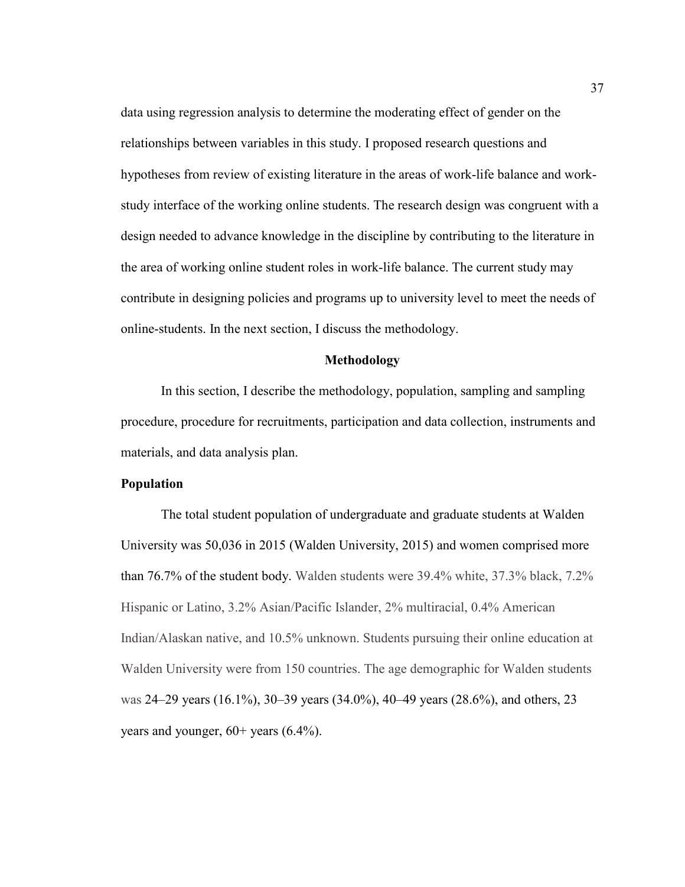data using regression analysis to determine the moderating effect of gender on the relationships between variables in this study. I proposed research questions and hypotheses from review of existing literature in the areas of work-life balance and work-study interface of the working online students. The research design was congruent with a design needed to advance knowledge in the discipline by contributing to the literature in the area of working online student roles in work-life balance. The current study may contribute in designing policies and programs up to university level to meet the needs of online-students. In the next section, I discuss the methodology.

## Methodology

In this section, I describe the methodology, population, sampling and sampling procedure, procedure for recruitments, participation and data collection, instruments and materials, and data analysis plan.

### Population

The total student population of undergraduate and graduate students at Walden University was 50,036 in 2015 (Walden University, 2015) and women comprised more than 76.7% of the student body. Walden students were 39.4% white, 37.3% black, 7.2% Hispanic or Latino, 3.2% Asian/Pacific Islander, 2% multiracial, 0.4% American Indian/Alaskan native, and 10.5% unknown. Students pursuing their online education at Walden University were from 150 countries. The age demographic for Walden students was 24–29 years (16.1%), 30–39 years (34.0%), 40–49 years (28.6%), and others, 23 years and younger, 60+ years (6.4%).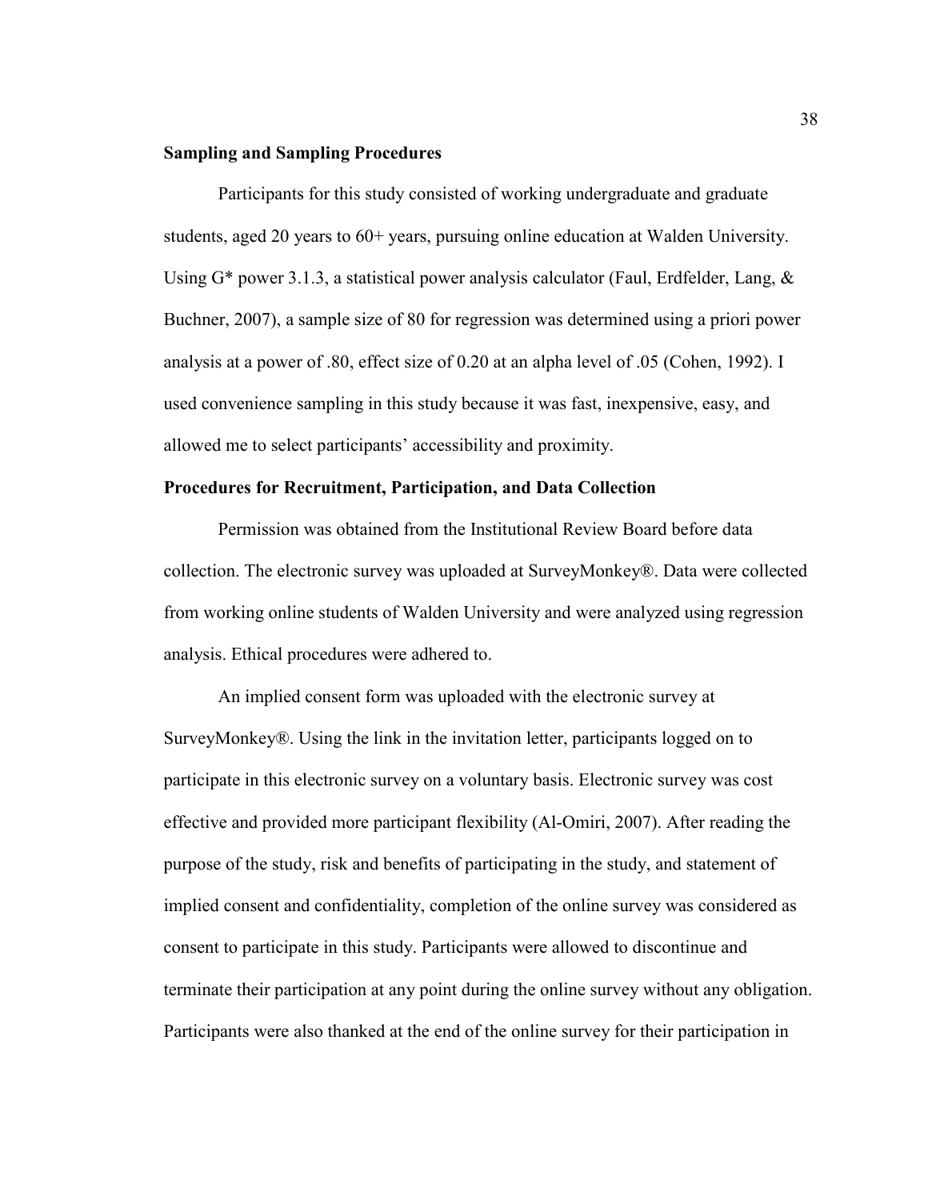**Sampling and Sampling Procedures**

Participants for this study consisted of working undergraduate and graduate students, aged 20 years to 60+ years, pursuing online education at Walden University. Using G* power 3.1.3, a statistical power analysis calculator (Faul, Erdfelder, Lang, & Buchner, 2007), a sample size of 80 for regression was determined using a priori power analysis at a power of .80, effect size of 0.20 at an alpha level of .05 (Cohen, 1992). I used convenience sampling in this study because it was fast, inexpensive, easy, and allowed me to select participants' accessibility and proximity.

**Procedures for Recruitment, Participation, and Data Collection**

Permission was obtained from the Institutional Review Board before data collection. The electronic survey was uploaded at SurveyMonkey®. Data were collected from working online students of Walden University and were analyzed using regression analysis. Ethical procedures were adhered to.

An implied consent form was uploaded with the electronic survey at SurveyMonkey®. Using the link in the invitation letter, participants logged on to participate in this electronic survey on a voluntary basis. Electronic survey was cost effective and provided more participant flexibility (Al-Omiri, 2007). After reading the purpose of the study, risk and benefits of participating in the study, and statement of implied consent and confidentiality, completion of the online survey was considered as consent to participate in this study. Participants were allowed to discontinue and terminate their participation at any point during the online survey without any obligation. Participants were also thanked at the end of the online survey for their participation in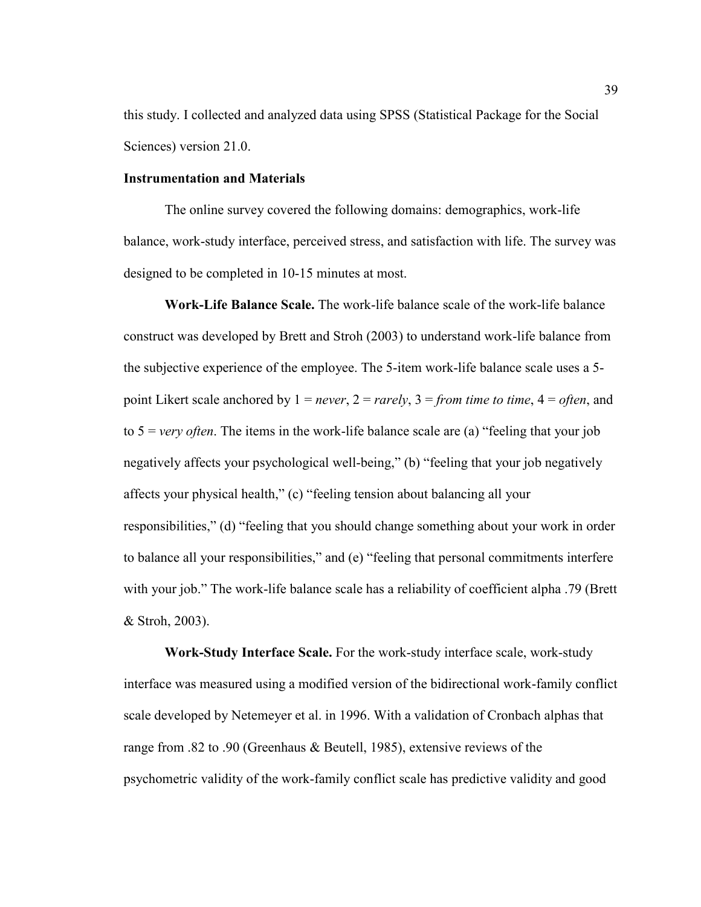this study. I collected and analyzed data using SPSS (Statistical Package for the Social Sciences) version 21.0.

### Instrumentation and Materials

The online survey covered the following domains: demographics, work-life balance, work-study interface, perceived stress, and satisfaction with life. The survey was designed to be completed in 10-15 minutes at most.

**Work-Life Balance Scale.** The work-life balance scale of the work-life balance construct was developed by Brett and Stroh (2003) to understand work-life balance from the subjective experience of the employee. The 5-item work-life balance scale uses a 5-point Likert scale anchored by 1 = *never*, 2 = *rarely*, 3 = *from time to time*, 4 = *often*, and to 5 = *very often*. The items in the work-life balance scale are (a) "feeling that your job negatively affects your psychological well-being," (b) "feeling that your job negatively affects your physical health," (c) "feeling tension about balancing all your responsibilities," (d) "feeling that you should change something about your work in order to balance all your responsibilities," and (e) "feeling that personal commitments interfere with your job." The work-life balance scale has a reliability of coefficient alpha .79 (Brett & Stroh, 2003).

**Work-Study Interface Scale.** For the work-study interface scale, work-study interface was measured using a modified version of the bidirectional work-family conflict scale developed by Netemeyer et al. in 1996. With a validation of Cronbach alphas that range from .82 to .90 (Greenhaus & Beutell, 1985), extensive reviews of the psychometric validity of the work-family conflict scale has predictive validity and good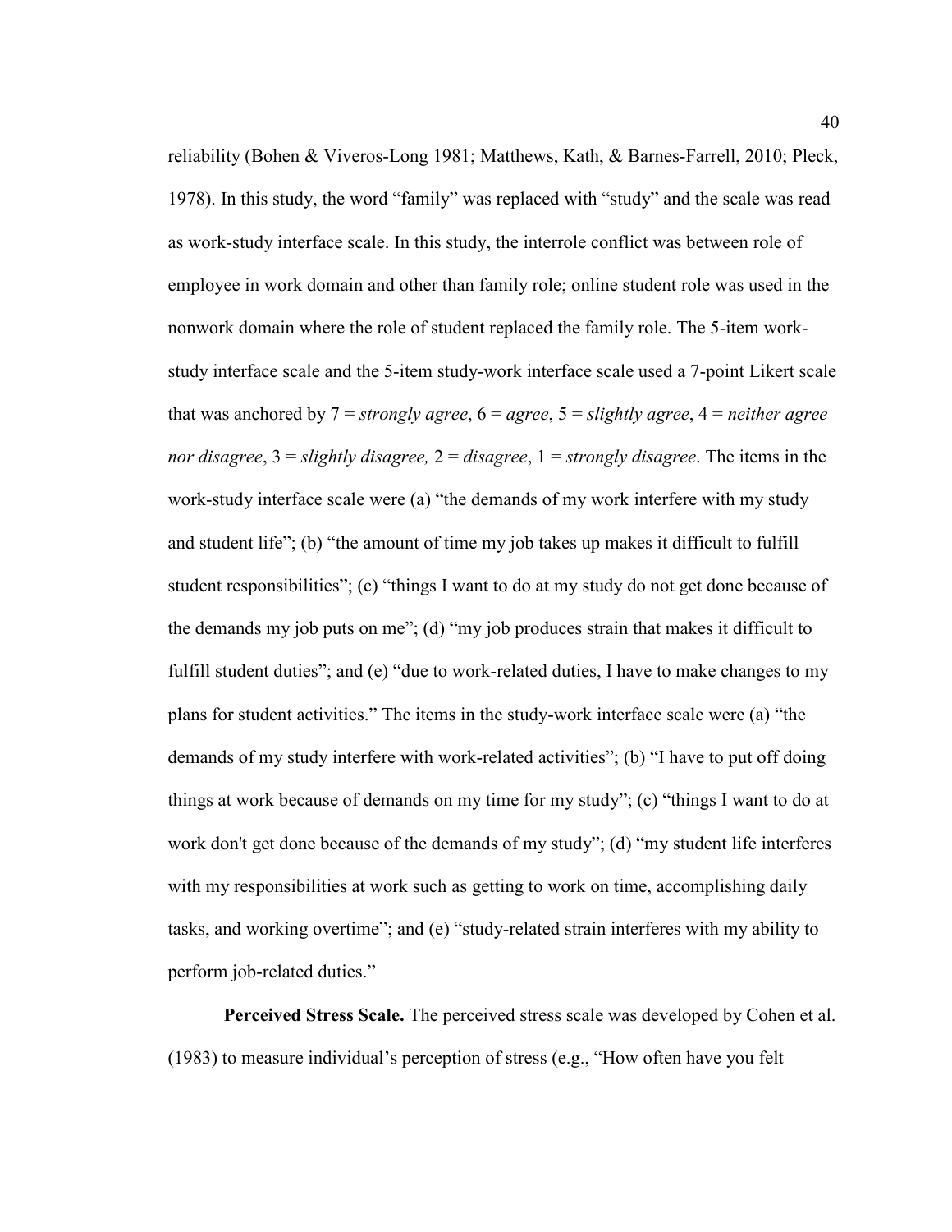reliability (Bohen & Viveros-Long 1981; Matthews, Kath, & Barnes-Farrell, 2010; Pleck, 1978). In this study, the word "family" was replaced with "study" and the scale was read as work-study interface scale. In this study, the interrole conflict was between role of employee in work domain and other than family role; online student role was used in the nonwork domain where the role of student replaced the family role. The 5-item work-study interface scale and the 5-item study-work interface scale used a 7-point Likert scale that was anchored by 7 = *strongly agree*, 6 = *agree*, 5 = *slightly agree*, 4 = *neither agree nor disagree*, 3 = *slightly disagree,* 2 = *disagree*, 1 = *strongly disagree*. The items in the work-study interface scale were (a) "the demands of my work interfere with my study and student life"; (b) "the amount of time my job takes up makes it difficult to fulfill student responsibilities"; (c) "things I want to do at my study do not get done because of the demands my job puts on me"; (d) "my job produces strain that makes it difficult to fulfill student duties"; and (e) "due to work-related duties, I have to make changes to my plans for student activities." The items in the study-work interface scale were (a) "the demands of my study interfere with work-related activities"; (b) "I have to put off doing things at work because of demands on my time for my study"; (c) "things I want to do at work don't get done because of the demands of my study"; (d) "my student life interferes with my responsibilities at work such as getting to work on time, accomplishing daily tasks, and working overtime"; and (e) "study-related strain interferes with my ability to perform job-related duties."

**Perceived Stress Scale.** The perceived stress scale was developed by Cohen et al. (1983) to measure individual's perception of stress (e.g., "How often have you felt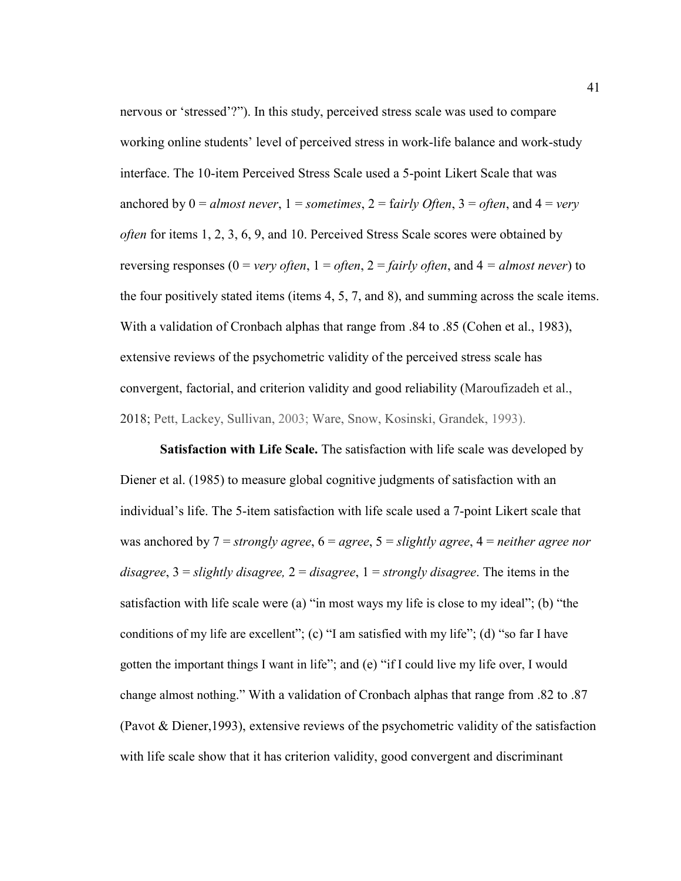nervous or ‘stressed’?”). In this study, perceived stress scale was used to compare working online students’ level of perceived stress in work-life balance and work-study interface. The 10-item Perceived Stress Scale used a 5-point Likert Scale that was anchored by 0 = *almost never*, 1 = *sometimes*, 2 = f*airly Often*, 3 = *often*, and 4 = *very often* for items 1, 2, 3, 6, 9, and 10. Perceived Stress Scale scores were obtained by reversing responses (0 = *very often*, 1 = *often*, 2 = *fairly often*, and 4 = *almost never*) to the four positively stated items (items 4, 5, 7, and 8), and summing across the scale items. With a validation of Cronbach alphas that range from .84 to .85 (Cohen et al., 1983), extensive reviews of the psychometric validity of the perceived stress scale has convergent, factorial, and criterion validity and good reliability (Maroufizadeh et al., 2018; Pett, Lackey, Sullivan, 2003; Ware, Snow, Kosinski, Grandek, 1993).

**Satisfaction with Life Scale.** The satisfaction with life scale was developed by Diener et al. (1985) to measure global cognitive judgments of satisfaction with an individual’s life. The 5-item satisfaction with life scale used a 7-point Likert scale that was anchored by 7 = *strongly agree*, 6 = *agree*, 5 = *slightly agree*, 4 = *neither agree nor disagree*, 3 = *slightly disagree,* 2 = *disagree*, 1 = *strongly disagree*. The items in the satisfaction with life scale were (a) “in most ways my life is close to my ideal”; (b) “the conditions of my life are excellent”; (c) “I am satisfied with my life”; (d) “so far I have gotten the important things I want in life”; and (e) “if I could live my life over, I would change almost nothing.” With a validation of Cronbach alphas that range from .82 to .87 (Pavot & Diener,1993), extensive reviews of the psychometric validity of the satisfaction with life scale show that it has criterion validity, good convergent and discriminant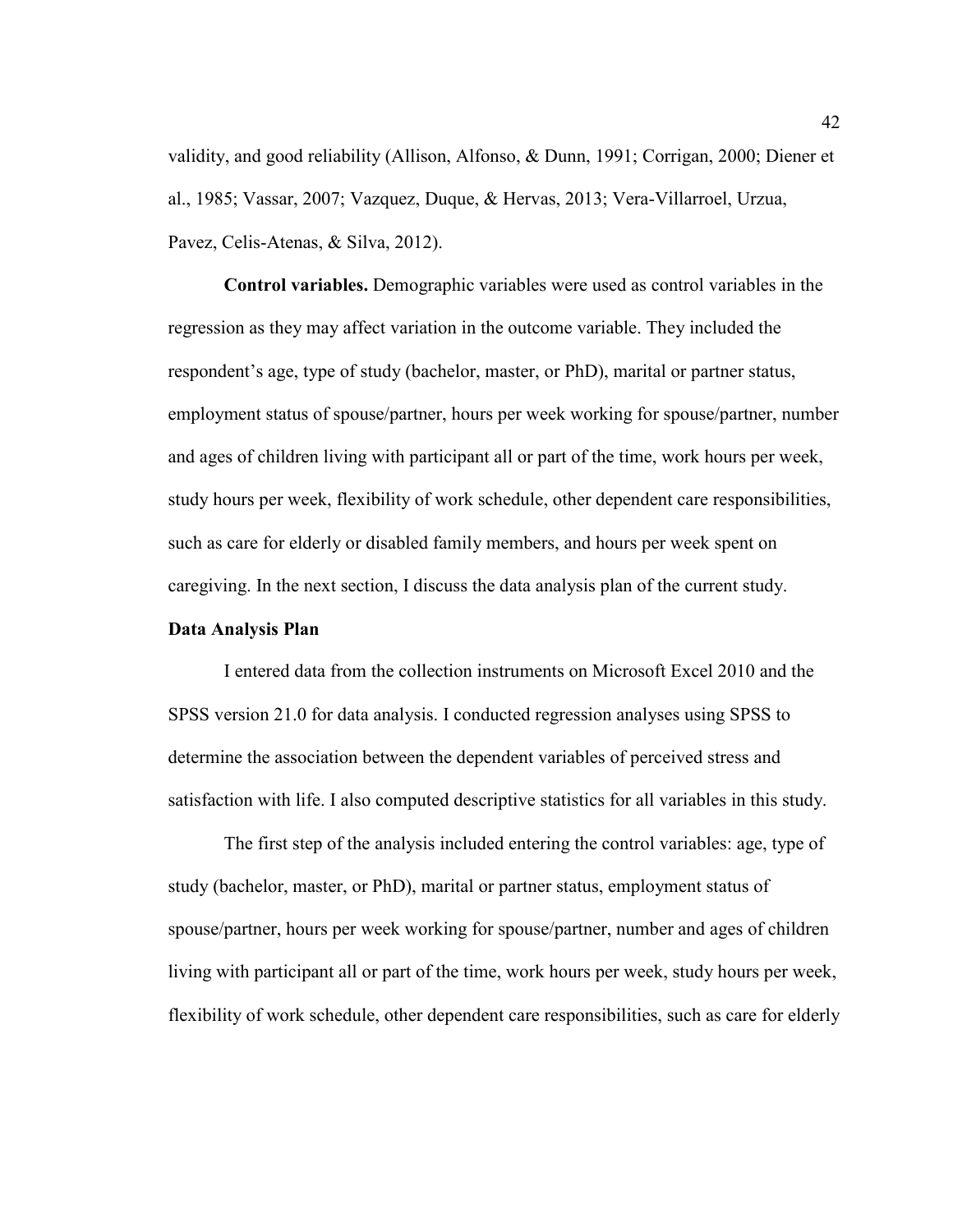validity, and good reliability (Allison, Alfonso, & Dunn, 1991; Corrigan, 2000; Diener et al., 1985; Vassar, 2007; Vazquez, Duque, & Hervas, 2013; Vera-Villarroel, Urzua, Pavez, Celis-Atenas, & Silva, 2012).

**Control variables.** Demographic variables were used as control variables in the regression as they may affect variation in the outcome variable. They included the respondent's age, type of study (bachelor, master, or PhD), marital or partner status, employment status of spouse/partner, hours per week working for spouse/partner, number and ages of children living with participant all or part of the time, work hours per week, study hours per week, flexibility of work schedule, other dependent care responsibilities, such as care for elderly or disabled family members, and hours per week spent on caregiving. In the next section, I discuss the data analysis plan of the current study.

## Data Analysis Plan

I entered data from the collection instruments on Microsoft Excel 2010 and the SPSS version 21.0 for data analysis. I conducted regression analyses using SPSS to determine the association between the dependent variables of perceived stress and satisfaction with life. I also computed descriptive statistics for all variables in this study.

The first step of the analysis included entering the control variables: age, type of study (bachelor, master, or PhD), marital or partner status, employment status of spouse/partner, hours per week working for spouse/partner, number and ages of children living with participant all or part of the time, work hours per week, study hours per week, flexibility of work schedule, other dependent care responsibilities, such as care for elderly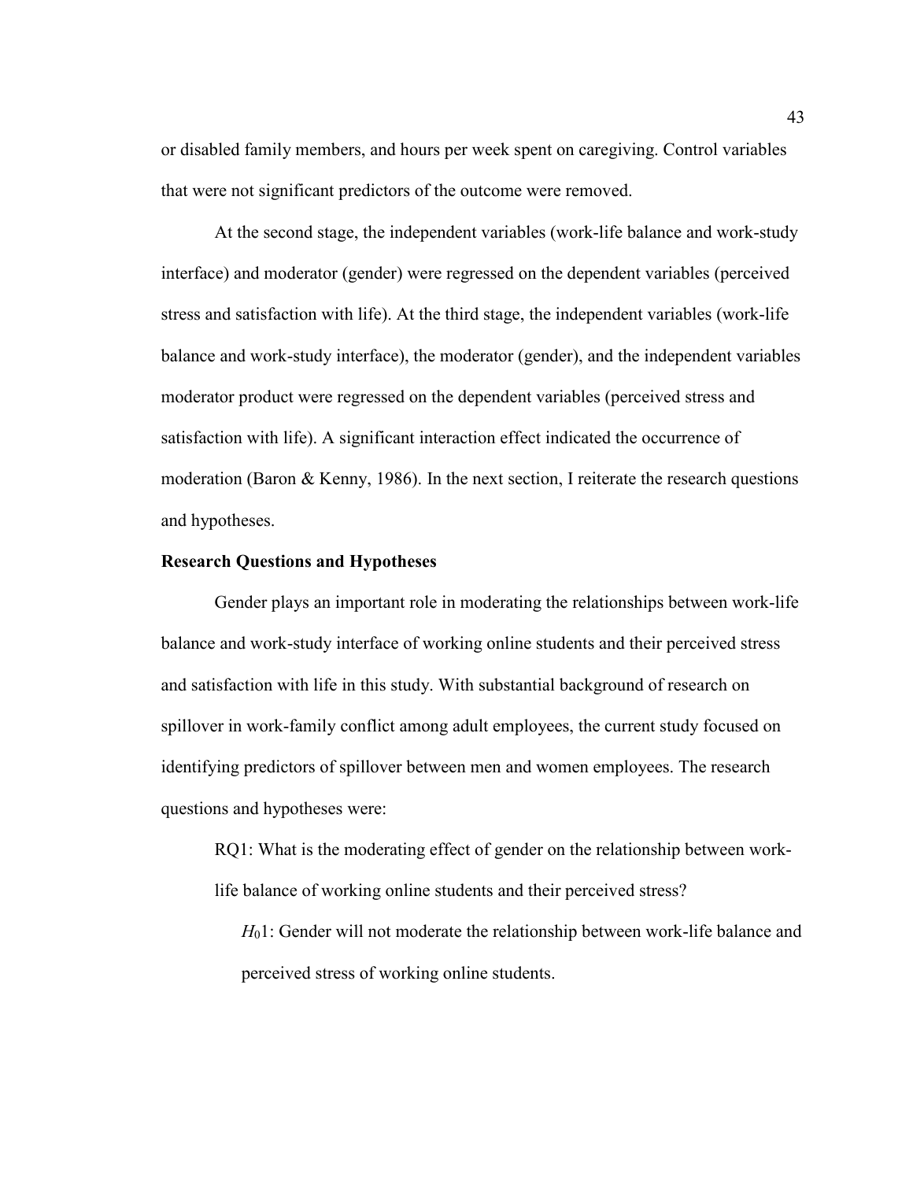or disabled family members, and hours per week spent on caregiving. Control variables that were not significant predictors of the outcome were removed.

At the second stage, the independent variables (work-life balance and work-study interface) and moderator (gender) were regressed on the dependent variables (perceived stress and satisfaction with life). At the third stage, the independent variables (work-life balance and work-study interface), the moderator (gender), and the independent variables moderator product were regressed on the dependent variables (perceived stress and satisfaction with life). A significant interaction effect indicated the occurrence of moderation (Baron & Kenny, 1986). In the next section, I reiterate the research questions and hypotheses.

### Research Questions and Hypotheses

Gender plays an important role in moderating the relationships between work-life balance and work-study interface of working online students and their perceived stress and satisfaction with life in this study. With substantial background of research on spillover in work-family conflict among adult employees, the current study focused on identifying predictors of spillover between men and women employees. The research questions and hypotheses were:

RQ1: What is the moderating effect of gender on the relationship between work-life balance of working online students and their perceived stress?

$H_0 1$: Gender will not moderate the relationship between work-life balance and perceived stress of working online students.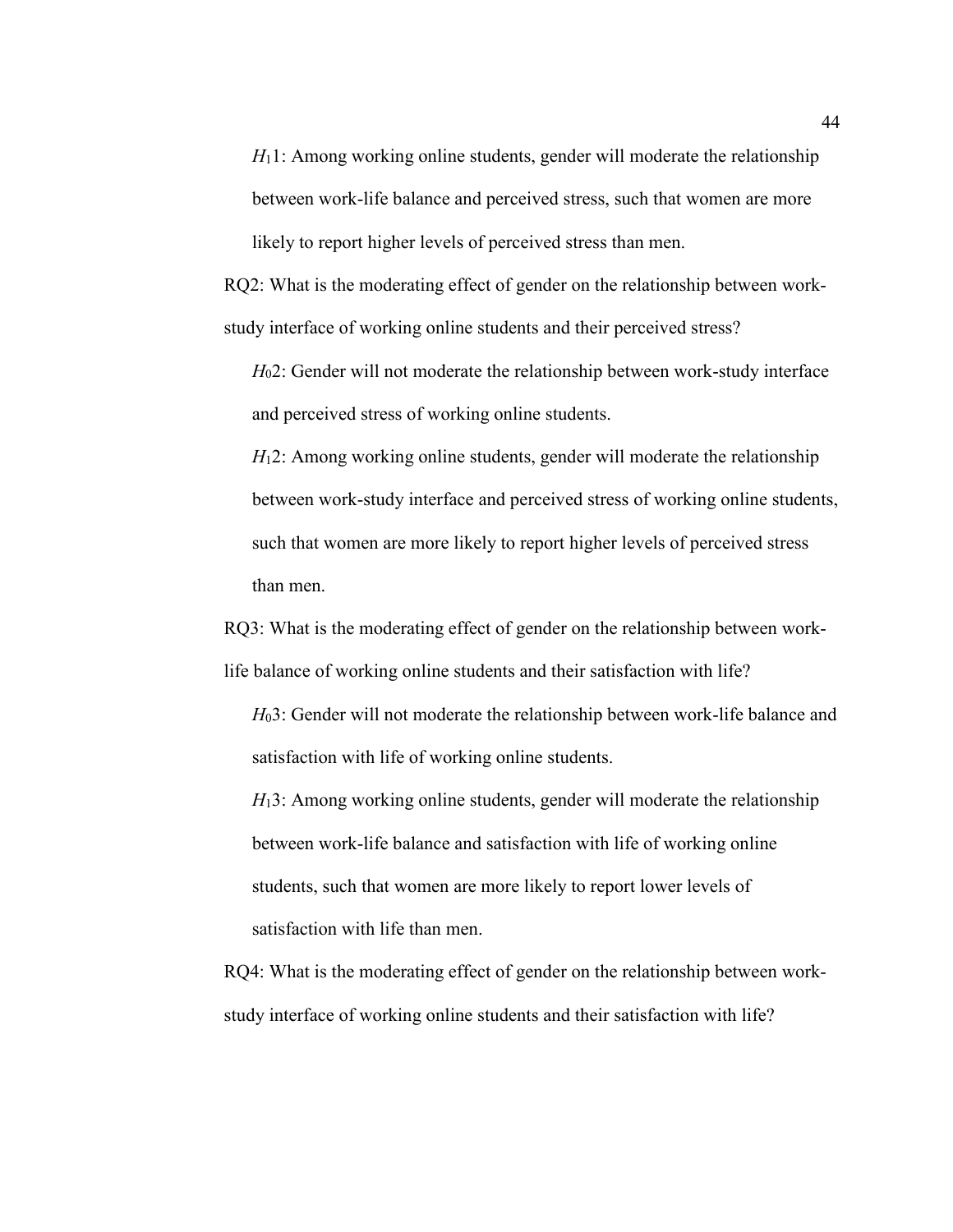$H_1$1: Among working online students, gender will moderate the relationship between work-life balance and perceived stress, such that women are more likely to report higher levels of perceived stress than men.

RQ2: What is the moderating effect of gender on the relationship between work-study interface of working online students and their perceived stress?

$H_0$2: Gender will not moderate the relationship between work-study interface and perceived stress of working online students.

$H_1$2: Among working online students, gender will moderate the relationship between work-study interface and perceived stress of working online students, such that women are more likely to report higher levels of perceived stress than men.

RQ3: What is the moderating effect of gender on the relationship between work-life balance of working online students and their satisfaction with life?

$H_0$3: Gender will not moderate the relationship between work-life balance and satisfaction with life of working online students.

$H_1$3: Among working online students, gender will moderate the relationship between work-life balance and satisfaction with life of working online students, such that women are more likely to report lower levels of satisfaction with life than men.

RQ4: What is the moderating effect of gender on the relationship between work-study interface of working online students and their satisfaction with life?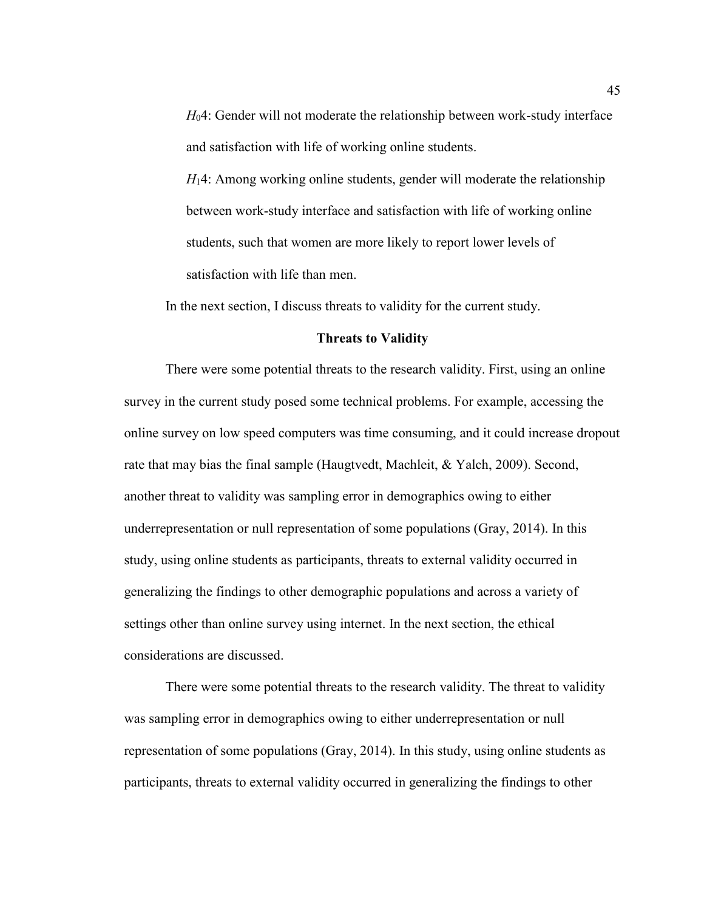$H_04$: Gender will not moderate the relationship between work-study interface and satisfaction with life of working online students.

$H_14$: Among working online students, gender will moderate the relationship between work-study interface and satisfaction with life of working online students, such that women are more likely to report lower levels of satisfaction with life than men.

In the next section, I discuss threats to validity for the current study.

## Threats to Validity

There were some potential threats to the research validity. First, using an online survey in the current study posed some technical problems. For example, accessing the online survey on low speed computers was time consuming, and it could increase dropout rate that may bias the final sample (Haugtvedt, Machleit, & Yalch, 2009). Second, another threat to validity was sampling error in demographics owing to either underrepresentation or null representation of some populations (Gray, 2014). In this study, using online students as participants, threats to external validity occurred in generalizing the findings to other demographic populations and across a variety of settings other than online survey using internet. In the next section, the ethical considerations are discussed.

There were some potential threats to the research validity. The threat to validity was sampling error in demographics owing to either underrepresentation or null representation of some populations (Gray, 2014). In this study, using online students as participants, threats to external validity occurred in generalizing the findings to other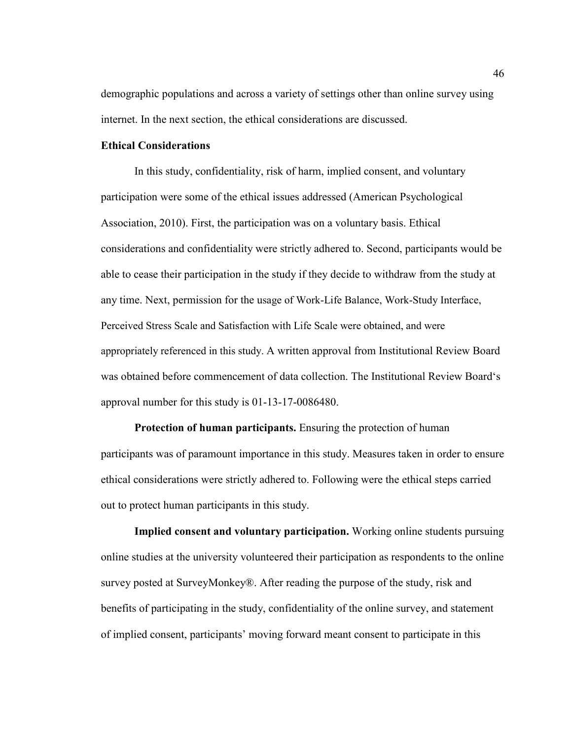demographic populations and across a variety of settings other than online survey using internet. In the next section, the ethical considerations are discussed.

## Ethical Considerations

In this study, confidentiality, risk of harm, implied consent, and voluntary participation were some of the ethical issues addressed (American Psychological Association, 2010). First, the participation was on a voluntary basis. Ethical considerations and confidentiality were strictly adhered to. Second, participants would be able to cease their participation in the study if they decide to withdraw from the study at any time. Next, permission for the usage of Work-Life Balance, Work-Study Interface, Perceived Stress Scale and Satisfaction with Life Scale were obtained, and were appropriately referenced in this study. A written approval from Institutional Review Board was obtained before commencement of data collection. The Institutional Review Board's approval number for this study is 01-13-17-0086480.

**Protection of human participants.** Ensuring the protection of human participants was of paramount importance in this study. Measures taken in order to ensure ethical considerations were strictly adhered to. Following were the ethical steps carried out to protect human participants in this study.

**Implied consent and voluntary participation.** Working online students pursuing online studies at the university volunteered their participation as respondents to the online survey posted at SurveyMonkey®. After reading the purpose of the study, risk and benefits of participating in the study, confidentiality of the online survey, and statement of implied consent, participants' moving forward meant consent to participate in this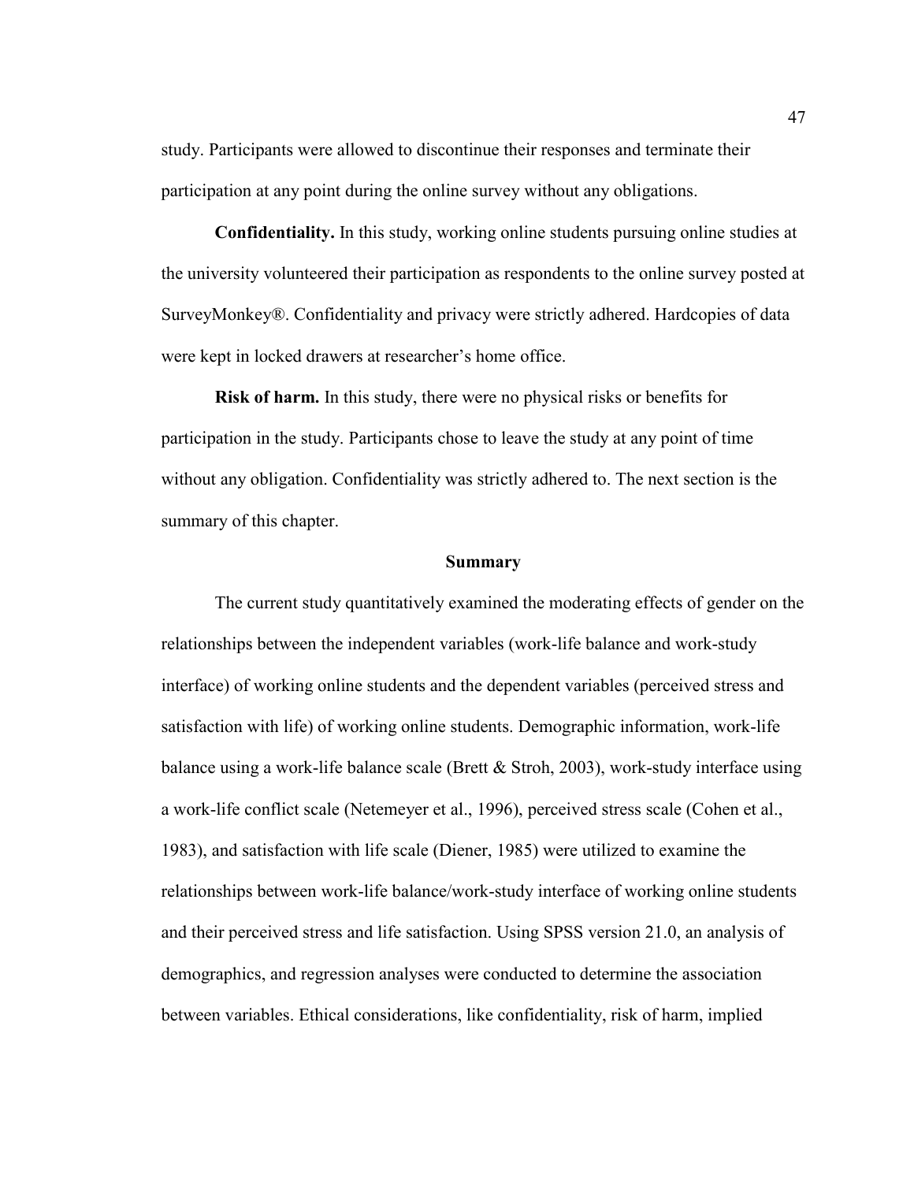study. Participants were allowed to discontinue their responses and terminate their participation at any point during the online survey without any obligations.

**Confidentiality.** In this study, working online students pursuing online studies at the university volunteered their participation as respondents to the online survey posted at SurveyMonkey®. Confidentiality and privacy were strictly adhered. Hardcopies of data were kept in locked drawers at researcher's home office.

**Risk of harm.** In this study, there were no physical risks or benefits for participation in the study. Participants chose to leave the study at any point of time without any obligation. Confidentiality was strictly adhered to. The next section is the summary of this chapter.

## Summary

The current study quantitatively examined the moderating effects of gender on the relationships between the independent variables (work-life balance and work-study interface) of working online students and the dependent variables (perceived stress and satisfaction with life) of working online students. Demographic information, work-life balance using a work-life balance scale (Brett & Stroh, 2003), work-study interface using a work-life conflict scale (Netemeyer et al., 1996), perceived stress scale (Cohen et al., 1983), and satisfaction with life scale (Diener, 1985) were utilized to examine the relationships between work-life balance/work-study interface of working online students and their perceived stress and life satisfaction. Using SPSS version 21.0, an analysis of demographics, and regression analyses were conducted to determine the association between variables. Ethical considerations, like confidentiality, risk of harm, implied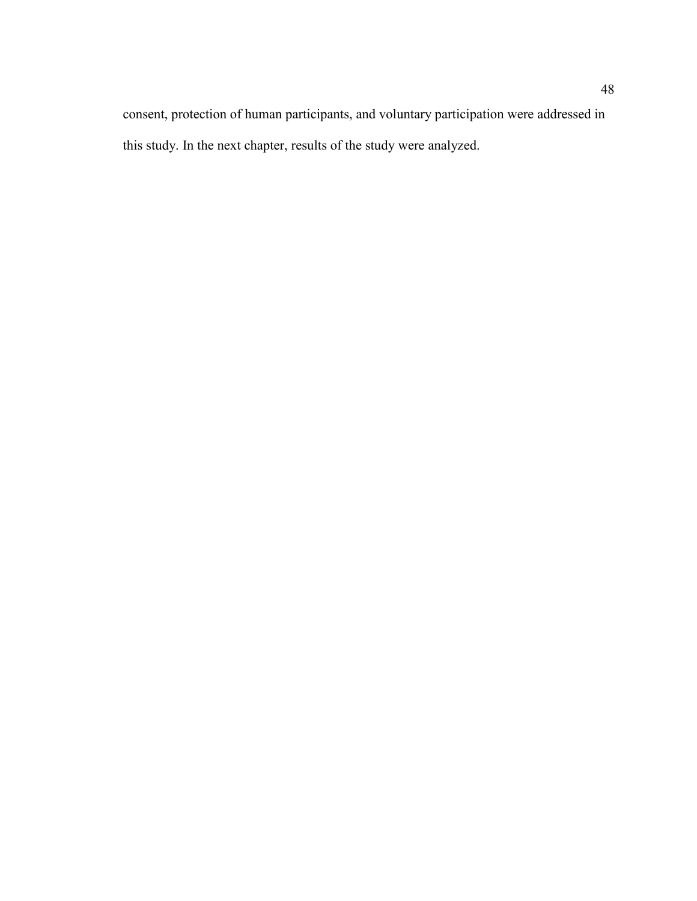consent, protection of human participants, and voluntary participation were addressed in this study. In the next chapter, results of the study were analyzed.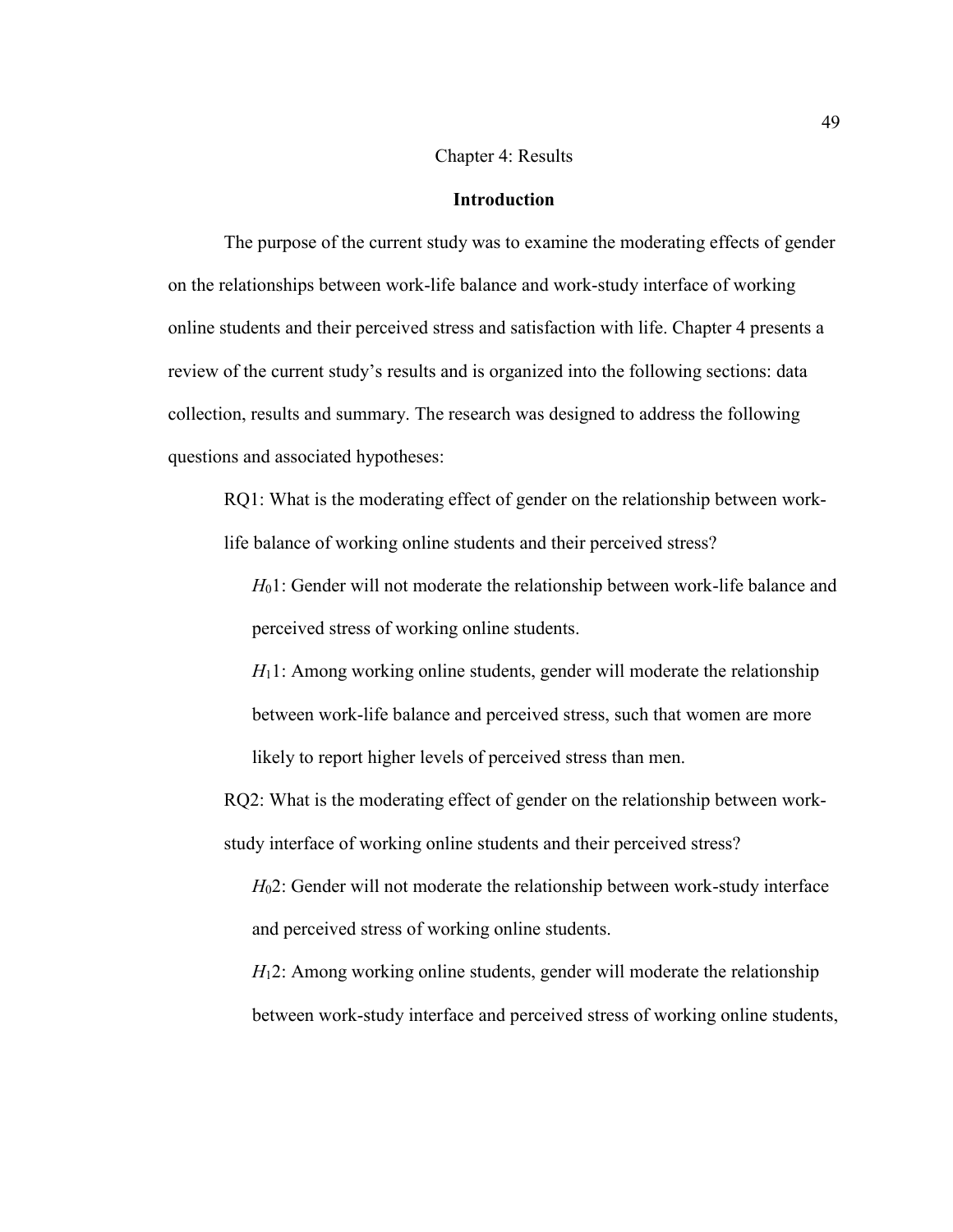# Chapter 4: Results

## Introduction

The purpose of the current study was to examine the moderating effects of gender on the relationships between work-life balance and work-study interface of working online students and their perceived stress and satisfaction with life. Chapter 4 presents a review of the current study's results and is organized into the following sections: data collection, results and summary. The research was designed to address the following questions and associated hypotheses:

RQ1: What is the moderating effect of gender on the relationship between work-life balance of working online students and their perceived stress?

$H_0$1: Gender will not moderate the relationship between work-life balance and perceived stress of working online students.

$H_1$1: Among working online students, gender will moderate the relationship between work-life balance and perceived stress, such that women are more likely to report higher levels of perceived stress than men.

RQ2: What is the moderating effect of gender on the relationship between work-study interface of working online students and their perceived stress?

$H_0$2: Gender will not moderate the relationship between work-study interface and perceived stress of working online students.

$H_1$2: Among working online students, gender will moderate the relationship between work-study interface and perceived stress of working online students,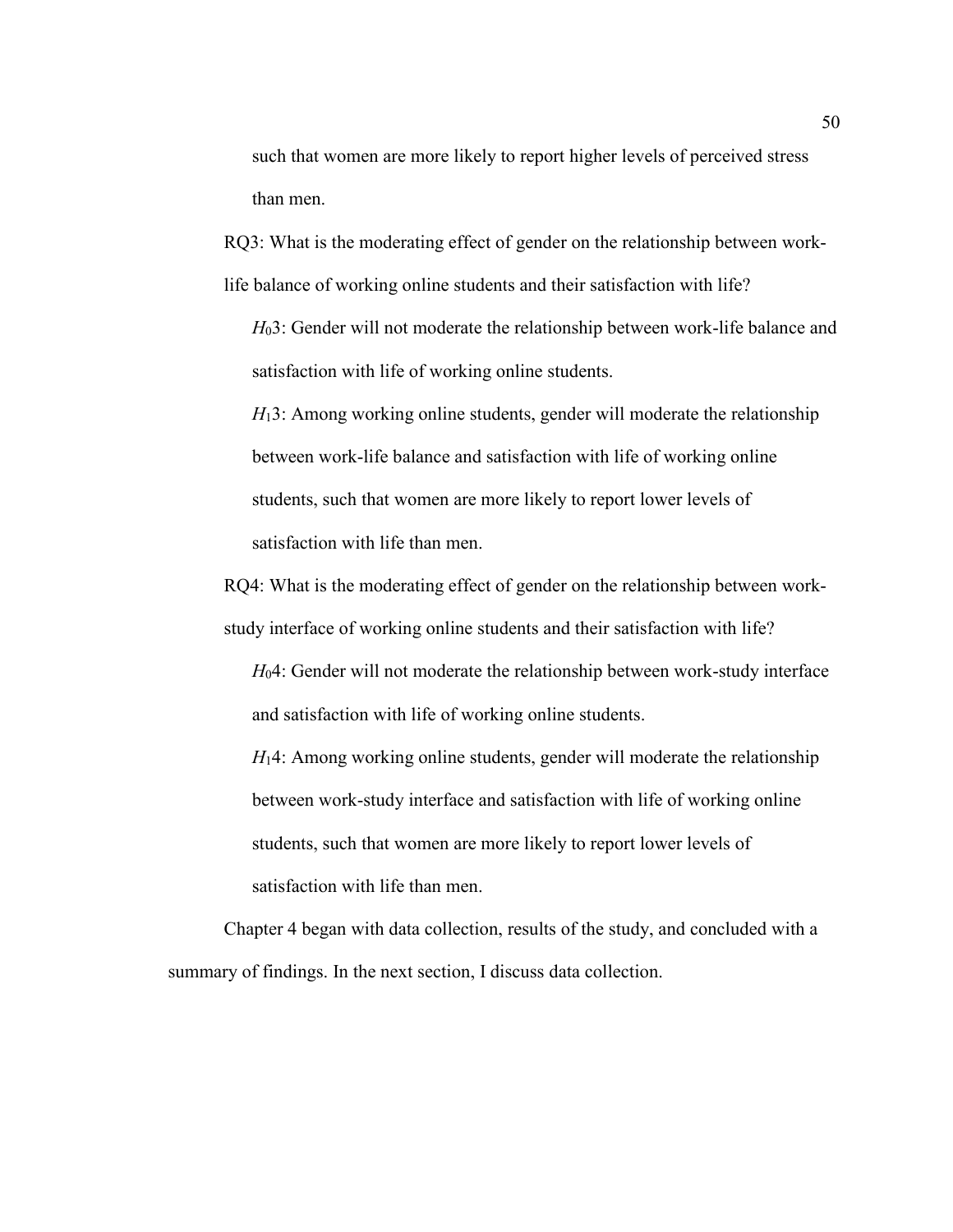such that women are more likely to report higher levels of perceived stress than men.

RQ3: What is the moderating effect of gender on the relationship between work-life balance of working online students and their satisfaction with life?

$H_0$3: Gender will not moderate the relationship between work-life balance and satisfaction with life of working online students.

$H_1$3: Among working online students, gender will moderate the relationship between work-life balance and satisfaction with life of working online students, such that women are more likely to report lower levels of satisfaction with life than men.

RQ4: What is the moderating effect of gender on the relationship between work-study interface of working online students and their satisfaction with life?

$H_0$4: Gender will not moderate the relationship between work-study interface and satisfaction with life of working online students.

$H_1$4: Among working online students, gender will moderate the relationship between work-study interface and satisfaction with life of working online students, such that women are more likely to report lower levels of satisfaction with life than men.

Chapter 4 began with data collection, results of the study, and concluded with a summary of findings. In the next section, I discuss data collection.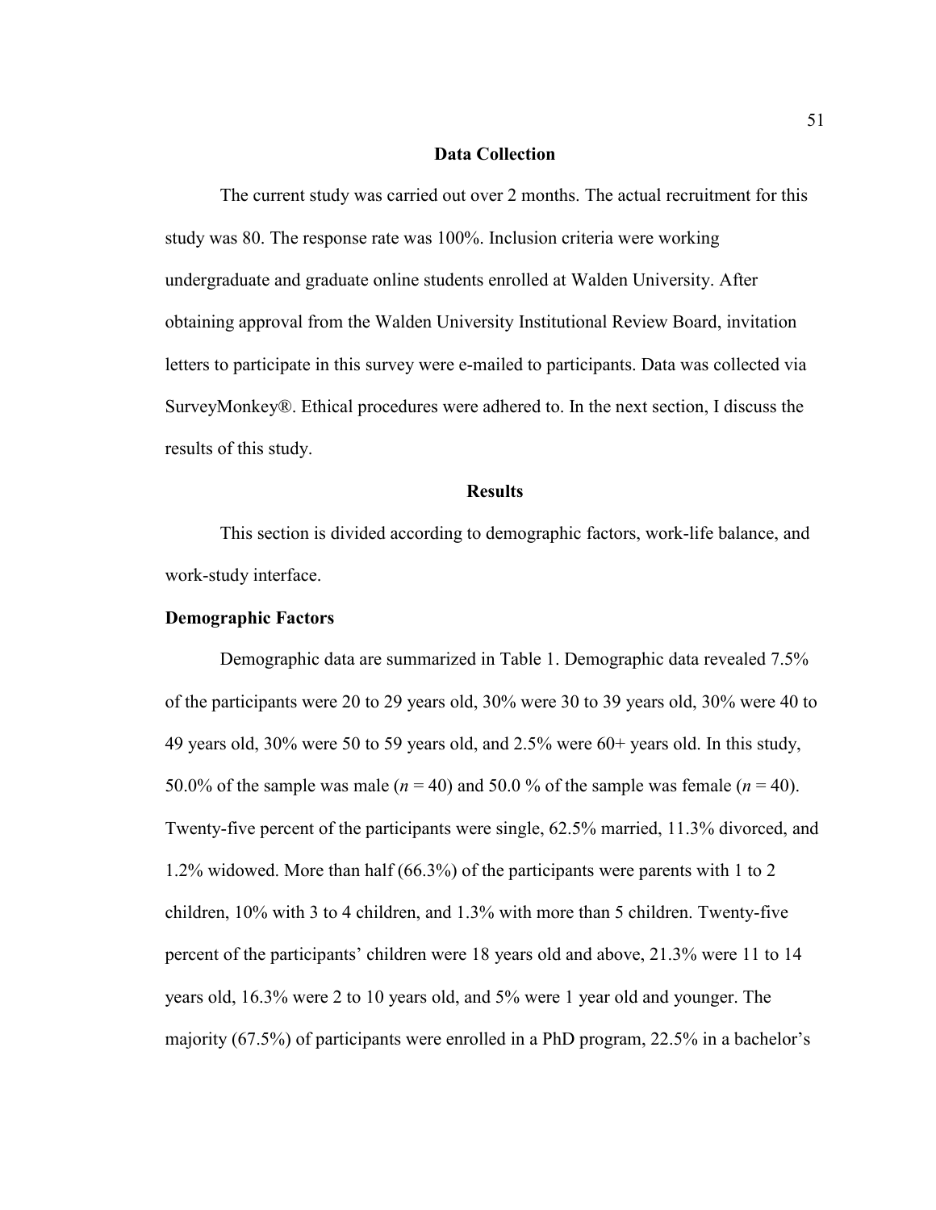## Data Collection

The current study was carried out over 2 months. The actual recruitment for this study was 80. The response rate was 100%. Inclusion criteria were working undergraduate and graduate online students enrolled at Walden University. After obtaining approval from the Walden University Institutional Review Board, invitation letters to participate in this survey were e-mailed to participants. Data was collected via SurveyMonkey®. Ethical procedures were adhered to. In the next section, I discuss the results of this study.

## Results

This section is divided according to demographic factors, work-life balance, and work-study interface.

### Demographic Factors

Demographic data are summarized in Table 1. Demographic data revealed 7.5% of the participants were 20 to 29 years old, 30% were 30 to 39 years old, 30% were 40 to 49 years old, 30% were 50 to 59 years old, and 2.5% were 60+ years old. In this study, 50.0% of the sample was male ($n$ = 40) and 50.0 % of the sample was female ($n$ = 40). Twenty-five percent of the participants were single, 62.5% married, 11.3% divorced, and 1.2% widowed. More than half (66.3%) of the participants were parents with 1 to 2 children, 10% with 3 to 4 children, and 1.3% with more than 5 children. Twenty-five percent of the participants' children were 18 years old and above, 21.3% were 11 to 14 years old, 16.3% were 2 to 10 years old, and 5% were 1 year old and younger. The majority (67.5%) of participants were enrolled in a PhD program, 22.5% in a bachelor's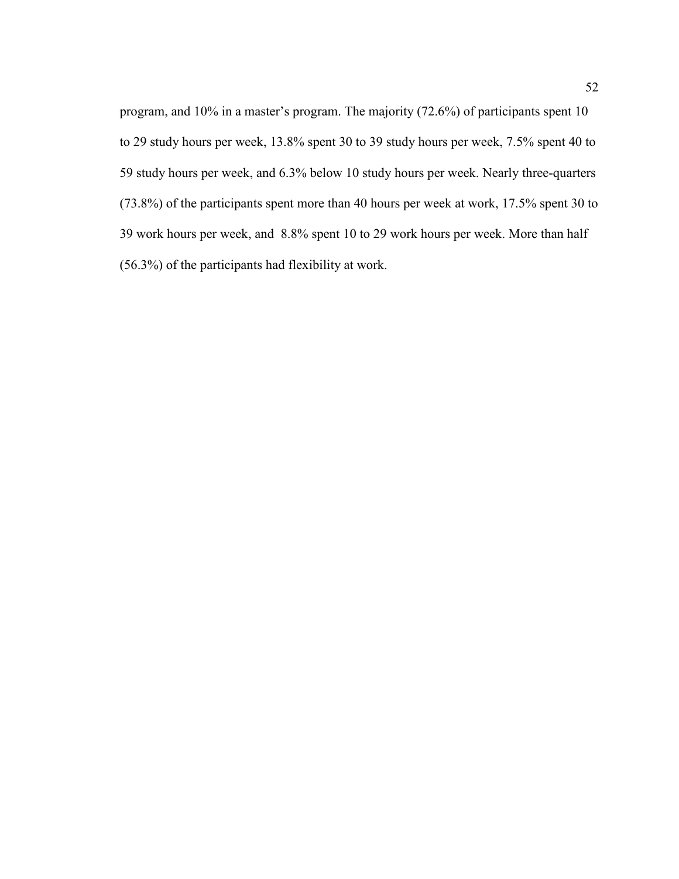program, and 10% in a master's program. The majority (72.6%) of participants spent 10 to 29 study hours per week, 13.8% spent 30 to 39 study hours per week, 7.5% spent 40 to 59 study hours per week, and 6.3% below 10 study hours per week. Nearly three-quarters (73.8%) of the participants spent more than 40 hours per week at work, 17.5% spent 30 to 39 work hours per week, and 8.8% spent 10 to 29 work hours per week. More than half (56.3%) of the participants had flexibility at work.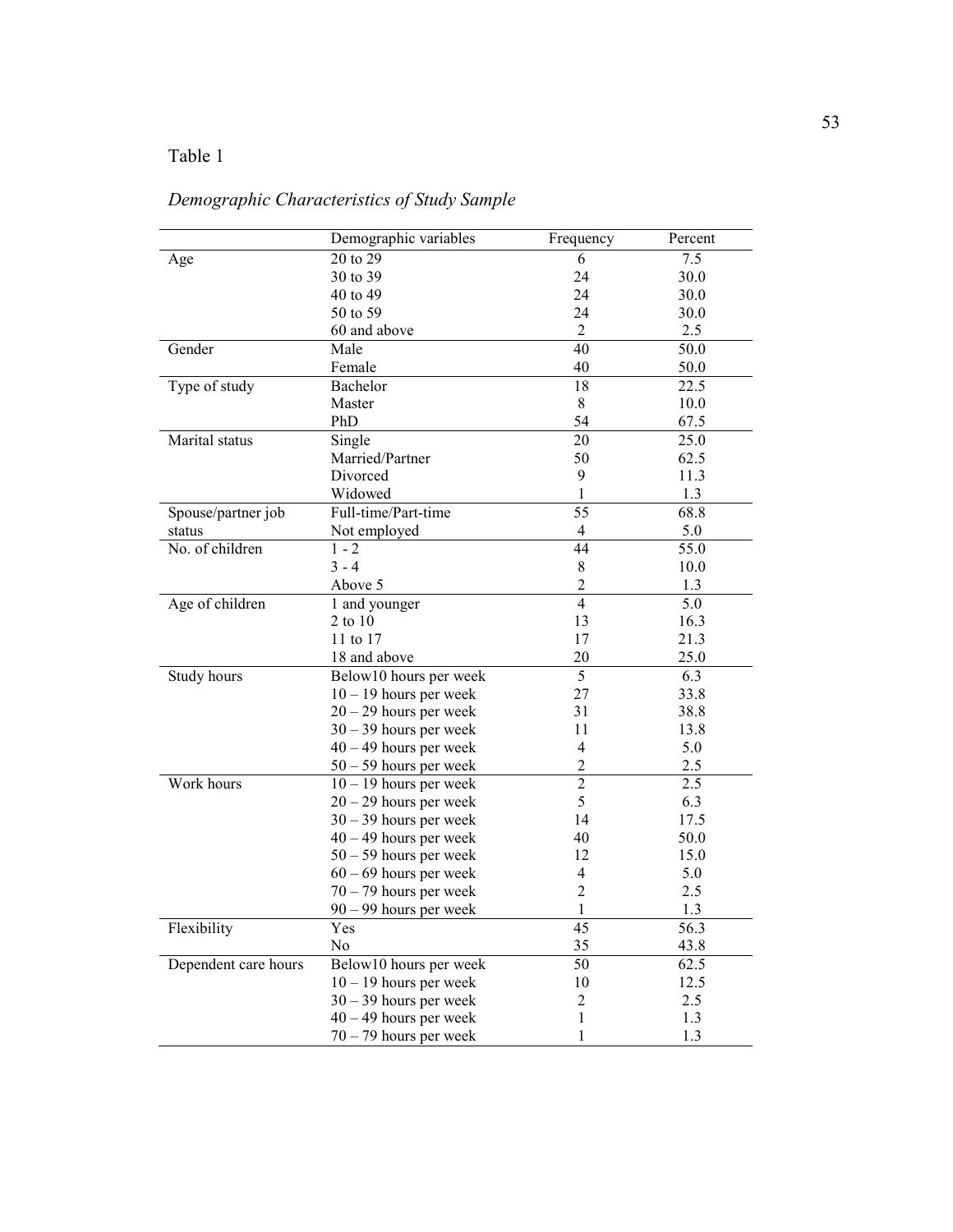Table 1

*Demographic Characteristics of Study Sample*

| | Demographic variables | Frequency | Percent |
|---|---|---|---|
| Age | 20 to 29 | 6 | 7.5 |
| | 30 to 39 | 24 | 30.0 |
| | 40 to 49 | 24 | 30.0 |
| | 50 to 59 | 24 | 30.0 |
| | 60 and above | 2 | 2.5 |
| Gender | Male | 40 | 50.0 |
| | Female | 40 | 50.0 |
| Type of study | Bachelor | 18 | 22.5 |
| | Master | 8 | 10.0 |
| | PhD | 54 | 67.5 |
| Marital status | Single | 20 | 25.0 |
| | Married/Partner | 50 | 62.5 |
| | Divorced | 9 | 11.3 |
| | Widowed | 1 | 1.3 |
| Spouse/partner job status | Full-time/Part-time | 55 | 68.8 |
| | Not employed | 4 | 5.0 |
| No. of children | 1 - 2 | 44 | 55.0 |
| | 3 - 4 | 8 | 10.0 |
| | Above 5 | 2 | 1.3 |
| Age of children | 1 and younger | 4 | 5.0 |
| | 2 to 10 | 13 | 16.3 |
| | 11 to 17 | 17 | 21.3 |
| | 18 and above | 20 | 25.0 |
| Study hours | Below10 hours per week | 5 | 6.3 |
| | 10 – 19 hours per week | 27 | 33.8 |
| | 20 – 29 hours per week | 31 | 38.8 |
| | 30 – 39 hours per week | 11 | 13.8 |
| | 40 – 49 hours per week | 4 | 5.0 |
| | 50 – 59 hours per week | 2 | 2.5 |
| Work hours | 10 – 19 hours per week | 2 | 2.5 |
| | 20 – 29 hours per week | 5 | 6.3 |
| | 30 – 39 hours per week | 14 | 17.5 |
| | 40 – 49 hours per week | 40 | 50.0 |
| | 50 – 59 hours per week | 12 | 15.0 |
| | 60 – 69 hours per week | 4 | 5.0 |
| | 70 – 79 hours per week | 2 | 2.5 |
| | 90 – 99 hours per week | 1 | 1.3 |
| Flexibility | Yes | 45 | 56.3 |
| | No | 35 | 43.8 |
| Dependent care hours | Below10 hours per week | 50 | 62.5 |
| | 10 – 19 hours per week | 10 | 12.5 |
| | 30 – 39 hours per week | 2 | 2.5 |
| | 40 – 49 hours per week | 1 | 1.3 |
| | 70 – 79 hours per week | 1 | 1.3 |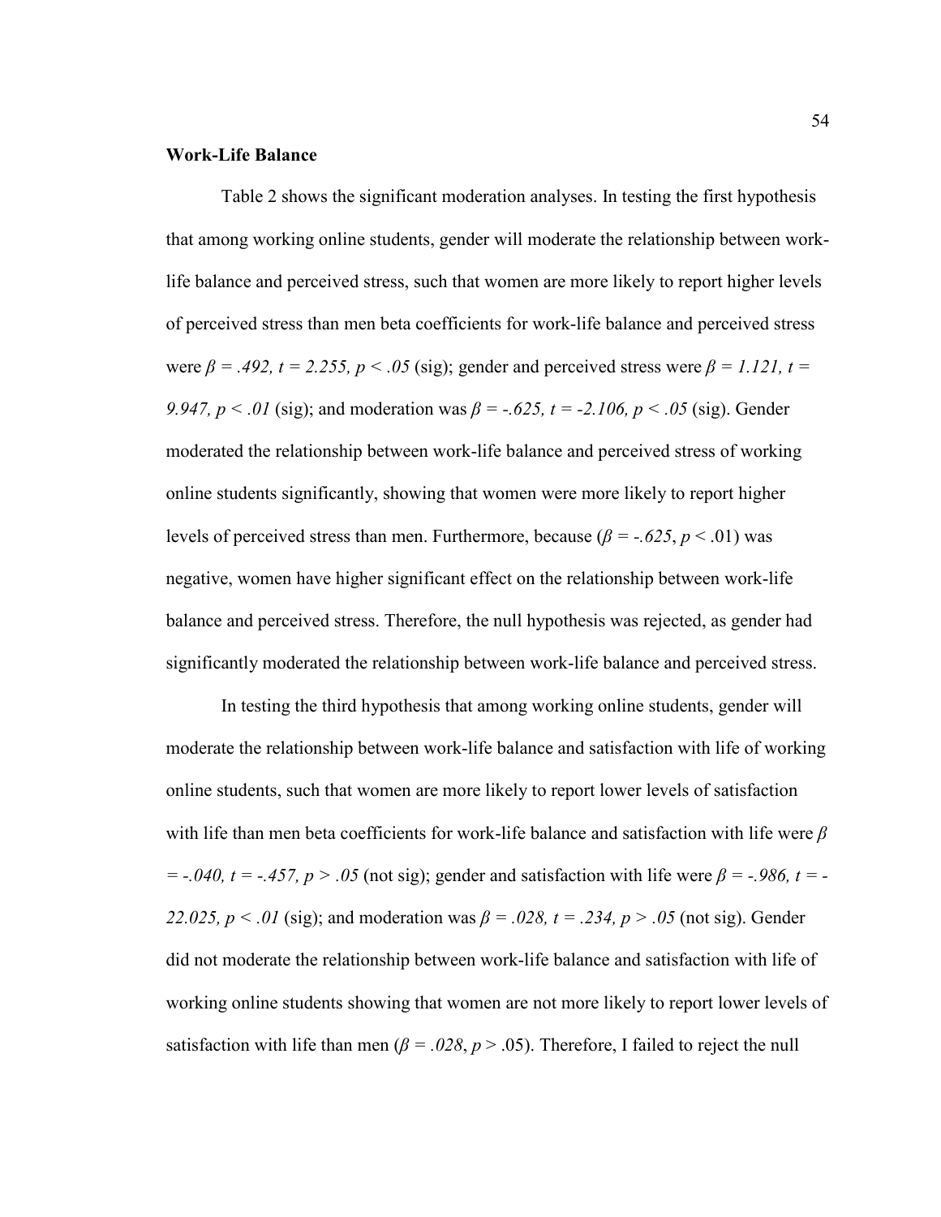**Work-Life Balance**

Table 2 shows the significant moderation analyses. In testing the first hypothesis that among working online students, gender will moderate the relationship between work-life balance and perceived stress, such that women are more likely to report higher levels of perceived stress than men beta coefficients for work-life balance and perceived stress were $\beta = .492, t = 2.255, p < .05$ (sig); gender and perceived stress were $\beta = 1.121, t = 9.947, p < .01$ (sig); and moderation was $\beta = -.625, t = -2.106, p < .05$ (sig). Gender moderated the relationship between work-life balance and perceived stress of working online students significantly, showing that women were more likely to report higher levels of perceived stress than men. Furthermore, because ($\beta = -.625$, $p < .01$) was negative, women have higher significant effect on the relationship between work-life balance and perceived stress. Therefore, the null hypothesis was rejected, as gender had significantly moderated the relationship between work-life balance and perceived stress.

In testing the third hypothesis that among working online students, gender will moderate the relationship between work-life balance and satisfaction with life of working online students, such that women are more likely to report lower levels of satisfaction with life than men beta coefficients for work-life balance and satisfaction with life were $\beta = -.040, t = -.457, p > .05$ (not sig); gender and satisfaction with life were $\beta = -.986, t = -22.025, p < .01$ (sig); and moderation was $\beta = .028, t = .234, p > .05$ (not sig). Gender did not moderate the relationship between work-life balance and satisfaction with life of working online students showing that women are not more likely to report lower levels of satisfaction with life than men ($\beta = .028$, $p > .05$). Therefore, I failed to reject the null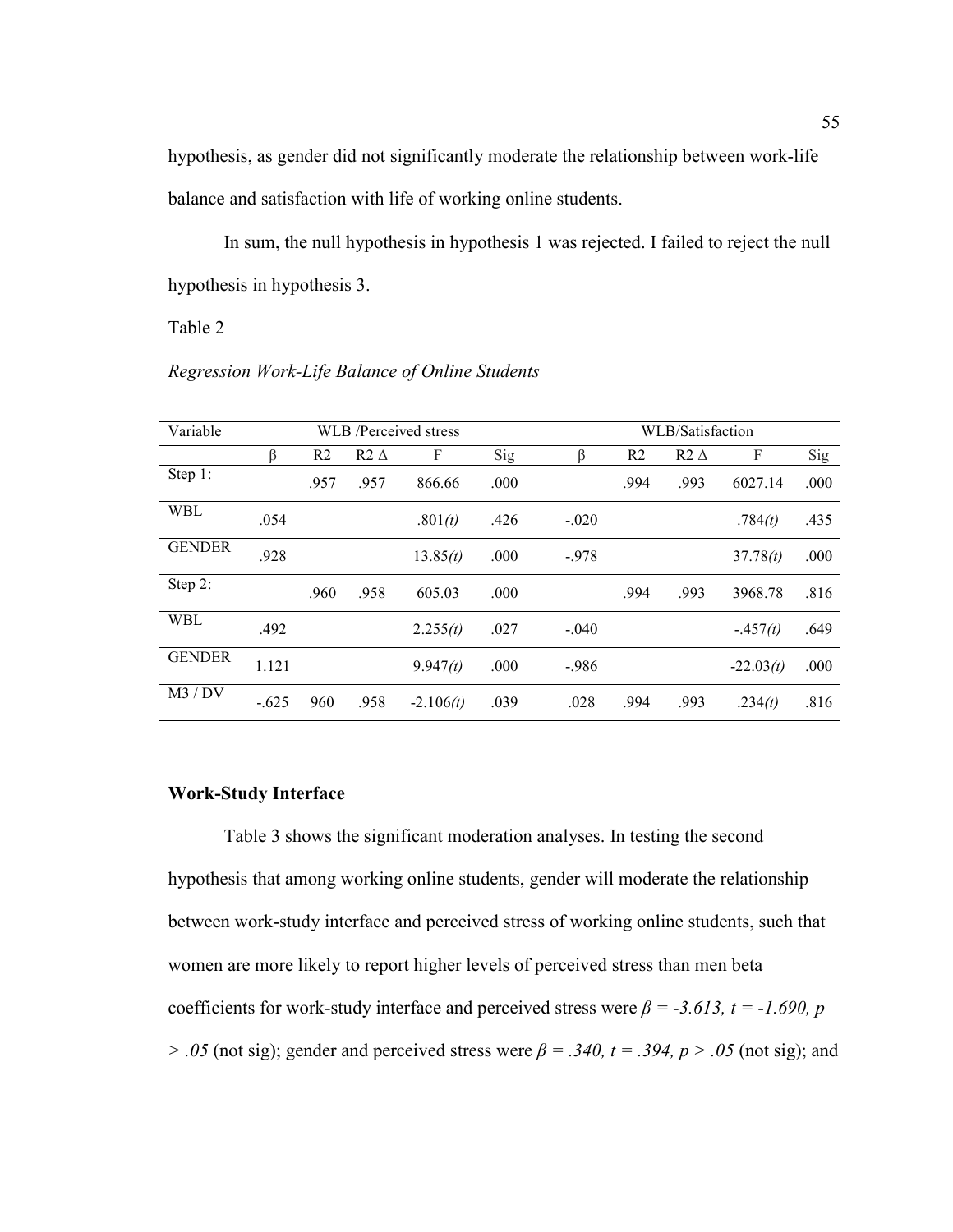hypothesis, as gender did not significantly moderate the relationship between work-life balance and satisfaction with life of working online students.

In sum, the null hypothesis in hypothesis 1 was rejected. I failed to reject the null hypothesis in hypothesis 3.

Table 2

*Regression Work-Life Balance of Online Students*

| Variable | WLB /Perceived stress | | | | | WLB/Satisfaction | | | | |
|---|---|---|---|---|---|---|---|---|---|---|
| | β | R2 | R2 Δ | F | Sig | β | R2 | R2 Δ | F | Sig |
| Step 1: | | .957 | .957 | 866.66 | .000 | | .994 | .993 | 6027.14 | .000 |
| WBL | .054 | | | .801*(t)* | .426 | -.020 | | | .784*(t)* | .435 |
| GENDER | .928 | | | 13.85*(t)* | .000 | -.978 | | | 37.78*(t)* | .000 |
| Step 2: | | .960 | .958 | 605.03 | .000 | | .994 | .993 | 3968.78 | .816 |
| WBL | .492 | | | 2.255*(t)* | .027 | -.040 | | | -.457*(t)* | .649 |
| GENDER | 1.121 | | | 9.947*(t)* | .000 | -.986 | | | -22.03*(t)* | .000 |
| M3 / DV | -.625 | 960 | .958 | -2.106*(t)* | .039 | .028 | .994 | .993 | .234*(t)* | .816 |

### Work-Study Interface

Table 3 shows the significant moderation analyses. In testing the second hypothesis that among working online students, gender will moderate the relationship between work-study interface and perceived stress of working online students, such that women are more likely to report higher levels of perceived stress than men beta coefficients for work-study interface and perceived stress were $\beta = -3.613$, $t = -1.690$, $p > .05$ (not sig); gender and perceived stress were $\beta = .340$, $t = .394$, $p > .05$ (not sig); and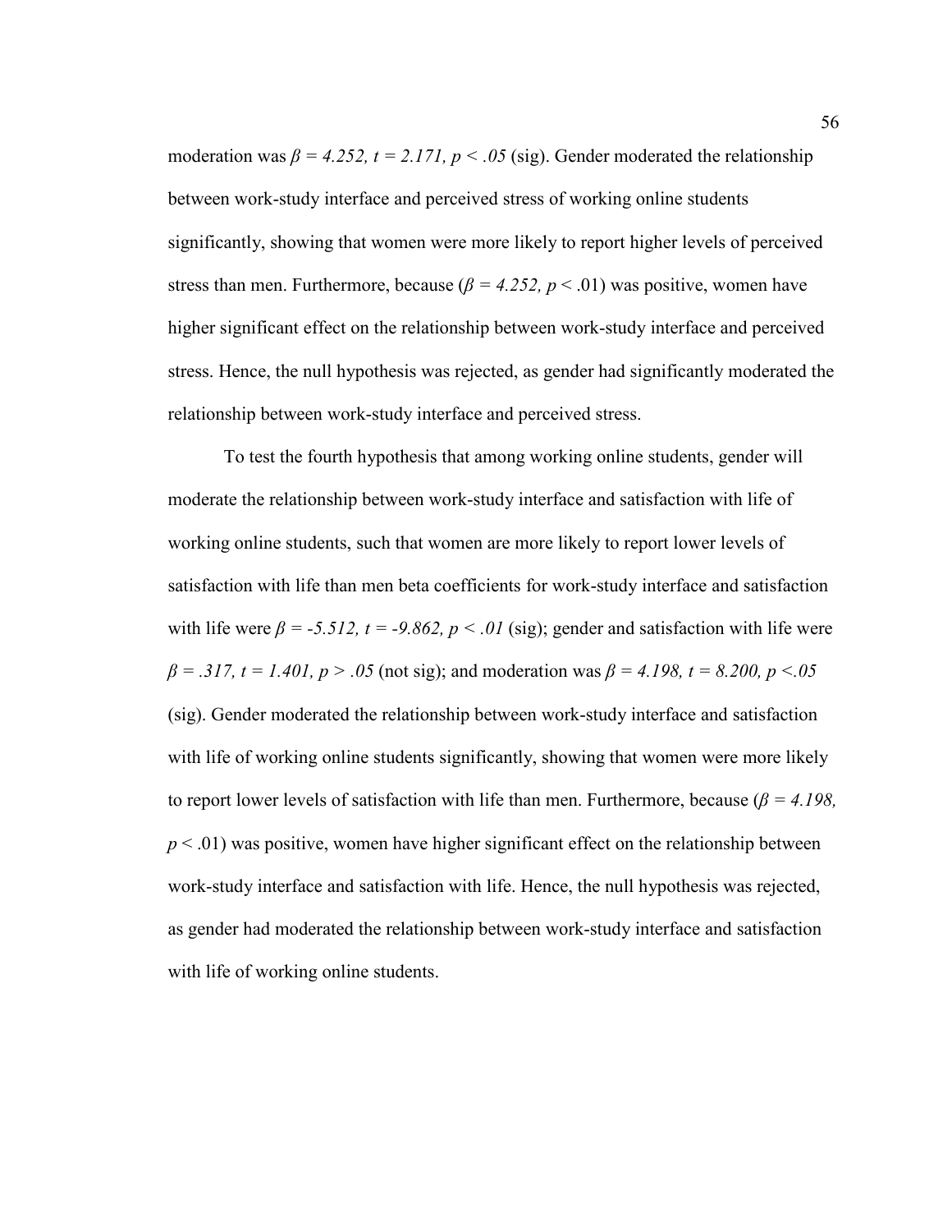moderation was $\beta = 4.252, t = 2.171, p < .05$ (sig). Gender moderated the relationship between work-study interface and perceived stress of working online students significantly, showing that women were more likely to report higher levels of perceived stress than men. Furthermore, because ($\beta = 4.252$, $p < .01$) was positive, women have higher significant effect on the relationship between work-study interface and perceived stress. Hence, the null hypothesis was rejected, as gender had significantly moderated the relationship between work-study interface and perceived stress.

To test the fourth hypothesis that among working online students, gender will moderate the relationship between work-study interface and satisfaction with life of working online students, such that women are more likely to report lower levels of satisfaction with life than men beta coefficients for work-study interface and satisfaction with life were $\beta = -5.512, t = -9.862, p < .01$ (sig); gender and satisfaction with life were $\beta = .317, t = 1.401, p > .05$ (not sig); and moderation was $\beta = 4.198, t = 8.200, p <.05$ (sig). Gender moderated the relationship between work-study interface and satisfaction with life of working online students significantly, showing that women were more likely to report lower levels of satisfaction with life than men. Furthermore, because ($\beta = 4.198$, $p < .01$) was positive, women have higher significant effect on the relationship between work-study interface and satisfaction with life. Hence, the null hypothesis was rejected, as gender had moderated the relationship between work-study interface and satisfaction with life of working online students.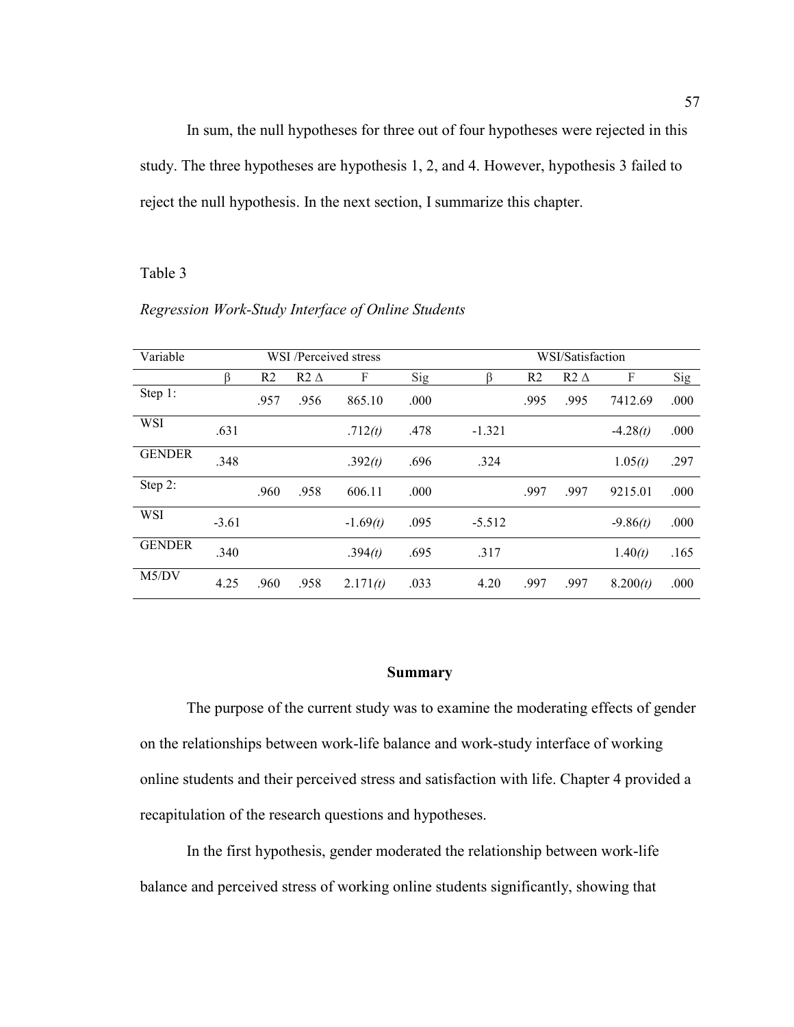In sum, the null hypotheses for three out of four hypotheses were rejected in this study. The three hypotheses are hypothesis 1, 2, and 4. However, hypothesis 3 failed to reject the null hypothesis. In the next section, I summarize this chapter.

Table 3

*Regression Work-Study Interface of Online Students*

| Variable | WSI /Perceived stress | | | | | WSI/Satisfaction | | | | |
|---|---|---|---|---|---|---|---|---|---|---|
| | β | R2 | R2 Δ | F | Sig | β | R2 | R2 Δ | F | Sig |
| Step 1: | | .957 | .956 | 865.10 | .000 | | .995 | .995 | 7412.69 | .000 |
| WSI | .631 | | | .712*(t)* | .478 | -1.321 | | | -4.28*(t)* | .000 |
| GENDER | .348 | | | .392*(t)* | .696 | .324 | | | 1.05*(t)* | .297 |
| Step 2: | | .960 | .958 | 606.11 | .000 | | .997 | .997 | 9215.01 | .000 |
| WSI | -3.61 | | | -1.69*(t)* | .095 | -5.512 | | | -9.86*(t)* | .000 |
| GENDER | .340 | | | .394*(t)* | .695 | .317 | | | 1.40*(t)* | .165 |
| M5/DV | 4.25 | .960 | .958 | 2.171*(t)* | .033 | 4.20 | .997 | .997 | 8.200*(t)* | .000 |

## Summary

The purpose of the current study was to examine the moderating effects of gender on the relationships between work-life balance and work-study interface of working online students and their perceived stress and satisfaction with life. Chapter 4 provided a recapitulation of the research questions and hypotheses.

In the first hypothesis, gender moderated the relationship between work-life balance and perceived stress of working online students significantly, showing that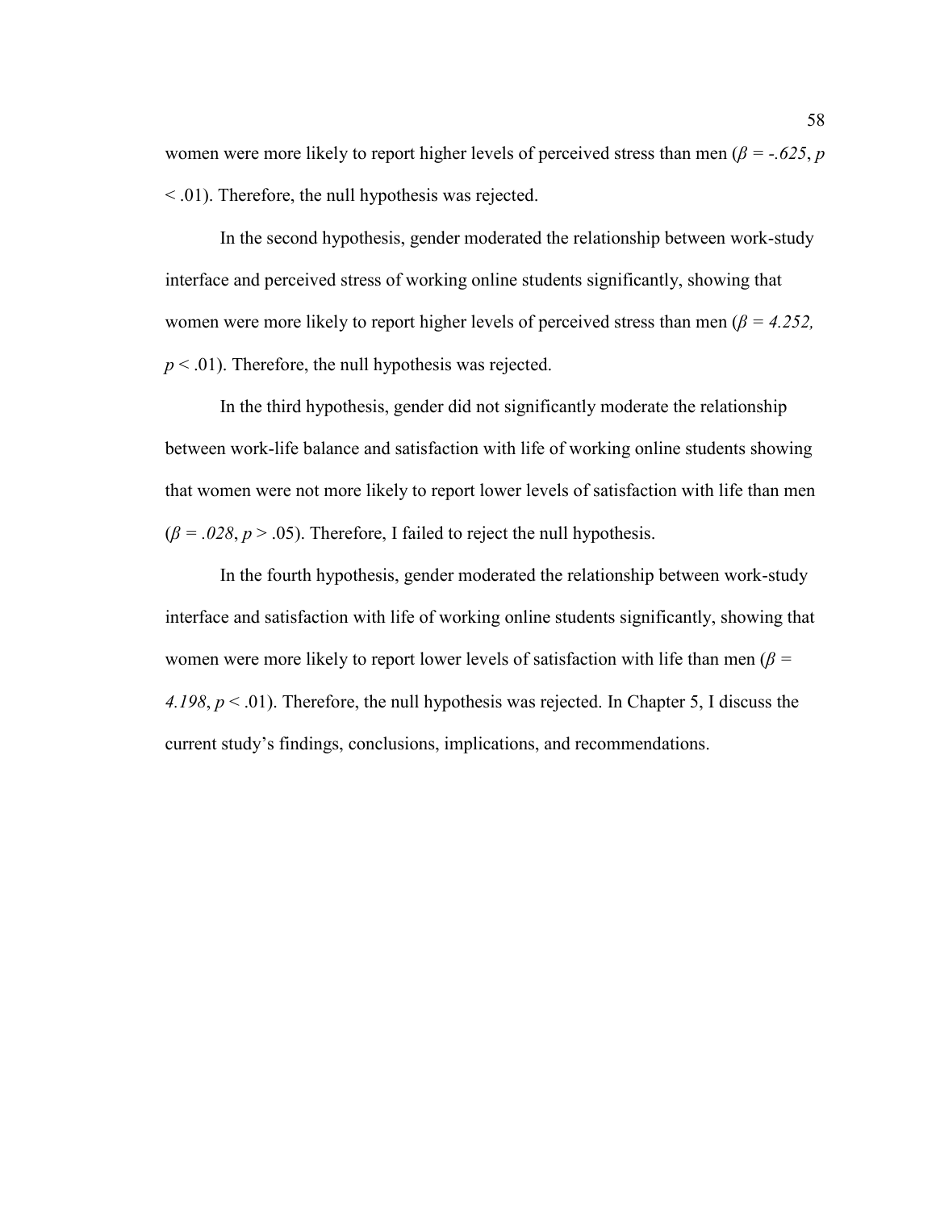women were more likely to report higher levels of perceived stress than men ($\beta = -.625$, $p < .01$). Therefore, the null hypothesis was rejected.

In the second hypothesis, gender moderated the relationship between work-study interface and perceived stress of working online students significantly, showing that women were more likely to report higher levels of perceived stress than men ($\beta = 4.252$, $p < .01$). Therefore, the null hypothesis was rejected.

In the third hypothesis, gender did not significantly moderate the relationship between work-life balance and satisfaction with life of working online students showing that women were not more likely to report lower levels of satisfaction with life than men ($\beta = .028$, $p > .05$). Therefore, I failed to reject the null hypothesis.

In the fourth hypothesis, gender moderated the relationship between work-study interface and satisfaction with life of working online students significantly, showing that women were more likely to report lower levels of satisfaction with life than men ($\beta = 4.198$, $p < .01$). Therefore, the null hypothesis was rejected. In Chapter 5, I discuss the current study's findings, conclusions, implications, and recommendations.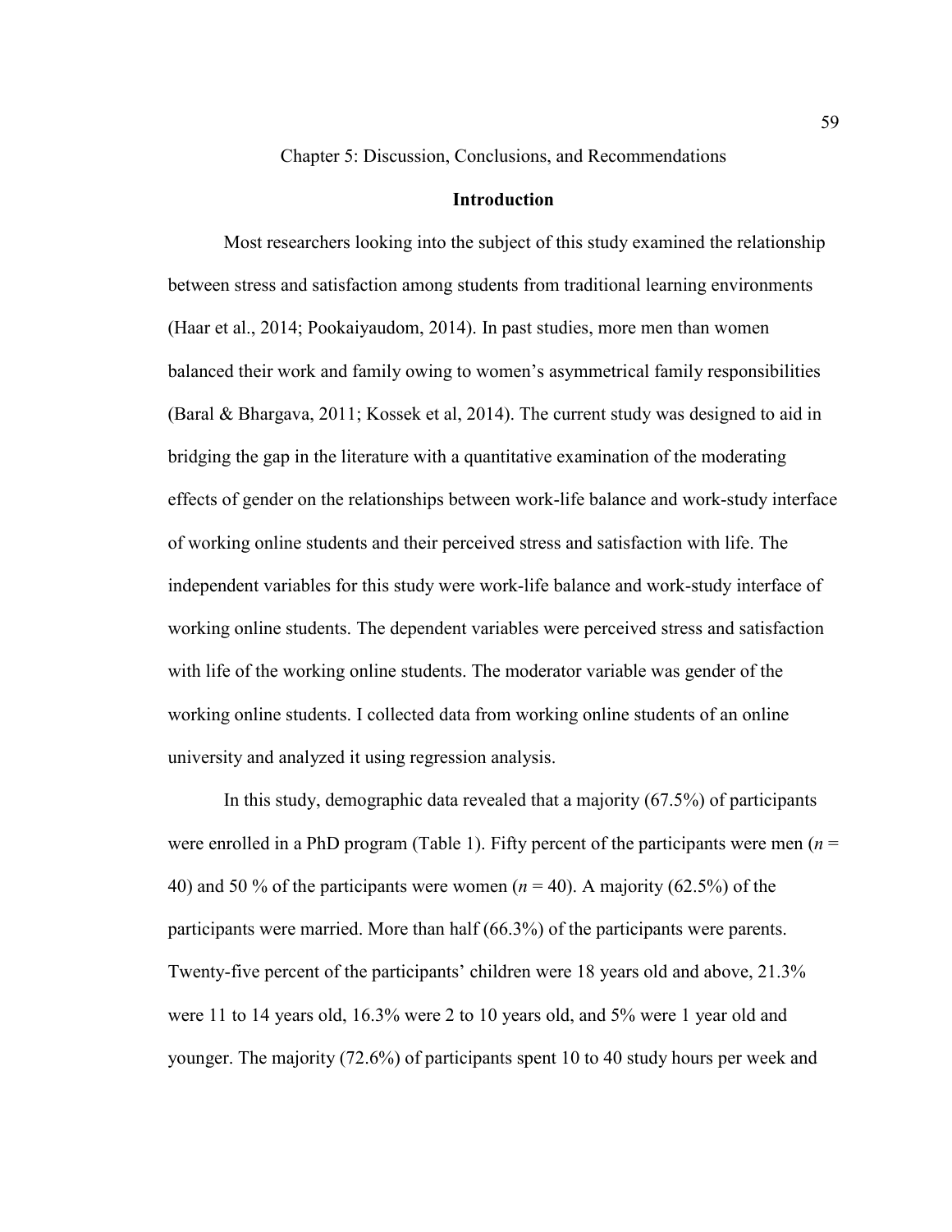# Chapter 5: Discussion, Conclusions, and Recommendations

## Introduction

Most researchers looking into the subject of this study examined the relationship between stress and satisfaction among students from traditional learning environments (Haar et al., 2014; Pookaiyaudom, 2014). In past studies, more men than women balanced their work and family owing to women's asymmetrical family responsibilities (Baral & Bhargava, 2011; Kossek et al, 2014). The current study was designed to aid in bridging the gap in the literature with a quantitative examination of the moderating effects of gender on the relationships between work-life balance and work-study interface of working online students and their perceived stress and satisfaction with life. The independent variables for this study were work-life balance and work-study interface of working online students. The dependent variables were perceived stress and satisfaction with life of the working online students. The moderator variable was gender of the working online students. I collected data from working online students of an online university and analyzed it using regression analysis.

In this study, demographic data revealed that a majority (67.5%) of participants were enrolled in a PhD program (Table 1). Fifty percent of the participants were men (*n* = 40) and 50 % of the participants were women (*n* = 40). A majority (62.5%) of the participants were married. More than half (66.3%) of the participants were parents. Twenty-five percent of the participants' children were 18 years old and above, 21.3% were 11 to 14 years old, 16.3% were 2 to 10 years old, and 5% were 1 year old and younger. The majority (72.6%) of participants spent 10 to 40 study hours per week and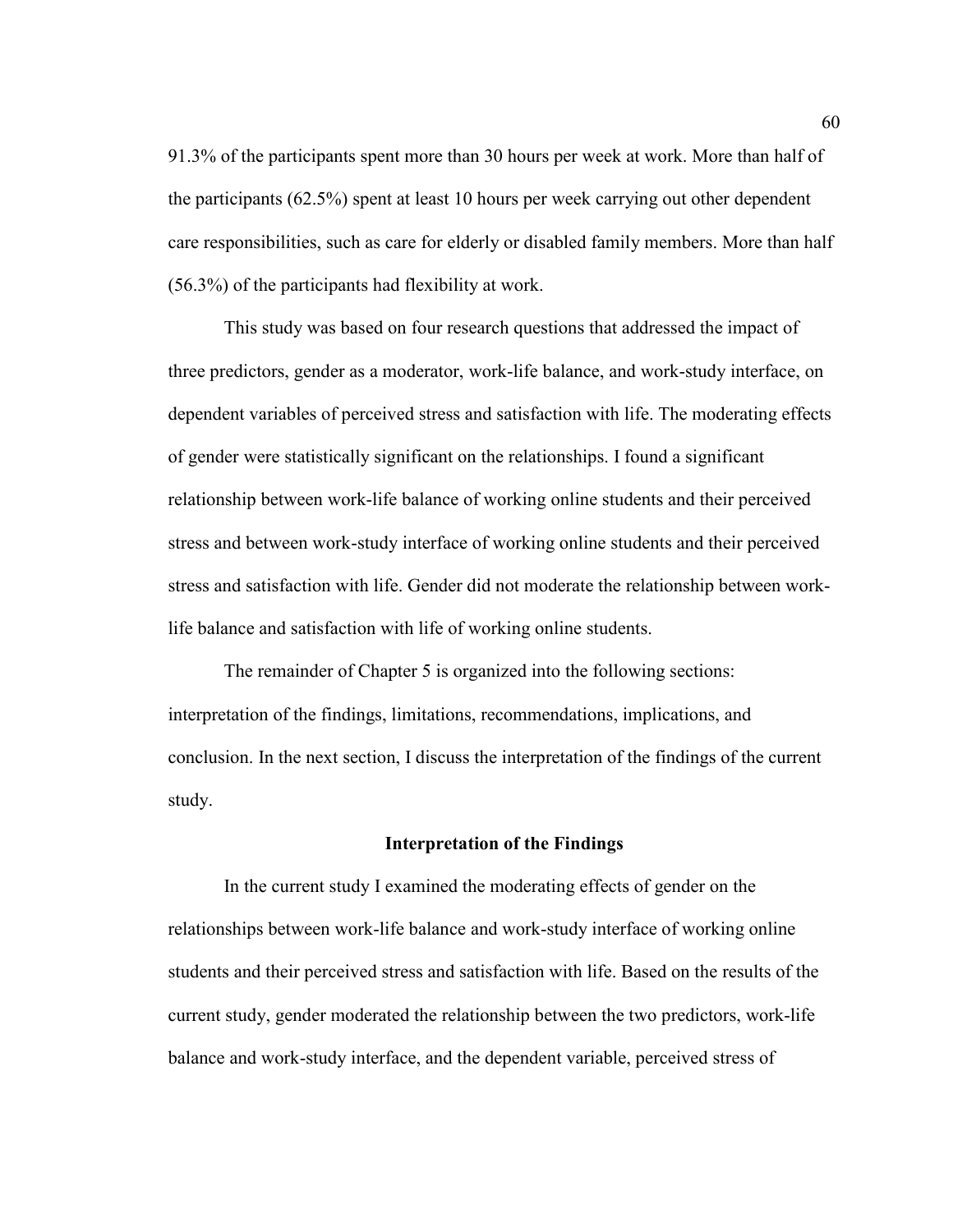91.3% of the participants spent more than 30 hours per week at work. More than half of the participants (62.5%) spent at least 10 hours per week carrying out other dependent care responsibilities, such as care for elderly or disabled family members. More than half (56.3%) of the participants had flexibility at work.

This study was based on four research questions that addressed the impact of three predictors, gender as a moderator, work-life balance, and work-study interface, on dependent variables of perceived stress and satisfaction with life. The moderating effects of gender were statistically significant on the relationships. I found a significant relationship between work-life balance of working online students and their perceived stress and between work-study interface of working online students and their perceived stress and satisfaction with life. Gender did not moderate the relationship between work-life balance and satisfaction with life of working online students.

The remainder of Chapter 5 is organized into the following sections: interpretation of the findings, limitations, recommendations, implications, and conclusion. In the next section, I discuss the interpretation of the findings of the current study.

## Interpretation of the Findings

In the current study I examined the moderating effects of gender on the relationships between work-life balance and work-study interface of working online students and their perceived stress and satisfaction with life. Based on the results of the current study, gender moderated the relationship between the two predictors, work-life balance and work-study interface, and the dependent variable, perceived stress of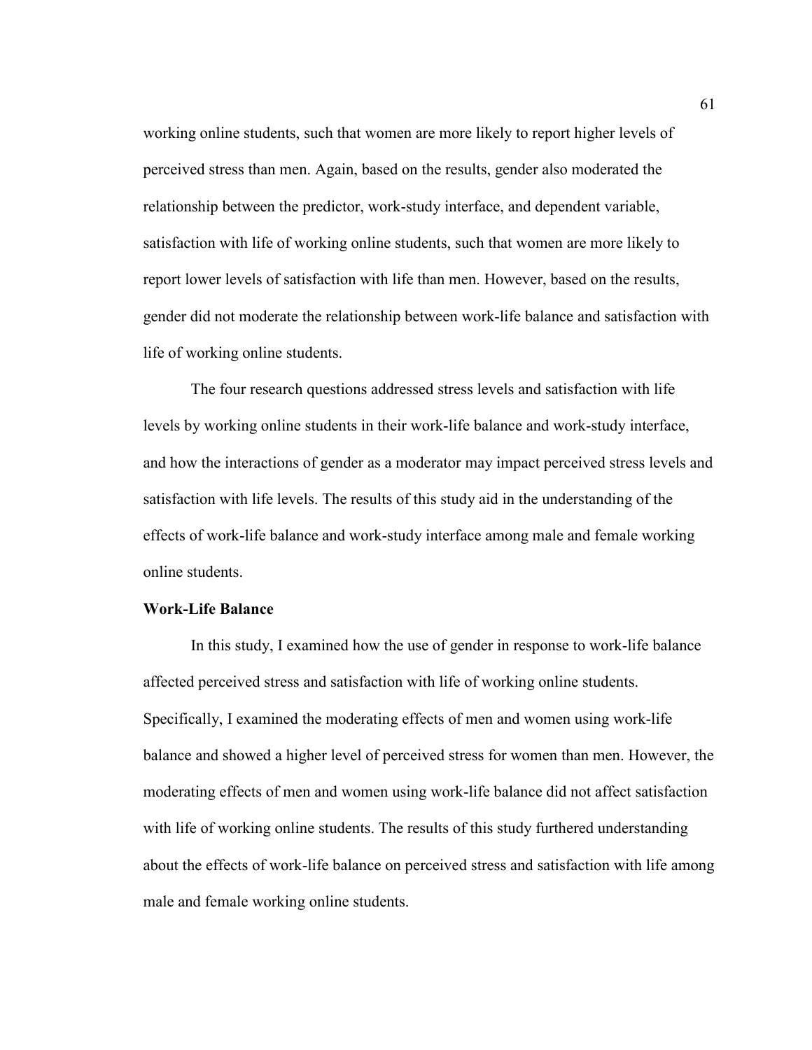working online students, such that women are more likely to report higher levels of perceived stress than men. Again, based on the results, gender also moderated the relationship between the predictor, work-study interface, and dependent variable, satisfaction with life of working online students, such that women are more likely to report lower levels of satisfaction with life than men. However, based on the results, gender did not moderate the relationship between work-life balance and satisfaction with life of working online students.

The four research questions addressed stress levels and satisfaction with life levels by working online students in their work-life balance and work-study interface, and how the interactions of gender as a moderator may impact perceived stress levels and satisfaction with life levels. The results of this study aid in the understanding of the effects of work-life balance and work-study interface among male and female working online students.

**Work-Life Balance**

In this study, I examined how the use of gender in response to work-life balance affected perceived stress and satisfaction with life of working online students. Specifically, I examined the moderating effects of men and women using work-life balance and showed a higher level of perceived stress for women than men. However, the moderating effects of men and women using work-life balance did not affect satisfaction with life of working online students. The results of this study furthered understanding about the effects of work-life balance on perceived stress and satisfaction with life among male and female working online students.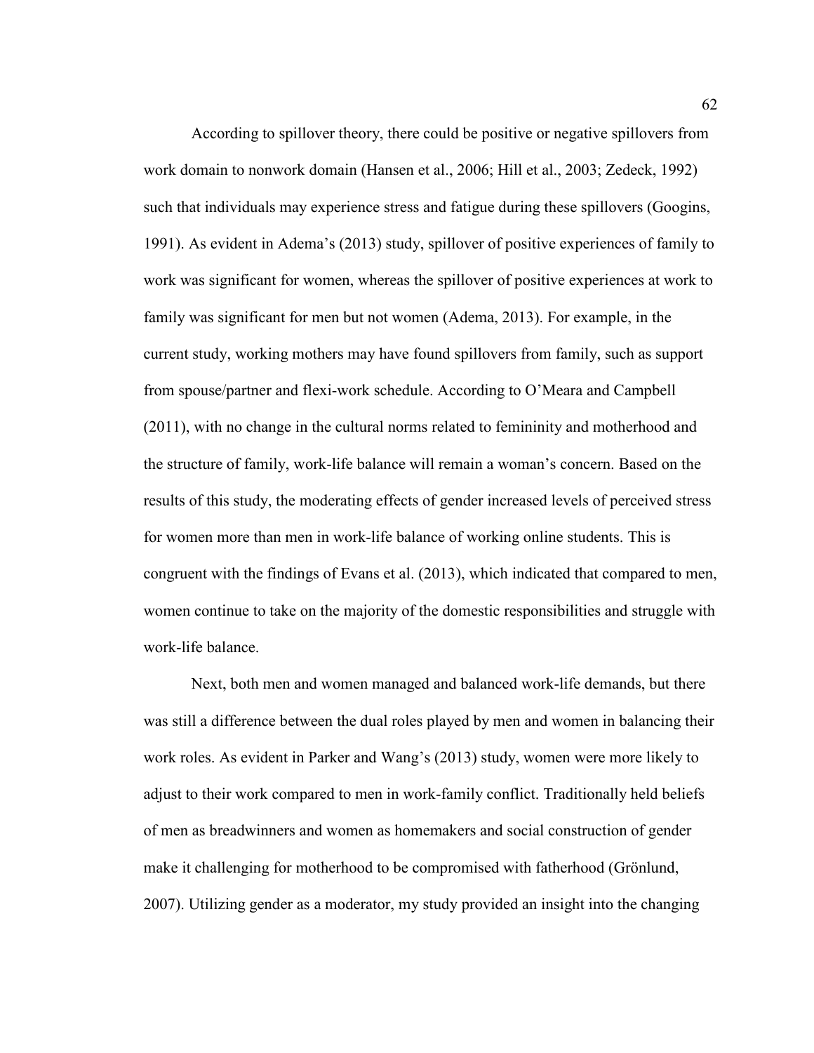According to spillover theory, there could be positive or negative spillovers from work domain to nonwork domain (Hansen et al., 2006; Hill et al., 2003; Zedeck, 1992) such that individuals may experience stress and fatigue during these spillovers (Googins, 1991). As evident in Adema's (2013) study, spillover of positive experiences of family to work was significant for women, whereas the spillover of positive experiences at work to family was significant for men but not women (Adema, 2013). For example, in the current study, working mothers may have found spillovers from family, such as support from spouse/partner and flexi-work schedule. According to O'Meara and Campbell (2011), with no change in the cultural norms related to femininity and motherhood and the structure of family, work-life balance will remain a woman's concern. Based on the results of this study, the moderating effects of gender increased levels of perceived stress for women more than men in work-life balance of working online students. This is congruent with the findings of Evans et al. (2013), which indicated that compared to men, women continue to take on the majority of the domestic responsibilities and struggle with work-life balance.

Next, both men and women managed and balanced work-life demands, but there was still a difference between the dual roles played by men and women in balancing their work roles. As evident in Parker and Wang's (2013) study, women were more likely to adjust to their work compared to men in work-family conflict. Traditionally held beliefs of men as breadwinners and women as homemakers and social construction of gender make it challenging for motherhood to be compromised with fatherhood (Grönlund, 2007). Utilizing gender as a moderator, my study provided an insight into the changing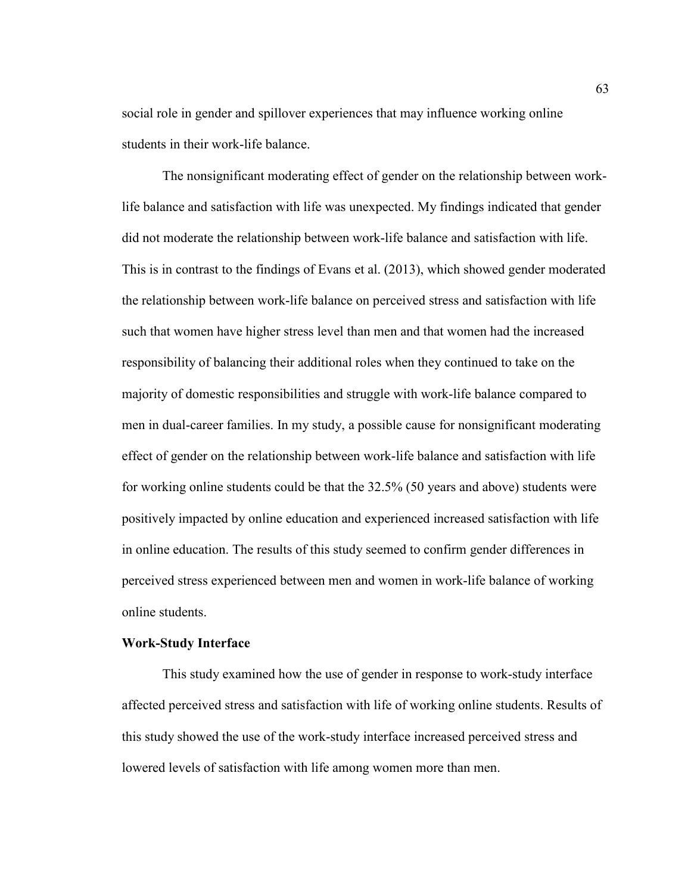social role in gender and spillover experiences that may influence working online students in their work-life balance.

The nonsignificant moderating effect of gender on the relationship between work-life balance and satisfaction with life was unexpected. My findings indicated that gender did not moderate the relationship between work-life balance and satisfaction with life. This is in contrast to the findings of Evans et al. (2013), which showed gender moderated the relationship between work-life balance on perceived stress and satisfaction with life such that women have higher stress level than men and that women had the increased responsibility of balancing their additional roles when they continued to take on the majority of domestic responsibilities and struggle with work-life balance compared to men in dual-career families. In my study, a possible cause for nonsignificant moderating effect of gender on the relationship between work-life balance and satisfaction with life for working online students could be that the 32.5% (50 years and above) students were positively impacted by online education and experienced increased satisfaction with life in online education. The results of this study seemed to confirm gender differences in perceived stress experienced between men and women in work-life balance of working online students.

**Work-Study Interface**

This study examined how the use of gender in response to work-study interface affected perceived stress and satisfaction with life of working online students. Results of this study showed the use of the work-study interface increased perceived stress and lowered levels of satisfaction with life among women more than men.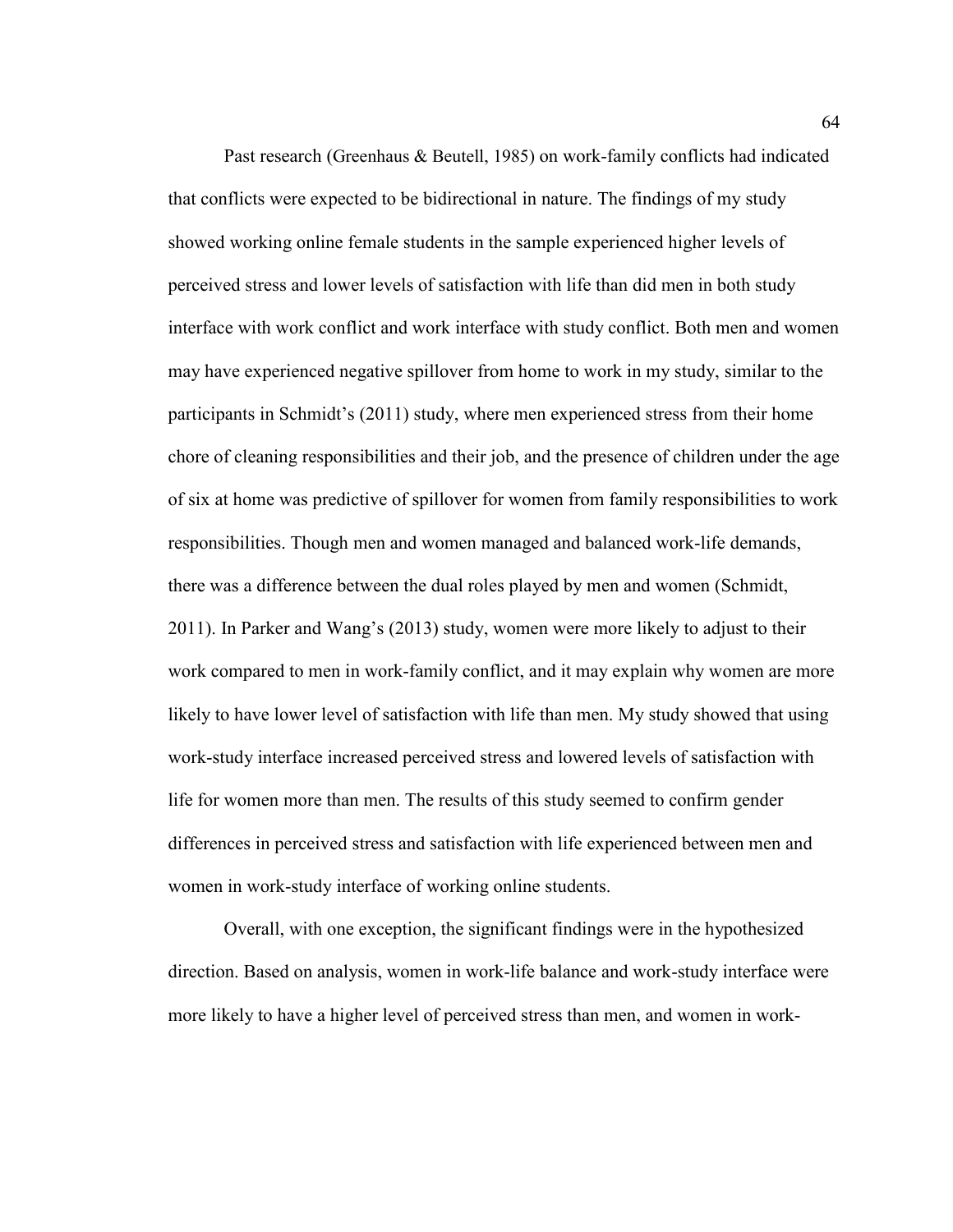Past research (Greenhaus & Beutell, 1985) on work-family conflicts had indicated that conflicts were expected to be bidirectional in nature. The findings of my study showed working online female students in the sample experienced higher levels of perceived stress and lower levels of satisfaction with life than did men in both study interface with work conflict and work interface with study conflict. Both men and women may have experienced negative spillover from home to work in my study, similar to the participants in Schmidt's (2011) study, where men experienced stress from their home chore of cleaning responsibilities and their job, and the presence of children under the age of six at home was predictive of spillover for women from family responsibilities to work responsibilities. Though men and women managed and balanced work-life demands, there was a difference between the dual roles played by men and women (Schmidt, 2011). In Parker and Wang's (2013) study, women were more likely to adjust to their work compared to men in work-family conflict, and it may explain why women are more likely to have lower level of satisfaction with life than men. My study showed that using work-study interface increased perceived stress and lowered levels of satisfaction with life for women more than men. The results of this study seemed to confirm gender differences in perceived stress and satisfaction with life experienced between men and women in work-study interface of working online students.

Overall, with one exception, the significant findings were in the hypothesized direction. Based on analysis, women in work-life balance and work-study interface were more likely to have a higher level of perceived stress than men, and women in work-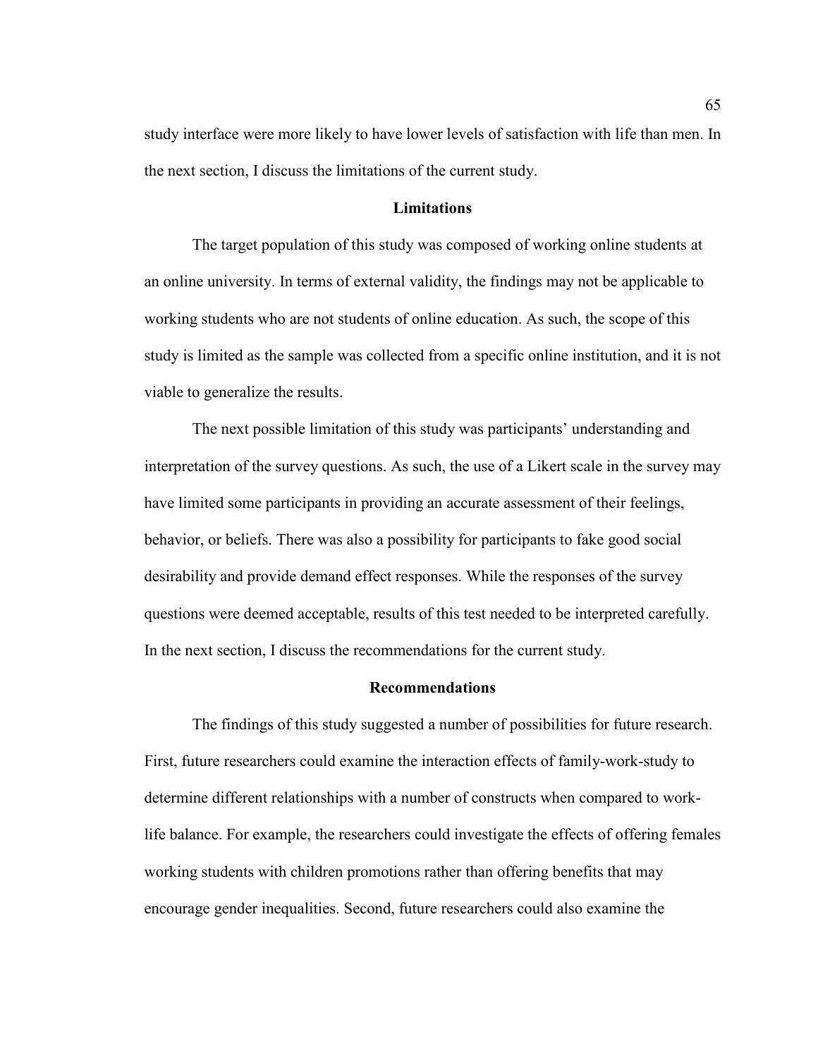study interface were more likely to have lower levels of satisfaction with life than men. In the next section, I discuss the limitations of the current study.

## Limitations

The target population of this study was composed of working online students at an online university. In terms of external validity, the findings may not be applicable to working students who are not students of online education. As such, the scope of this study is limited as the sample was collected from a specific online institution, and it is not viable to generalize the results.

The next possible limitation of this study was participants' understanding and interpretation of the survey questions. As such, the use of a Likert scale in the survey may have limited some participants in providing an accurate assessment of their feelings, behavior, or beliefs. There was also a possibility for participants to fake good social desirability and provide demand effect responses. While the responses of the survey questions were deemed acceptable, results of this test needed to be interpreted carefully. In the next section, I discuss the recommendations for the current study.

## Recommendations

The findings of this study suggested a number of possibilities for future research. First, future researchers could examine the interaction effects of family-work-study to determine different relationships with a number of constructs when compared to work-life balance. For example, the researchers could investigate the effects of offering females working students with children promotions rather than offering benefits that may encourage gender inequalities. Second, future researchers could also examine the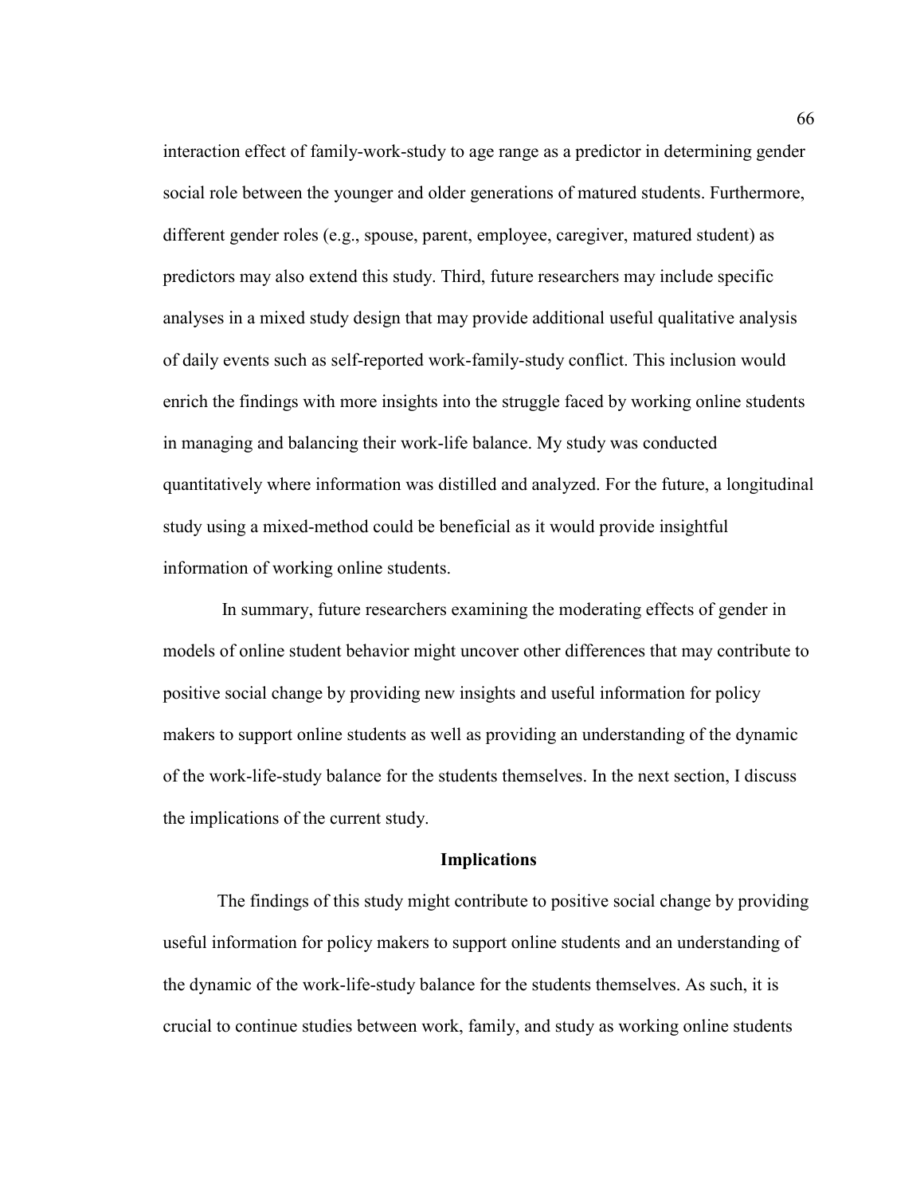interaction effect of family-work-study to age range as a predictor in determining gender social role between the younger and older generations of matured students. Furthermore, different gender roles (e.g., spouse, parent, employee, caregiver, matured student) as predictors may also extend this study. Third, future researchers may include specific analyses in a mixed study design that may provide additional useful qualitative analysis of daily events such as self-reported work-family-study conflict. This inclusion would enrich the findings with more insights into the struggle faced by working online students in managing and balancing their work-life balance. My study was conducted quantitatively where information was distilled and analyzed. For the future, a longitudinal study using a mixed-method could be beneficial as it would provide insightful information of working online students.

In summary, future researchers examining the moderating effects of gender in models of online student behavior might uncover other differences that may contribute to positive social change by providing new insights and useful information for policy makers to support online students as well as providing an understanding of the dynamic of the work-life-study balance for the students themselves. In the next section, I discuss the implications of the current study.

## Implications

The findings of this study might contribute to positive social change by providing useful information for policy makers to support online students and an understanding of the dynamic of the work-life-study balance for the students themselves. As such, it is crucial to continue studies between work, family, and study as working online students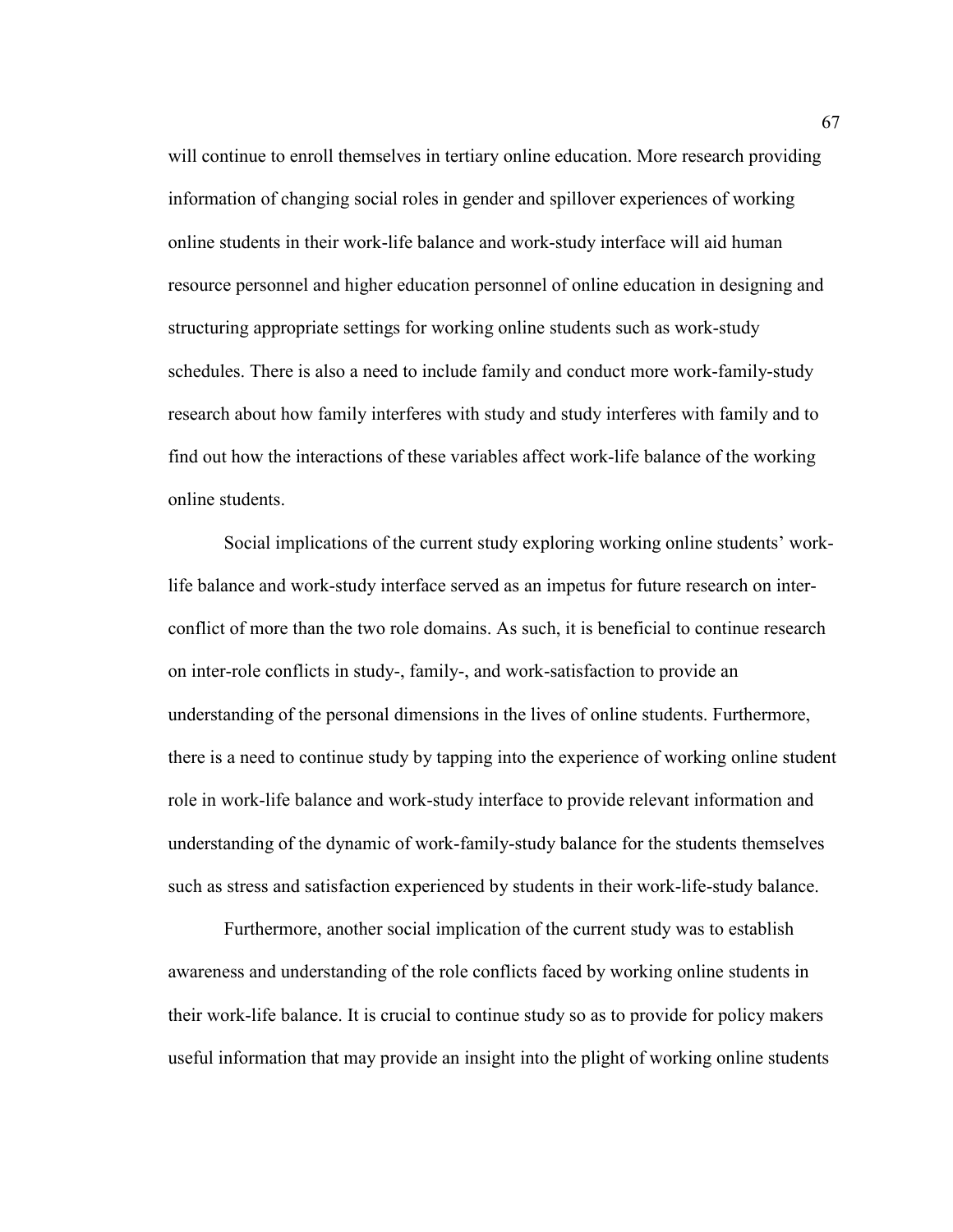will continue to enroll themselves in tertiary online education. More research providing information of changing social roles in gender and spillover experiences of working online students in their work-life balance and work-study interface will aid human resource personnel and higher education personnel of online education in designing and structuring appropriate settings for working online students such as work-study schedules. There is also a need to include family and conduct more work-family-study research about how family interferes with study and study interferes with family and to find out how the interactions of these variables affect work-life balance of the working online students.

Social implications of the current study exploring working online students' work-life balance and work-study interface served as an impetus for future research on inter-conflict of more than the two role domains. As such, it is beneficial to continue research on inter-role conflicts in study-, family-, and work-satisfaction to provide an understanding of the personal dimensions in the lives of online students. Furthermore, there is a need to continue study by tapping into the experience of working online student role in work-life balance and work-study interface to provide relevant information and understanding of the dynamic of work-family-study balance for the students themselves such as stress and satisfaction experienced by students in their work-life-study balance.

Furthermore, another social implication of the current study was to establish awareness and understanding of the role conflicts faced by working online students in their work-life balance. It is crucial to continue study so as to provide for policy makers useful information that may provide an insight into the plight of working online students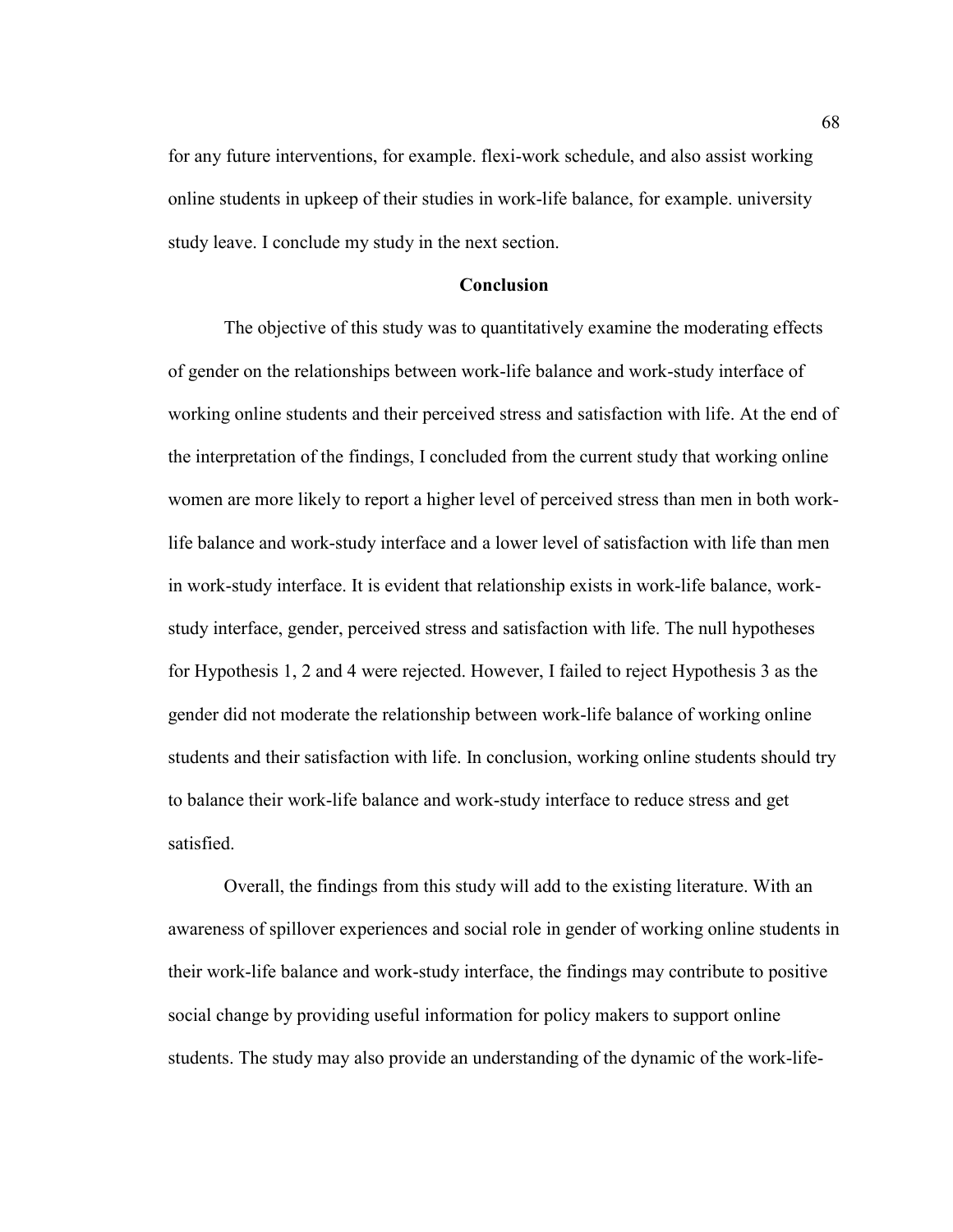for any future interventions, for example. flexi-work schedule, and also assist working online students in upkeep of their studies in work-life balance, for example. university study leave. I conclude my study in the next section.

## Conclusion

The objective of this study was to quantitatively examine the moderating effects of gender on the relationships between work-life balance and work-study interface of working online students and their perceived stress and satisfaction with life. At the end of the interpretation of the findings, I concluded from the current study that working online women are more likely to report a higher level of perceived stress than men in both work-life balance and work-study interface and a lower level of satisfaction with life than men in work-study interface. It is evident that relationship exists in work-life balance, work-study interface, gender, perceived stress and satisfaction with life. The null hypotheses for Hypothesis 1, 2 and 4 were rejected. However, I failed to reject Hypothesis 3 as the gender did not moderate the relationship between work-life balance of working online students and their satisfaction with life. In conclusion, working online students should try to balance their work-life balance and work-study interface to reduce stress and get satisfied.

Overall, the findings from this study will add to the existing literature. With an awareness of spillover experiences and social role in gender of working online students in their work-life balance and work-study interface, the findings may contribute to positive social change by providing useful information for policy makers to support online students. The study may also provide an understanding of the dynamic of the work-life-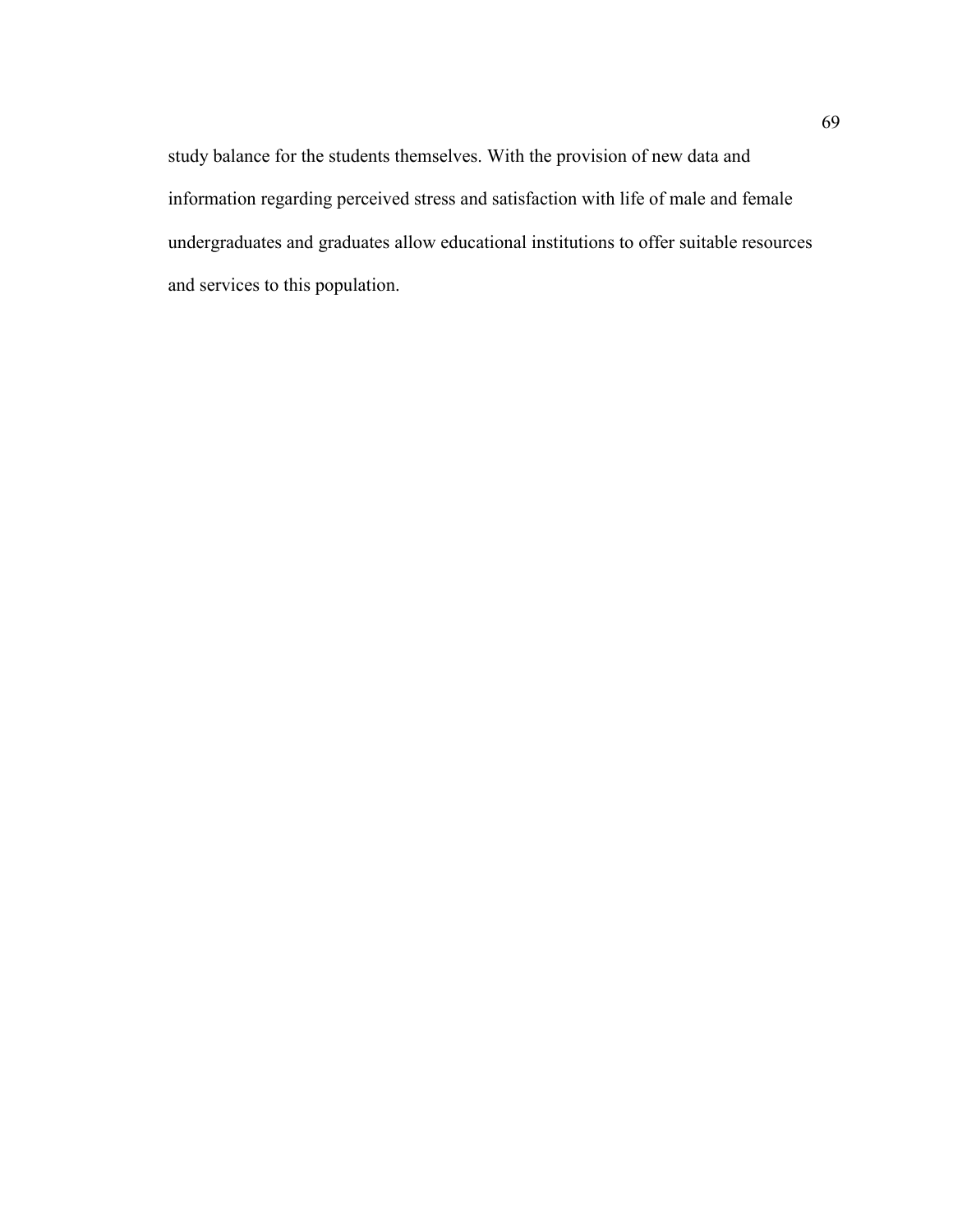study balance for the students themselves. With the provision of new data and information regarding perceived stress and satisfaction with life of male and female undergraduates and graduates allow educational institutions to offer suitable resources and services to this population.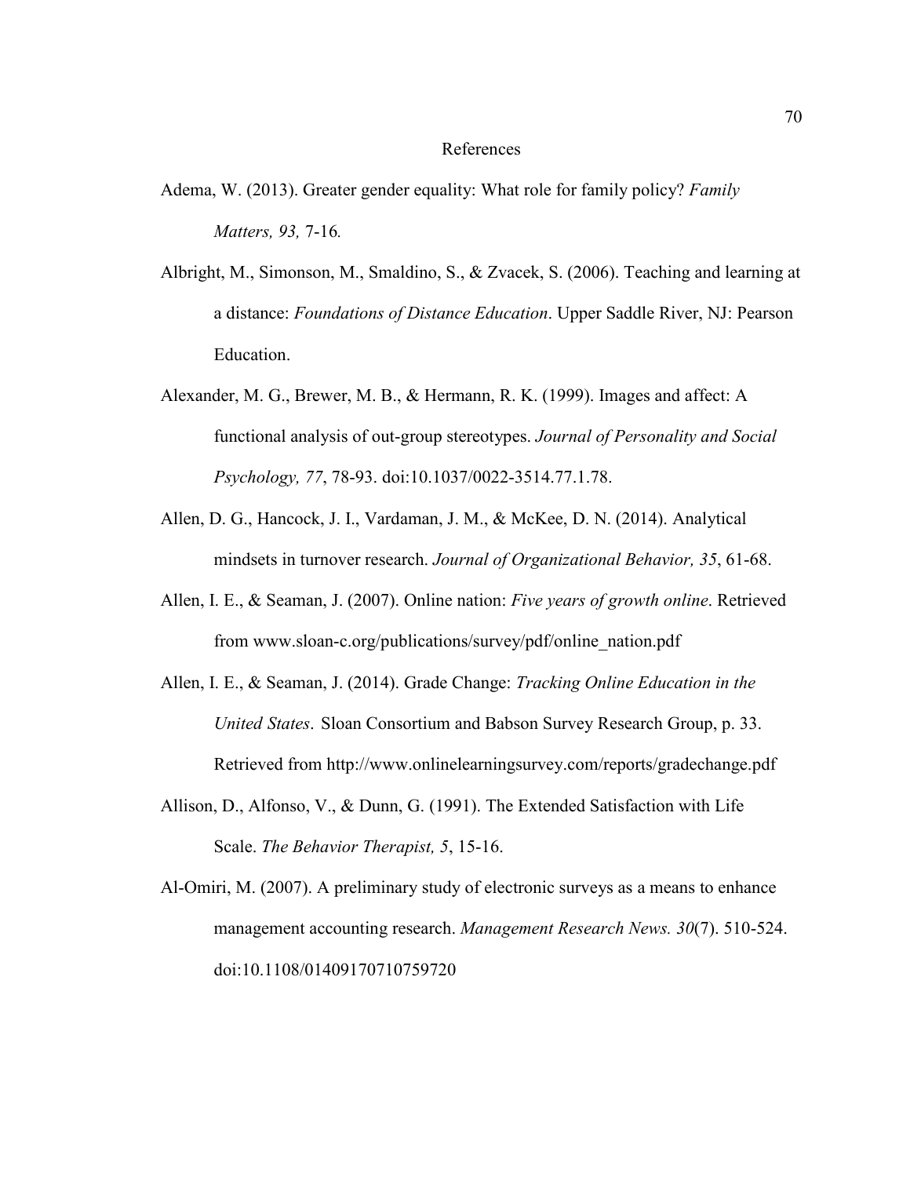# References

Adema, W. (2013). Greater gender equality: What role for family policy? *Family Matters, 93,* 7-16*.*

Albright, M., Simonson, M., Smaldino, S., & Zvacek, S. (2006). Teaching and learning at a distance: *Foundations of Distance Education*. Upper Saddle River, NJ: Pearson Education.

Alexander, M. G., Brewer, M. B., & Hermann, R. K. (1999). Images and affect: A functional analysis of out-group stereotypes. *Journal of Personality and Social Psychology, 77*, 78-93. doi:10.1037/0022-3514.77.1.78.

Allen, D. G., Hancock, J. I., Vardaman, J. M., & McKee, D. N. (2014). Analytical mindsets in turnover research. *Journal of Organizational Behavior, 35*, 61-68.

Allen, I. E., & Seaman, J. (2007). Online nation: *Five years of growth online*. Retrieved from www.sloan-c.org/publications/survey/pdf/online_nation.pdf

Allen, I. E., & Seaman, J. (2014). Grade Change: *Tracking Online Education in the United States*. Sloan Consortium and Babson Survey Research Group, p. 33. Retrieved from http://www.onlinelearningsurvey.com/reports/gradechange.pdf

Allison, D., Alfonso, V., & Dunn, G. (1991). The Extended Satisfaction with Life Scale. *The Behavior Therapist, 5*, 15-16.

Al-Omiri, M. (2007). A preliminary study of electronic surveys as a means to enhance management accounting research. *Management Research News. 30*(7). 510-524. doi:10.1108/01409170710759720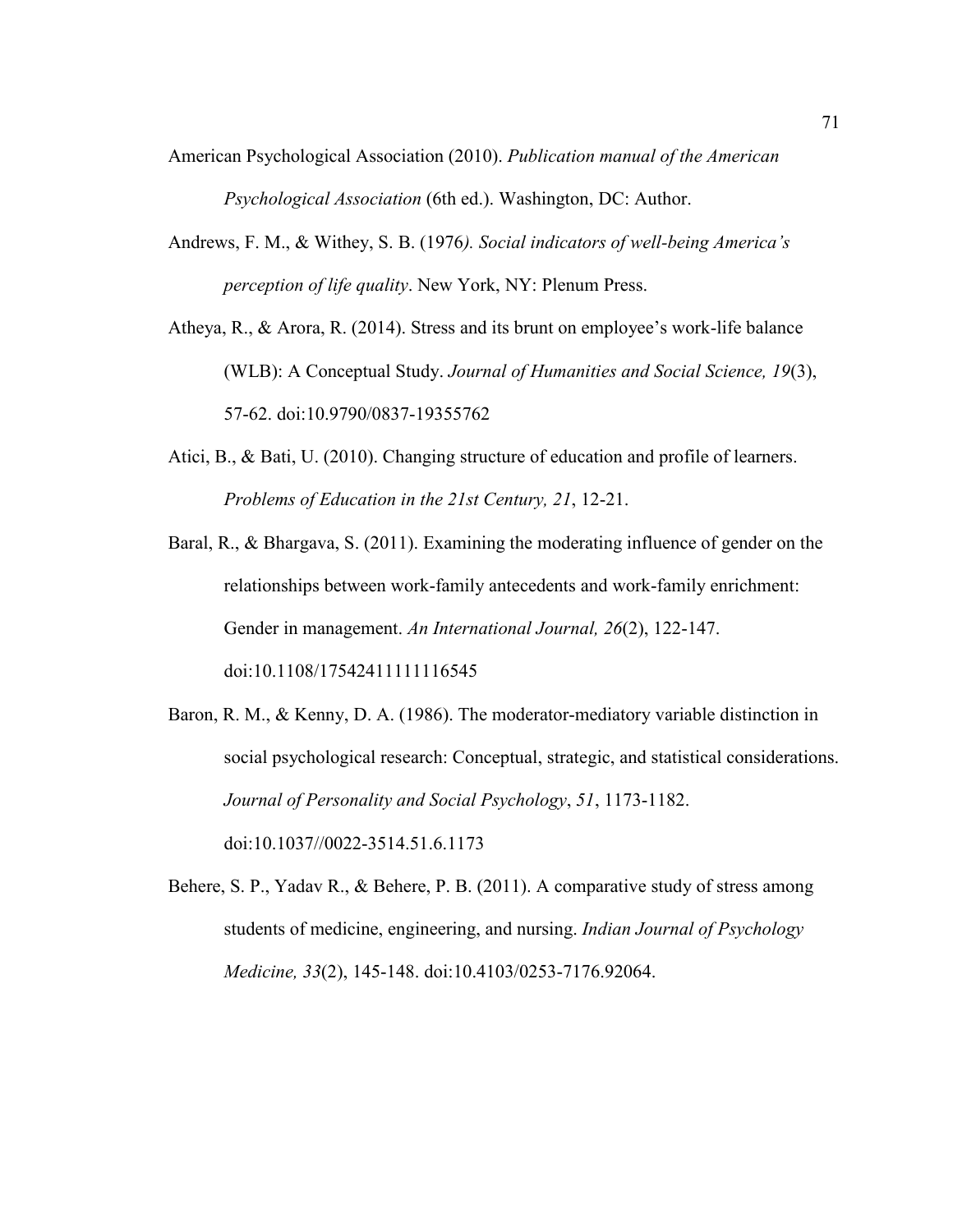American Psychological Association (2010). *Publication manual of the American Psychological Association* (6th ed.). Washington, DC: Author.

Andrews, F. M., & Withey, S. B. (1976*). Social indicators of well-being America's perception of life quality*. New York, NY: Plenum Press.

Atheya, R., & Arora, R. (2014). Stress and its brunt on employee's work-life balance (WLB): A Conceptual Study. *Journal of Humanities and Social Science, 19*(3), 57-62. doi:10.9790/0837-19355762

Atici, B., & Bati, U. (2010). Changing structure of education and profile of learners. *Problems of Education in the 21st Century, 21*, 12-21.

Baral, R., & Bhargava, S. (2011). Examining the moderating influence of gender on the relationships between work-family antecedents and work-family enrichment: Gender in management. *An International Journal, 26*(2), 122-147. doi:10.1108/17542411111116545

Baron, R. M., & Kenny, D. A. (1986). The moderator-mediatory variable distinction in social psychological research: Conceptual, strategic, and statistical considerations. *Journal of Personality and Social Psychology*, *51*, 1173-1182. doi:10.1037//0022-3514.51.6.1173

Behere, S. P., Yadav R., & Behere, P. B. (2011). A comparative study of stress among students of medicine, engineering, and nursing. *Indian Journal of Psychology Medicine, 33*(2), 145-148. doi:10.4103/0253-7176.92064.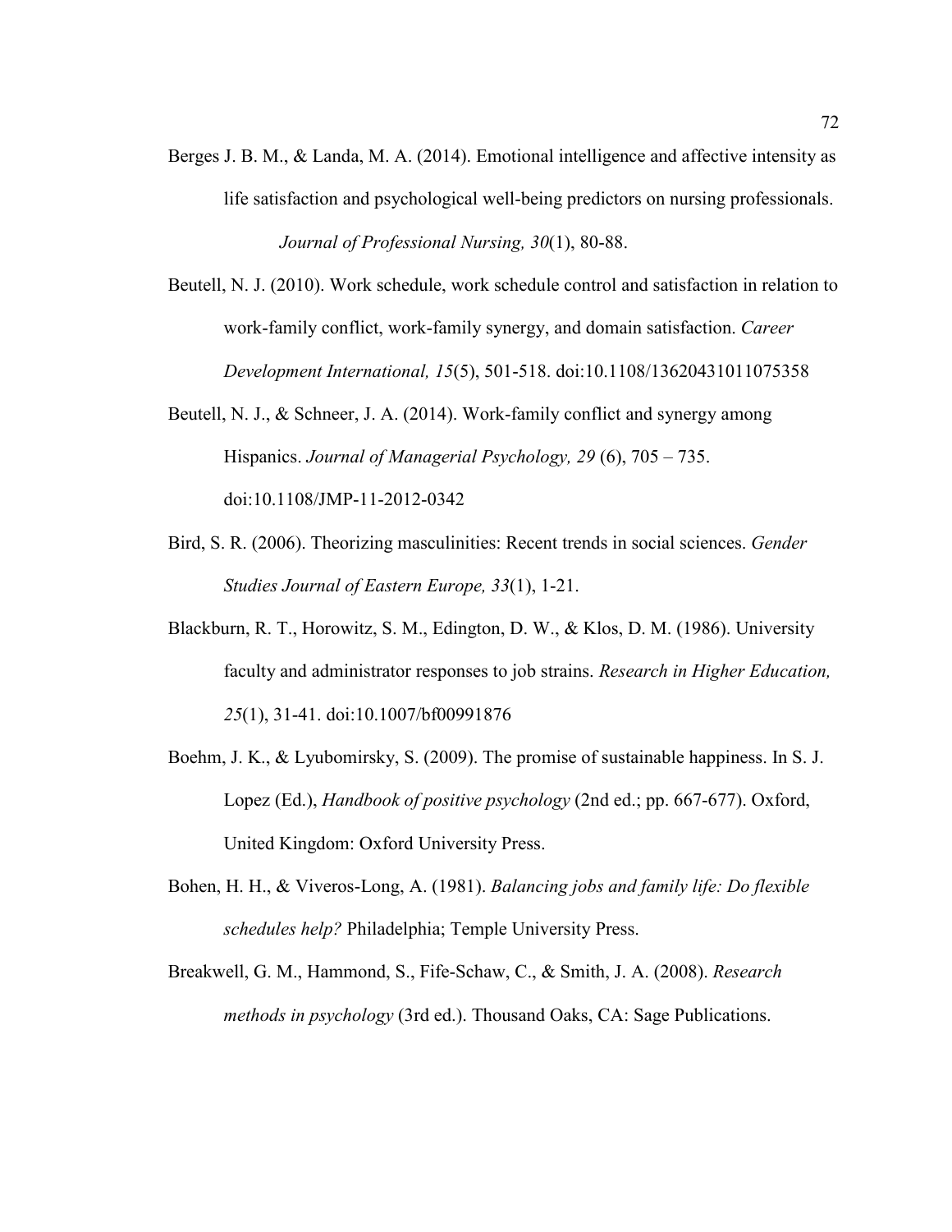Berges J. B. M., & Landa, M. A. (2014). Emotional intelligence and affective intensity as life satisfaction and psychological well-being predictors on nursing professionals. *Journal of Professional Nursing, 30*(1), 80-88.

Beutell, N. J. (2010). Work schedule, work schedule control and satisfaction in relation to work-family conflict, work-family synergy, and domain satisfaction. *Career Development International, 15*(5), 501-518. doi:10.1108/13620431011075358

Beutell, N. J., & Schneer, J. A. (2014). Work-family conflict and synergy among Hispanics. *Journal of Managerial Psychology, 29* (6), 705 – 735. doi:10.1108/JMP-11-2012-0342

Bird, S. R. (2006). Theorizing masculinities: Recent trends in social sciences. *Gender Studies Journal of Eastern Europe, 33*(1), 1-21.

Blackburn, R. T., Horowitz, S. M., Edington, D. W., & Klos, D. M. (1986). University faculty and administrator responses to job strains. *Research in Higher Education, 25*(1), 31-41. doi:10.1007/bf00991876

Boehm, J. K., & Lyubomirsky, S. (2009). The promise of sustainable happiness. In S. J. Lopez (Ed.), *Handbook of positive psychology* (2nd ed.; pp. 667-677). Oxford, United Kingdom: Oxford University Press.

Bohen, H. H., & Viveros-Long, A. (1981). *Balancing jobs and family life: Do flexible schedules help?* Philadelphia; Temple University Press.

Breakwell, G. M., Hammond, S., Fife-Schaw, C., & Smith, J. A. (2008). *Research methods in psychology* (3rd ed.). Thousand Oaks, CA: Sage Publications.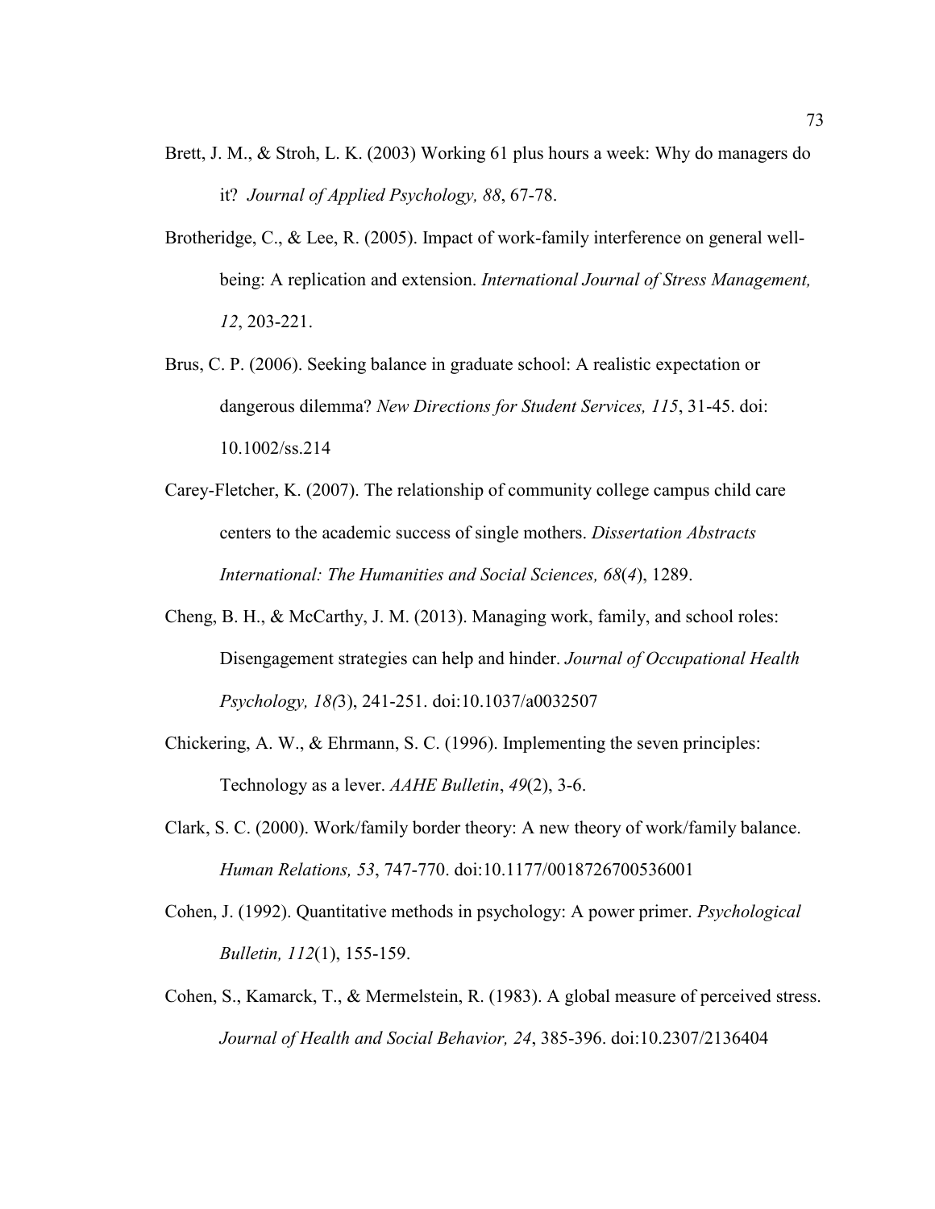Brett, J. M., & Stroh, L. K. (2003) Working 61 plus hours a week: Why do managers do it? *Journal of Applied Psychology, 88*, 67-78.

Brotheridge, C., & Lee, R. (2005). Impact of work-family interference on general well-being: A replication and extension. *International Journal of Stress Management, 12*, 203-221.

Brus, C. P. (2006). Seeking balance in graduate school: A realistic expectation or dangerous dilemma? *New Directions for Student Services, 115*, 31-45. doi: 10.1002/ss.214

Carey-Fletcher, K. (2007). The relationship of community college campus child care centers to the academic success of single mothers. *Dissertation Abstracts International: The Humanities and Social Sciences, 68*(*4*), 1289.

Cheng, B. H., & McCarthy, J. M. (2013). Managing work, family, and school roles: Disengagement strategies can help and hinder. *Journal of Occupational Health Psychology, 18(*3), 241-251. doi:10.1037/a0032507

Chickering, A. W., & Ehrmann, S. C. (1996). Implementing the seven principles: Technology as a lever. *AAHE Bulletin*, *49*(2), 3-6.

Clark, S. C. (2000). Work/family border theory: A new theory of work/family balance. *Human Relations, 53*, 747-770. doi:10.1177/0018726700536001

Cohen, J. (1992). Quantitative methods in psychology: A power primer. *Psychological Bulletin, 112*(1), 155-159.

Cohen, S., Kamarck, T., & Mermelstein, R. (1983). A global measure of perceived stress. *Journal of Health and Social Behavior, 24*, 385-396. doi:10.2307/2136404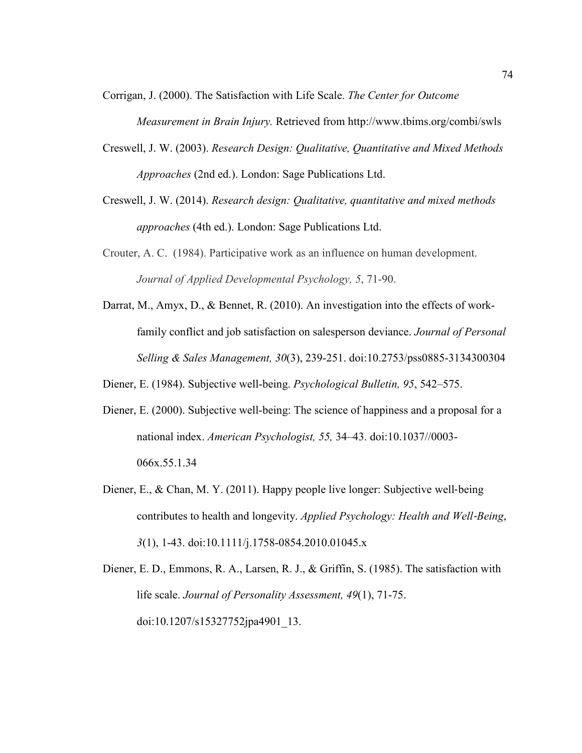Corrigan, J. (2000). The Satisfaction with Life Scale. *The Center for Outcome Measurement in Brain Injury.* Retrieved from http://www.tbims.org/combi/swls

Creswell, J. W. (2003). *Research Design: Qualitative, Quantitative and Mixed Methods Approaches* (2nd ed.). London: Sage Publications Ltd.

Creswell, J. W. (2014). *Research design: Qualitative, quantitative and mixed methods approaches* (4th ed.). London: Sage Publications Ltd.

Crouter, A. C. (1984). Participative work as an influence on human development. *Journal of Applied Developmental Psychology, 5*, 71-90.

Darrat, M., Amyx, D., & Bennet, R. (2010). An investigation into the effects of work-family conflict and job satisfaction on salesperson deviance. *Journal of Personal Selling & Sales Management, 30*(3), 239-251. doi:10.2753/pss0885-3134300304

Diener, E. (1984). Subjective well-being. *Psychological Bulletin, 95*, 542–575.

Diener, E. (2000). Subjective well-being: The science of happiness and a proposal for a national index. *American Psychologist, 55,* 34–43. doi:10.1037//0003-066x.55.1.34

Diener, E., & Chan, M. Y. (2011). Happy people live longer: Subjective well-being contributes to health and longevity. *Applied Psychology: Health and Well-Being*, *3*(1), 1-43. doi:10.1111/j.1758-0854.2010.01045.x

Diener, E. D., Emmons, R. A., Larsen, R. J., & Griffin, S. (1985). The satisfaction with life scale. *Journal of Personality Assessment, 49*(1), 71-75. doi:10.1207/s15327752jpa4901_13.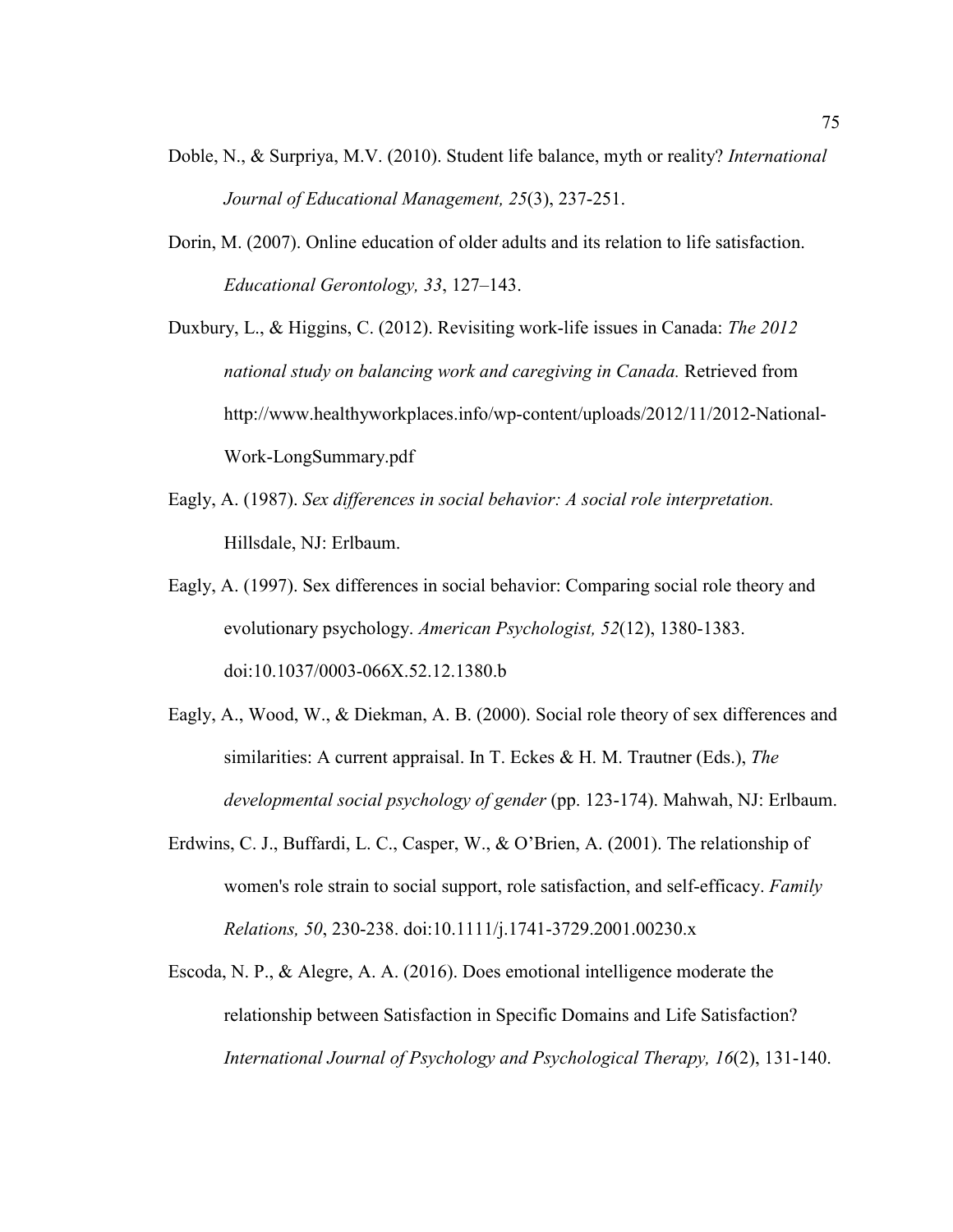Doble, N., & Surpriya, M.V. (2010). Student life balance, myth or reality? *International Journal of Educational Management, 25*(3), 237-251.

Dorin, M. (2007). Online education of older adults and its relation to life satisfaction. *Educational Gerontology, 33*, 127–143.

Duxbury, L., & Higgins, C. (2012). Revisiting work-life issues in Canada: *The 2012 national study on balancing work and caregiving in Canada.* Retrieved from http://www.healthyworkplaces.info/wp-content/uploads/2012/11/2012-National-Work-LongSummary.pdf

Eagly, A. (1987). *Sex differences in social behavior: A social role interpretation.* Hillsdale, NJ: Erlbaum.

Eagly, A. (1997). Sex differences in social behavior: Comparing social role theory and evolutionary psychology. *American Psychologist, 52*(12), 1380-1383. doi:10.1037/0003-066X.52.12.1380.b

Eagly, A., Wood, W., & Diekman, A. B. (2000). Social role theory of sex differences and similarities: A current appraisal. In T. Eckes & H. M. Trautner (Eds.), *The developmental social psychology of gender* (pp. 123-174). Mahwah, NJ: Erlbaum.

Erdwins, C. J., Buffardi, L. C., Casper, W., & O'Brien, A. (2001). The relationship of women's role strain to social support, role satisfaction, and self-efficacy. *Family Relations, 50*, 230-238. doi:10.1111/j.1741-3729.2001.00230.x

Escoda, N. P., & Alegre, A. A. (2016). Does emotional intelligence moderate the relationship between Satisfaction in Specific Domains and Life Satisfaction? *International Journal of Psychology and Psychological Therapy, 16*(2), 131-140.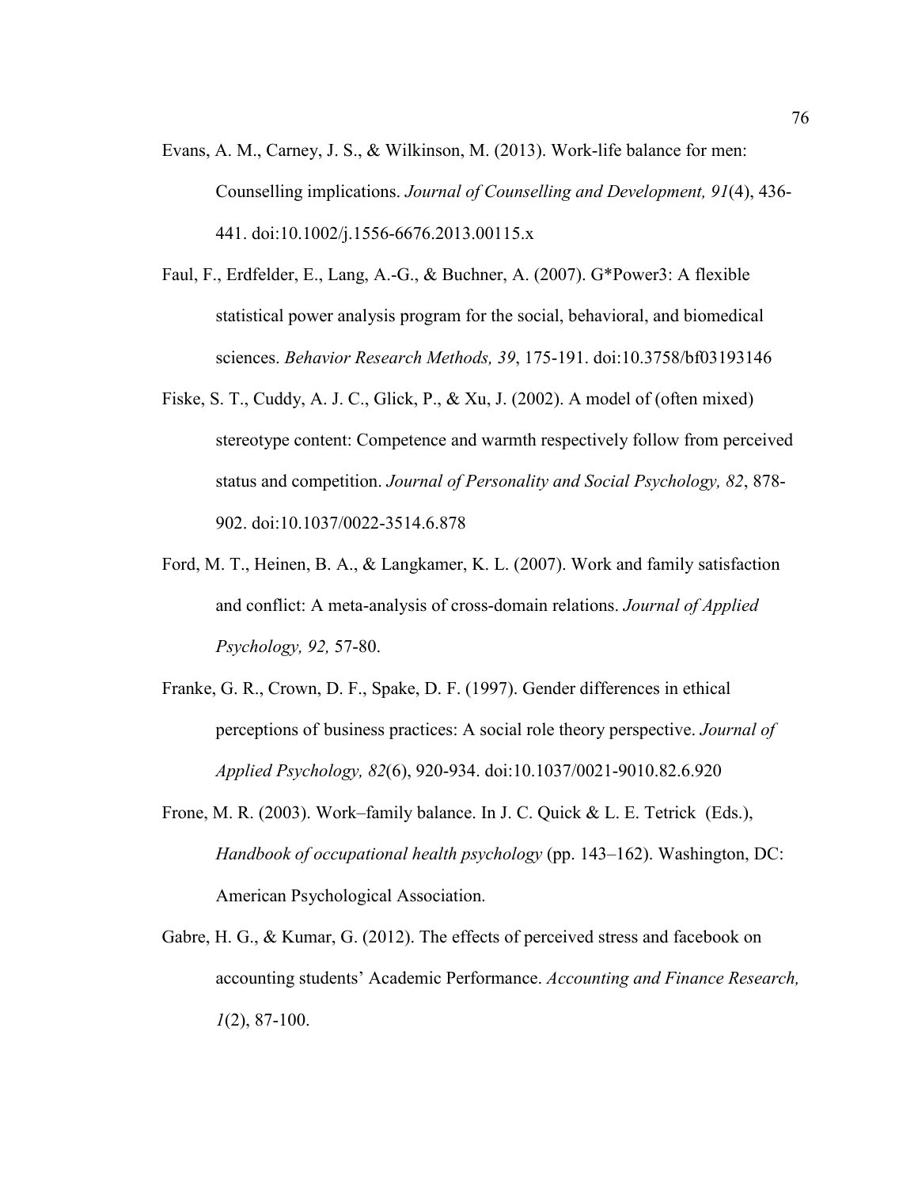Evans, A. M., Carney, J. S., & Wilkinson, M. (2013). Work-life balance for men: Counselling implications. *Journal of Counselling and Development, 91*(4), 436-441. doi:10.1002/j.1556-6676.2013.00115.x

Faul, F., Erdfelder, E., Lang, A.-G., & Buchner, A. (2007). G*Power3: A flexible statistical power analysis program for the social, behavioral, and biomedical sciences. *Behavior Research Methods, 39*, 175-191. doi:10.3758/bf03193146

Fiske, S. T., Cuddy, A. J. C., Glick, P., & Xu, J. (2002). A model of (often mixed) stereotype content: Competence and warmth respectively follow from perceived status and competition. *Journal of Personality and Social Psychology, 82*, 878-902. doi:10.1037/0022-3514.6.878

Ford, M. T., Heinen, B. A., & Langkamer, K. L. (2007). Work and family satisfaction and conflict: A meta-analysis of cross-domain relations. *Journal of Applied Psychology, 92,* 57-80.

Franke, G. R., Crown, D. F., Spake, D. F. (1997). Gender differences in ethical perceptions of business practices: A social role theory perspective. *Journal of Applied Psychology, 82*(6), 920-934. doi:10.1037/0021-9010.82.6.920

Frone, M. R. (2003). Work–family balance. In J. C. Quick & L. E. Tetrick (Eds.), *Handbook of occupational health psychology* (pp. 143–162). Washington, DC: American Psychological Association.

Gabre, H. G., & Kumar, G. (2012). The effects of perceived stress and facebook on accounting students' Academic Performance. *Accounting and Finance Research, 1*(2), 87-100.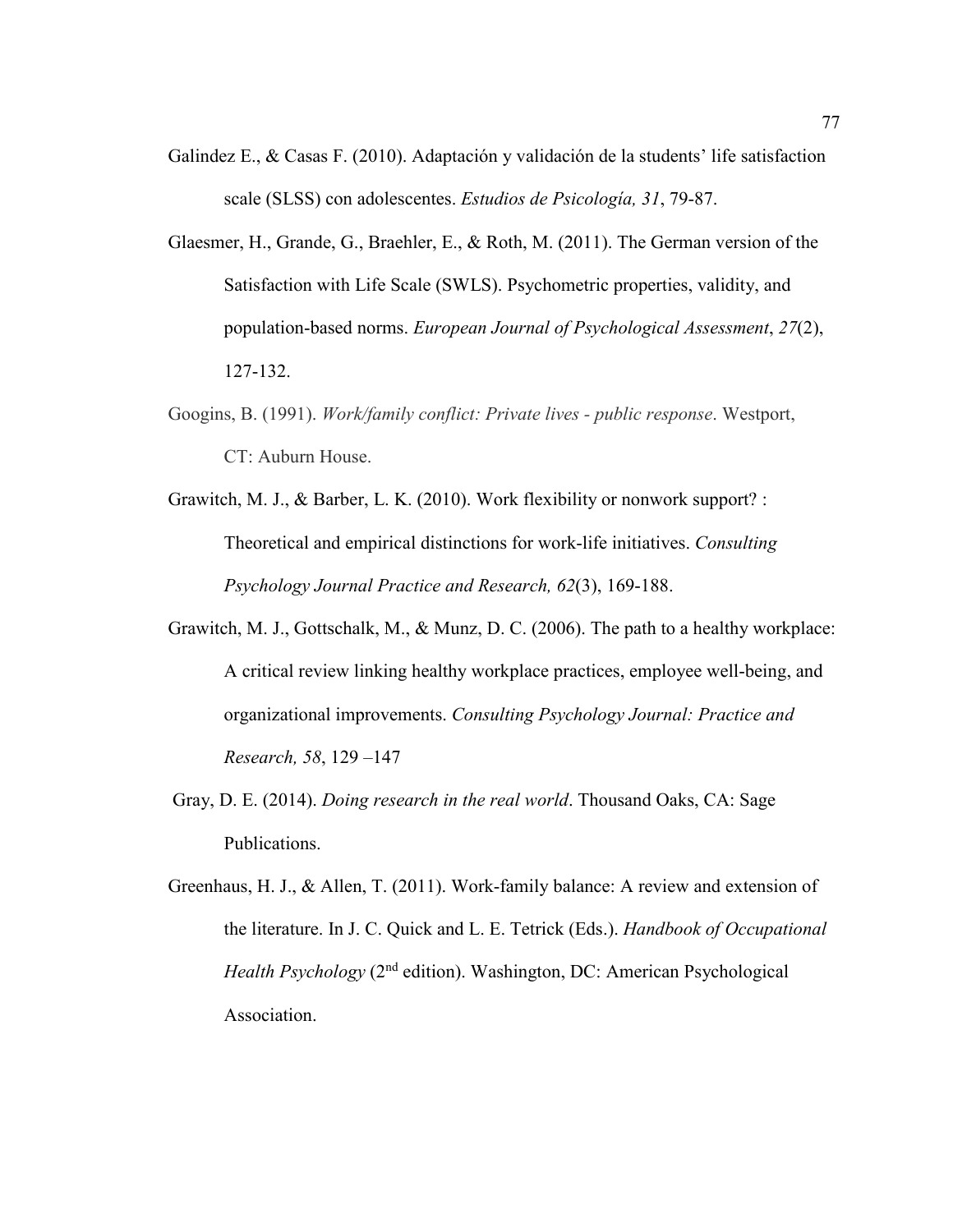Galindez E., & Casas F. (2010). Adaptación y validación de la students' life satisfaction scale (SLSS) con adolescentes. *Estudios de Psicología, 31*, 79-87.

Glaesmer, H., Grande, G., Braehler, E., & Roth, M. (2011). The German version of the Satisfaction with Life Scale (SWLS). Psychometric properties, validity, and population-based norms. *European Journal of Psychological Assessment*, *27*(2), 127-132.

Googins, B. (1991). *Work/family conflict: Private lives - public response*. Westport, CT: Auburn House.

Grawitch, M. J., & Barber, L. K. (2010). Work flexibility or nonwork support? : Theoretical and empirical distinctions for work-life initiatives. *Consulting Psychology Journal Practice and Research, 62*(3), 169-188.

Grawitch, M. J., Gottschalk, M., & Munz, D. C. (2006). The path to a healthy workplace: A critical review linking healthy workplace practices, employee well-being, and organizational improvements. *Consulting Psychology Journal: Practice and Research, 58*, 129 –147

Gray, D. E. (2014). *Doing research in the real world*. Thousand Oaks, CA: Sage Publications.

Greenhaus, H. J., & Allen, T. (2011). Work-family balance: A review and extension of the literature. In J. C. Quick and L. E. Tetrick (Eds.). *Handbook of Occupational Health Psychology* (2nd edition). Washington, DC: American Psychological Association.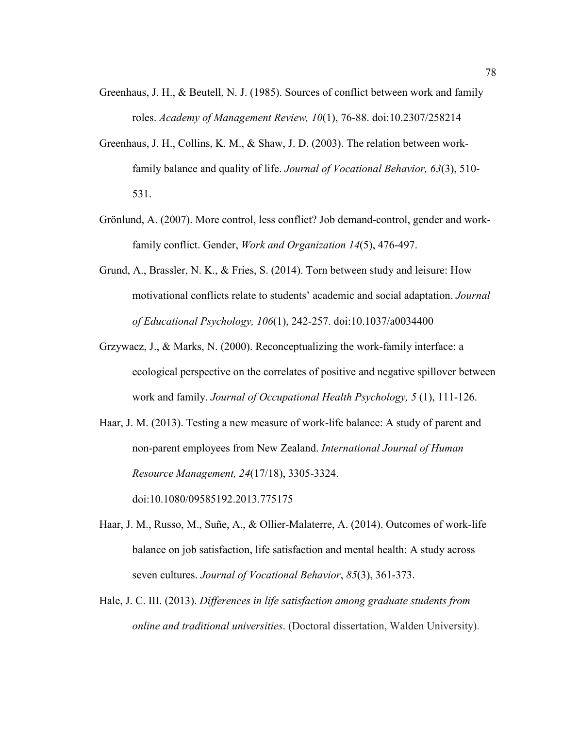Greenhaus, J. H., & Beutell, N. J. (1985). Sources of conflict between work and family roles. *Academy of Management Review, 10*(1), 76-88. doi:10.2307/258214

Greenhaus, J. H., Collins, K. M., & Shaw, J. D. (2003). The relation between work-family balance and quality of life. *Journal of Vocational Behavior, 63*(3), 510-531.

Grönlund, A. (2007). More control, less conflict? Job demand-control, gender and work-family conflict. Gender, *Work and Organization 14*(5), 476-497.

Grund, A., Brassler, N. K., & Fries, S. (2014). Torn between study and leisure: How motivational conflicts relate to students' academic and social adaptation. *Journal of Educational Psychology, 106*(1), 242-257. doi:10.1037/a0034400

Grzywacz, J., & Marks, N. (2000). Reconceptualizing the work-family interface: a ecological perspective on the correlates of positive and negative spillover between work and family. *Journal of Occupational Health Psychology, 5* (1), 111-126.

Haar, J. M. (2013). Testing a new measure of work-life balance: A study of parent and non-parent employees from New Zealand. *International Journal of Human Resource Management, 24*(17/18), 3305-3324. doi:10.1080/09585192.2013.775175

Haar, J. M., Russo, M., Suñe, A., & Ollier-Malaterre, A. (2014). Outcomes of work-life balance on job satisfaction, life satisfaction and mental health: A study across seven cultures. *Journal of Vocational Behavior*, *85*(3), 361-373.

Hale, J. C. III. (2013). *Differences in life satisfaction among graduate students from online and traditional universities*. (Doctoral dissertation, Walden University).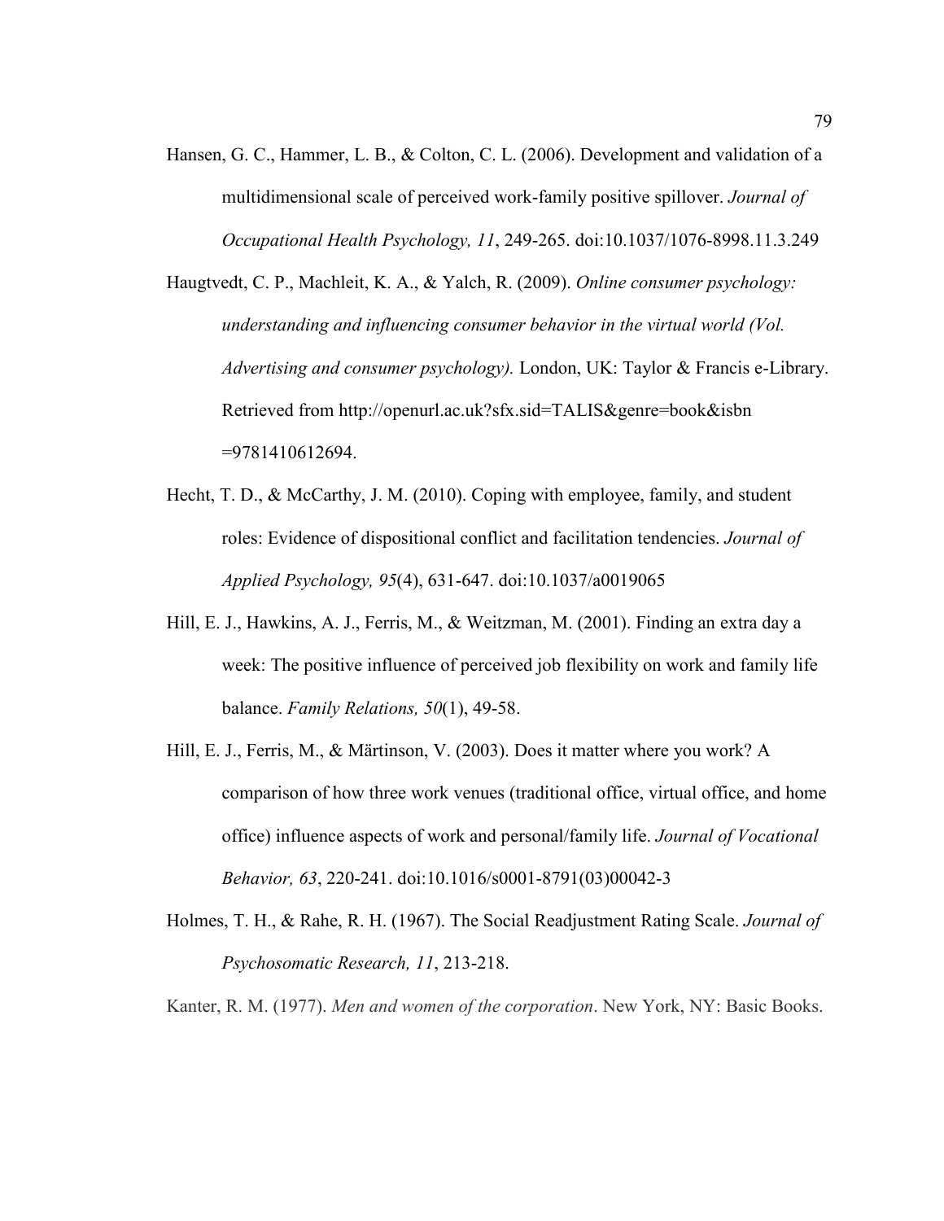Hansen, G. C., Hammer, L. B., & Colton, C. L. (2006). Development and validation of a multidimensional scale of perceived work-family positive spillover. *Journal of Occupational Health Psychology, 11*, 249-265. doi:10.1037/1076-8998.11.3.249

Haugtvedt, C. P., Machleit, K. A., & Yalch, R. (2009). *Online consumer psychology: understanding and influencing consumer behavior in the virtual world (Vol. Advertising and consumer psychology).* London, UK: Taylor & Francis e-Library. Retrieved from http://openurl.ac.uk?sfx.sid=TALIS&genre=book&isbn =9781410612694.

Hecht, T. D., & McCarthy, J. M. (2010). Coping with employee, family, and student roles: Evidence of dispositional conflict and facilitation tendencies. *Journal of Applied Psychology, 95*(4), 631-647. doi:10.1037/a0019065

Hill, E. J., Hawkins, A. J., Ferris, M., & Weitzman, M. (2001). Finding an extra day a week: The positive influence of perceived job flexibility on work and family life balance. *Family Relations, 50*(1), 49-58.

Hill, E. J., Ferris, M., & Märtinson, V. (2003). Does it matter where you work? A comparison of how three work venues (traditional office, virtual office, and home office) influence aspects of work and personal/family life. *Journal of Vocational Behavior, 63*, 220-241. doi:10.1016/s0001-8791(03)00042-3

Holmes, T. H., & Rahe, R. H. (1967). The Social Readjustment Rating Scale. *Journal of Psychosomatic Research, 11*, 213-218.

Kanter, R. M. (1977). *Men and women of the corporation*. New York, NY: Basic Books.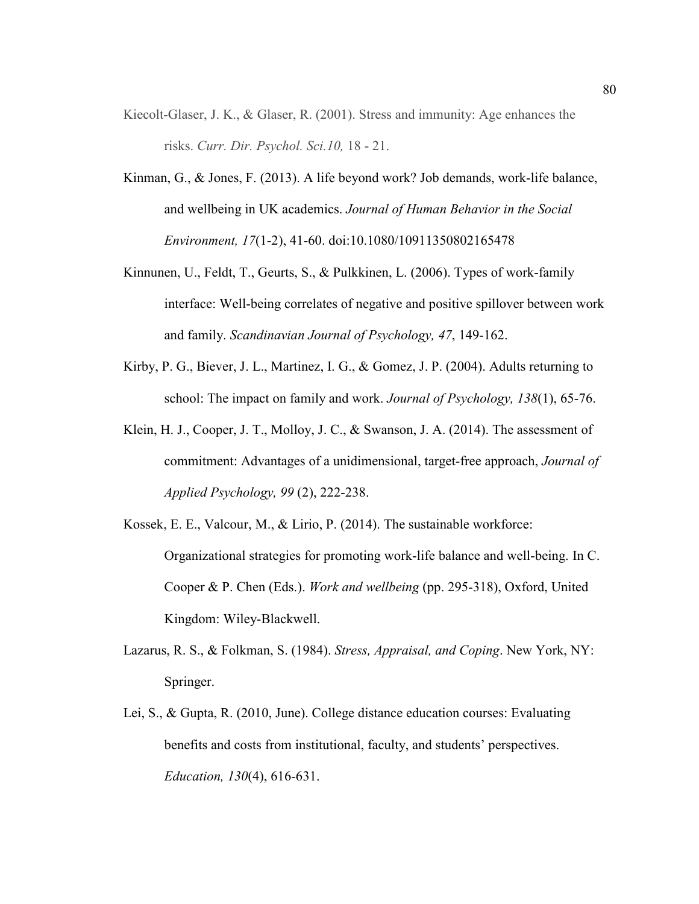Kiecolt-Glaser, J. K., & Glaser, R. (2001). Stress and immunity: Age enhances the risks. *Curr. Dir. Psychol. Sci.10,* 18 - 21.

Kinman, G., & Jones, F. (2013). A life beyond work? Job demands, work-life balance, and wellbeing in UK academics. *Journal of Human Behavior in the Social Environment, 17*(1-2), 41-60. doi:10.1080/10911350802165478

Kinnunen, U., Feldt, T., Geurts, S., & Pulkkinen, L. (2006). Types of work-family interface: Well-being correlates of negative and positive spillover between work and family. *Scandinavian Journal of Psychology, 47*, 149-162.

Kirby, P. G., Biever, J. L., Martinez, I. G., & Gomez, J. P. (2004). Adults returning to school: The impact on family and work. *Journal of Psychology, 138*(1), 65-76.

Klein, H. J., Cooper, J. T., Molloy, J. C., & Swanson, J. A. (2014). The assessment of commitment: Advantages of a unidimensional, target-free approach, *Journal of Applied Psychology, 99* (2), 222-238.

Kossek, E. E., Valcour, M., & Lirio, P. (2014). The sustainable workforce: Organizational strategies for promoting work-life balance and well-being. In C. Cooper & P. Chen (Eds.). *Work and wellbeing* (pp. 295-318), Oxford, United Kingdom: Wiley-Blackwell.

Lazarus, R. S., & Folkman, S. (1984). *Stress, Appraisal, and Coping*. New York, NY: Springer.

Lei, S., & Gupta, R. (2010, June). College distance education courses: Evaluating benefits and costs from institutional, faculty, and students' perspectives. *Education, 130*(4), 616-631.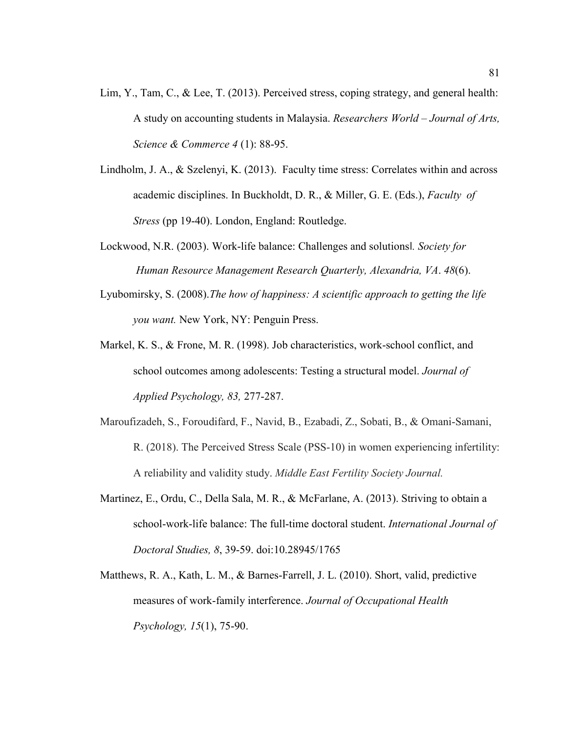Lim, Y., Tam, C., & Lee, T. (2013). Perceived stress, coping strategy, and general health: A study on accounting students in Malaysia. *Researchers World – Journal of Arts, Science & Commerce 4* (1): 88-95.

Lindholm, J. A., & Szelenyi, K. (2013). Faculty time stress: Correlates within and across academic disciplines. In Buckholdt, D. R., & Miller, G. E. (Eds.), *Faculty of Stress* (pp 19-40). London, England: Routledge.

Lockwood, N.R. (2003). Work-life balance: Challenges and solutions‖. *Society for Human Resource Management Research Quarterly, Alexandria, VA*. *48*(6).

Lyubomirsky, S. (2008).*The how of happiness: A scientific approach to getting the life you want.* New York, NY: Penguin Press.

Markel, K. S., & Frone, M. R. (1998). Job characteristics, work-school conflict, and school outcomes among adolescents: Testing a structural model. *Journal of Applied Psychology, 83,* 277-287.

Maroufizadeh, S., Foroudifard, F., Navid, B., Ezabadi, Z., Sobati, B., & Omani-Samani, R. (2018). The Perceived Stress Scale (PSS-10) in women experiencing infertility: A reliability and validity study. *Middle East Fertility Society Journal.*

Martinez, E., Ordu, C., Della Sala, M. R., & McFarlane, A. (2013). Striving to obtain a school-work-life balance: The full-time doctoral student. *International Journal of Doctoral Studies, 8*, 39-59. doi:10.28945/1765

Matthews, R. A., Kath, L. M., & Barnes-Farrell, J. L. (2010). Short, valid, predictive measures of work-family interference. *Journal of Occupational Health Psychology, 15*(1), 75-90.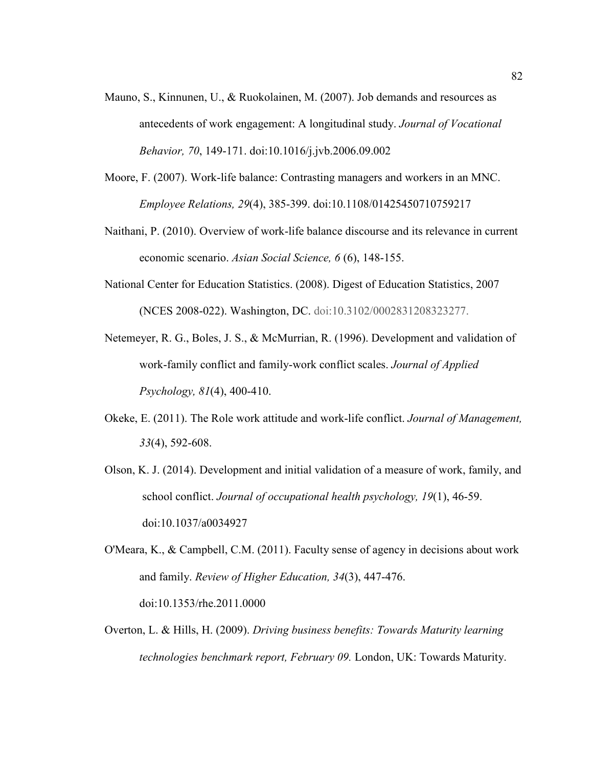Mauno, S., Kinnunen, U., & Ruokolainen, M. (2007). Job demands and resources as antecedents of work engagement: A longitudinal study. *Journal of Vocational Behavior, 70*, 149-171. doi:10.1016/j.jvb.2006.09.002

Moore, F. (2007). Work-life balance: Contrasting managers and workers in an MNC. *Employee Relations, 29*(4), 385-399. doi:10.1108/01425450710759217

Naithani, P. (2010). Overview of work-life balance discourse and its relevance in current economic scenario. *Asian Social Science, 6* (6), 148-155.

National Center for Education Statistics. (2008). Digest of Education Statistics, 2007 (NCES 2008-022). Washington, DC. doi:10.3102/0002831208323277.

Netemeyer, R. G., Boles, J. S., & McMurrian, R. (1996). Development and validation of work-family conflict and family-work conflict scales. *Journal of Applied Psychology, 81*(4), 400-410.

Okeke, E. (2011). The Role work attitude and work-life conflict. *Journal of Management, 33*(4), 592-608.

Olson, K. J. (2014). Development and initial validation of a measure of work, family, and school conflict. *Journal of occupational health psychology, 19*(1), 46-59. doi:10.1037/a0034927

O'Meara, K., & Campbell, C.M. (2011). Faculty sense of agency in decisions about work and family. *Review of Higher Education, 34*(3), 447-476. doi:10.1353/rhe.2011.0000

Overton, L. & Hills, H. (2009). *Driving business benefits: Towards Maturity learning technologies benchmark report, February 09.* London, UK: Towards Maturity.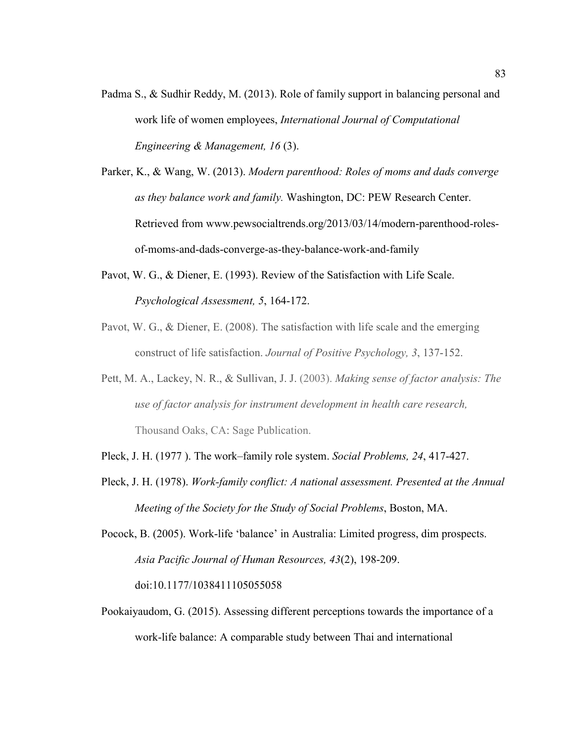Padma S., & Sudhir Reddy, M. (2013). Role of family support in balancing personal and work life of women employees, *International Journal of Computational Engineering & Management, 16* (3).

Parker, K., & Wang, W. (2013). *Modern parenthood: Roles of moms and dads converge as they balance work and family.* Washington, DC: PEW Research Center. Retrieved from www.pewsocialtrends.org/2013/03/14/modern-parenthood-roles-of-moms-and-dads-converge-as-they-balance-work-and-family

Pavot, W. G., & Diener, E. (1993). Review of the Satisfaction with Life Scale. *Psychological Assessment, 5*, 164-172.

Pavot, W. G., & Diener, E. (2008). The satisfaction with life scale and the emerging construct of life satisfaction. *Journal of Positive Psychology, 3*, 137-152.

Pett, M. A., Lackey, N. R., & Sullivan, J. J. (2003). *Making sense of factor analysis: The use of factor analysis for instrument development in health care research,* Thousand Oaks, CA: Sage Publication.

Pleck, J. H. (1977 ). The work–family role system. *Social Problems, 24*, 417-427.

Pleck, J. H. (1978). *Work-family conflict: A national assessment. Presented at the Annual Meeting of the Society for the Study of Social Problems*, Boston, MA.

Pocock, B. (2005). Work-life 'balance' in Australia: Limited progress, dim prospects. *Asia Pacific Journal of Human Resources, 43*(2), 198-209. doi:10.1177/1038411105055058

Pookaiyaudom, G. (2015). Assessing different perceptions towards the importance of a work-life balance: A comparable study between Thai and international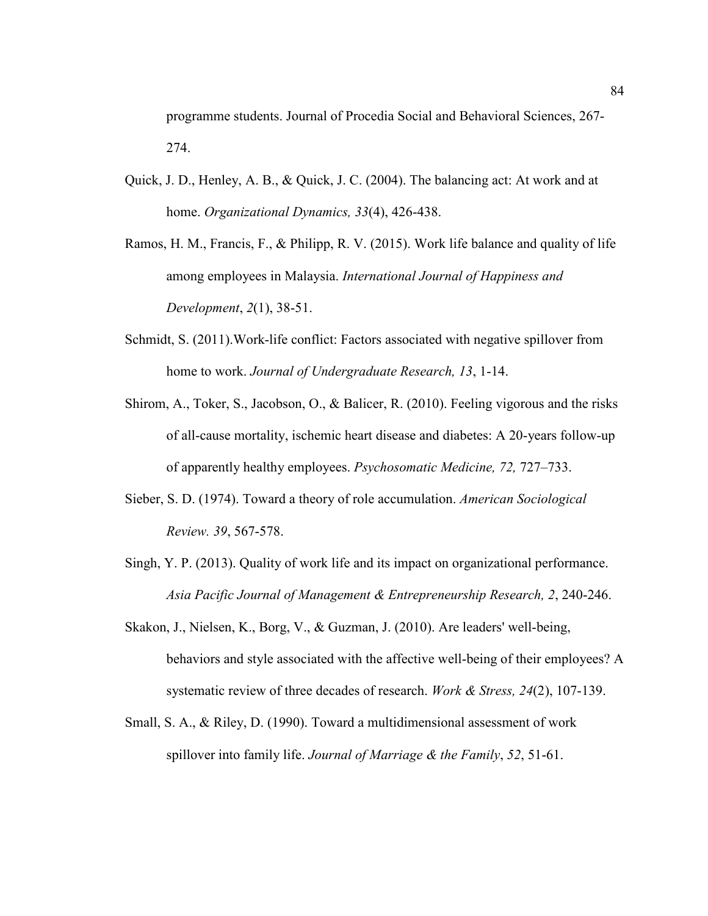programme students. Journal of Procedia Social and Behavioral Sciences, 267-274.

Quick, J. D., Henley, A. B., & Quick, J. C. (2004). The balancing act: At work and at home. *Organizational Dynamics, 33*(4), 426-438.

Ramos, H. M., Francis, F., & Philipp, R. V. (2015). Work life balance and quality of life among employees in Malaysia. *International Journal of Happiness and Development*, *2*(1), 38-51.

Schmidt, S. (2011).Work-life conflict: Factors associated with negative spillover from home to work. *Journal of Undergraduate Research, 13*, 1-14.

Shirom, A., Toker, S., Jacobson, O., & Balicer, R. (2010). Feeling vigorous and the risks of all-cause mortality, ischemic heart disease and diabetes: A 20-years follow-up of apparently healthy employees. *Psychosomatic Medicine, 72,* 727–733.

Sieber, S. D. (1974). Toward a theory of role accumulation. *American Sociological Review. 39*, 567-578.

Singh, Y. P. (2013). Quality of work life and its impact on organizational performance. *Asia Pacific Journal of Management & Entrepreneurship Research, 2*, 240-246.

Skakon, J., Nielsen, K., Borg, V., & Guzman, J. (2010). Are leaders' well-being, behaviors and style associated with the affective well-being of their employees? A systematic review of three decades of research. *Work & Stress, 24*(2), 107-139.

Small, S. A., & Riley, D. (1990). Toward a multidimensional assessment of work spillover into family life. *Journal of Marriage & the Family*, *52*, 51-61.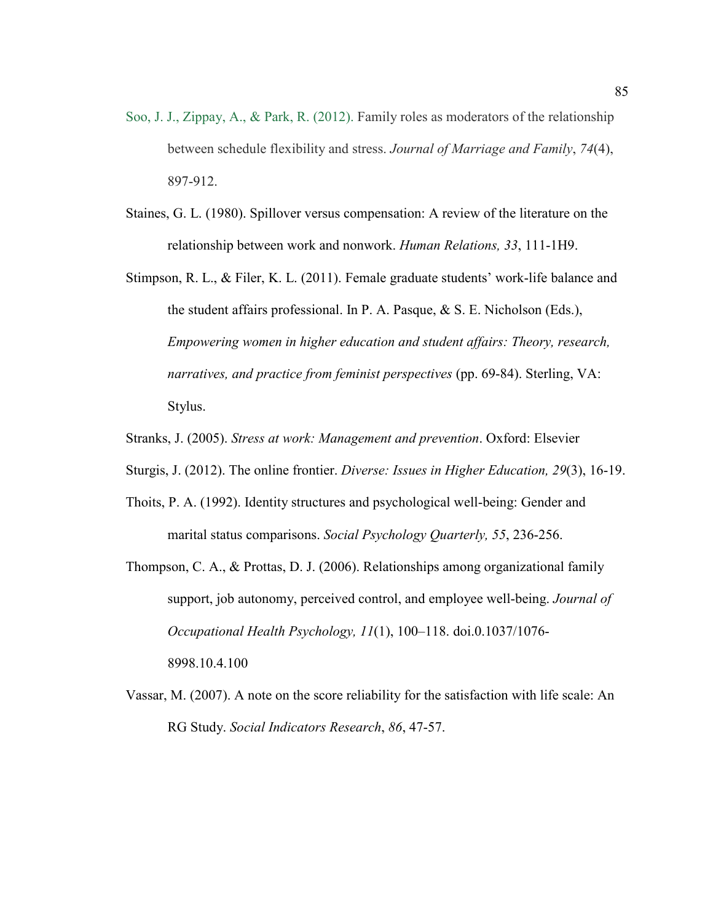Soo, J. J., Zippay, A., & Park, R. (2012). Family roles as moderators of the relationship between schedule flexibility and stress. *Journal of Marriage and Family*, *74*(4), 897-912.

Staines, G. L. (1980). Spillover versus compensation: A review of the literature on the relationship between work and nonwork. *Human Relations, 33*, 111-1H9.

Stimpson, R. L., & Filer, K. L. (2011). Female graduate students' work-life balance and the student affairs professional. In P. A. Pasque, & S. E. Nicholson (Eds.), *Empowering women in higher education and student affairs: Theory, research, narratives, and practice from feminist perspectives* (pp. 69-84). Sterling, VA: Stylus.

Stranks, J. (2005). *Stress at work: Management and prevention*. Oxford: Elsevier

Sturgis, J. (2012). The online frontier. *Diverse: Issues in Higher Education, 29*(3), 16-19.

Thoits, P. A. (1992). Identity structures and psychological well-being: Gender and marital status comparisons. *Social Psychology Quarterly, 55*, 236-256.

Thompson, C. A., & Prottas, D. J. (2006). Relationships among organizational family support, job autonomy, perceived control, and employee well-being. *Journal of Occupational Health Psychology, 11*(1), 100–118. doi.0.1037/1076-8998.10.4.100

Vassar, M. (2007). A note on the score reliability for the satisfaction with life scale: An RG Study. *Social Indicators Research*, *86*, 47-57.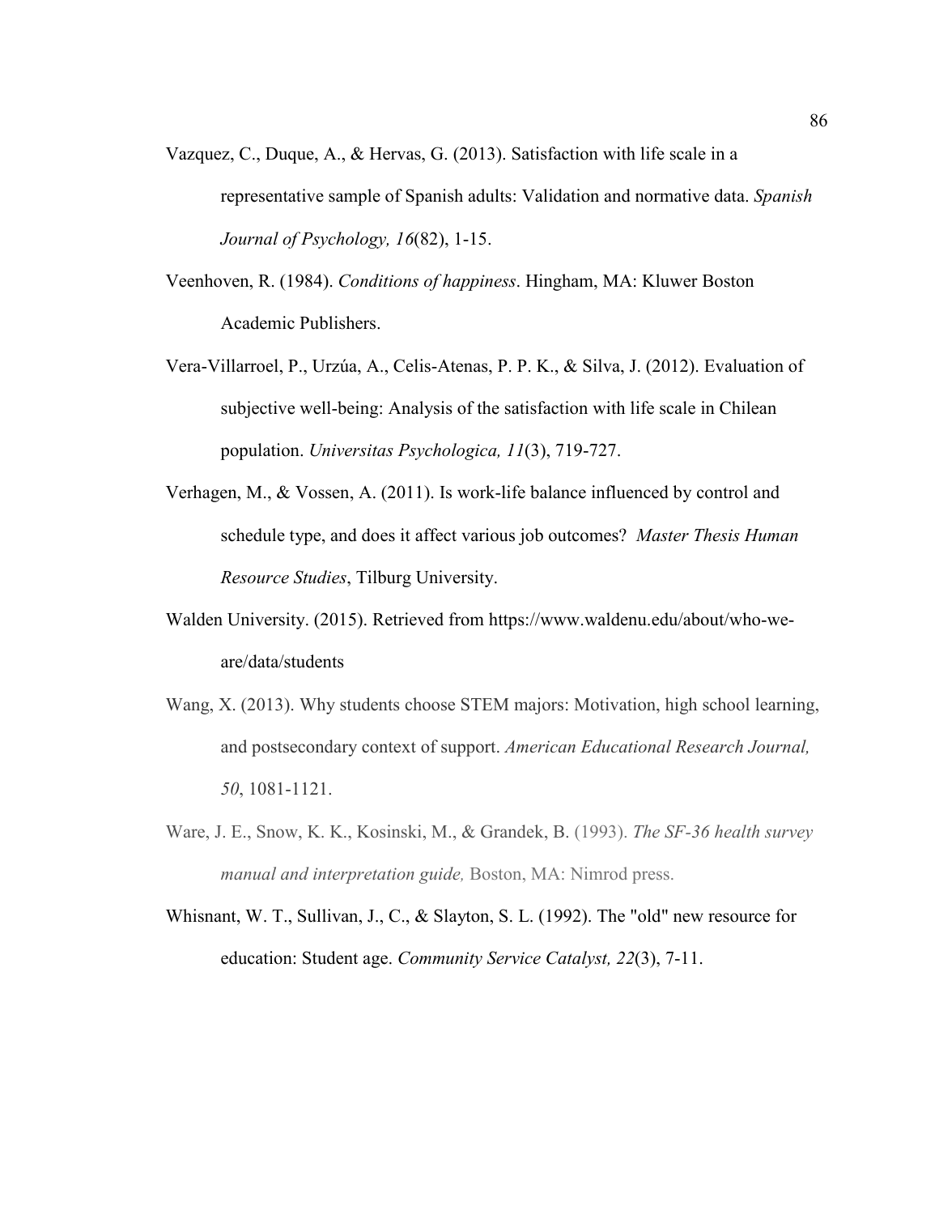Vazquez, C., Duque, A., & Hervas, G. (2013). Satisfaction with life scale in a representative sample of Spanish adults: Validation and normative data. *Spanish Journal of Psychology, 16*(82), 1-15.

Veenhoven, R. (1984). *Conditions of happiness*. Hingham, MA: Kluwer Boston Academic Publishers.

Vera-Villarroel, P., Urzúa, A., Celis-Atenas, P. P. K., & Silva, J. (2012). Evaluation of subjective well-being: Analysis of the satisfaction with life scale in Chilean population. *Universitas Psychologica, 11*(3), 719-727.

Verhagen, M., & Vossen, A. (2011). Is work-life balance influenced by control and schedule type, and does it affect various job outcomes? *Master Thesis Human Resource Studies*, Tilburg University.

Walden University. (2015). Retrieved from https://www.waldenu.edu/about/who-we-are/data/students

Wang, X. (2013). Why students choose STEM majors: Motivation, high school learning, and postsecondary context of support. *American Educational Research Journal, 50*, 1081-1121.

Ware, J. E., Snow, K. K., Kosinski, M., & Grandek, B. (1993). *The SF-36 health survey manual and interpretation guide,* Boston, MA: Nimrod press.

Whisnant, W. T., Sullivan, J., C., & Slayton, S. L. (1992). The "old" new resource for education: Student age. *Community Service Catalyst, 22*(3), 7-11.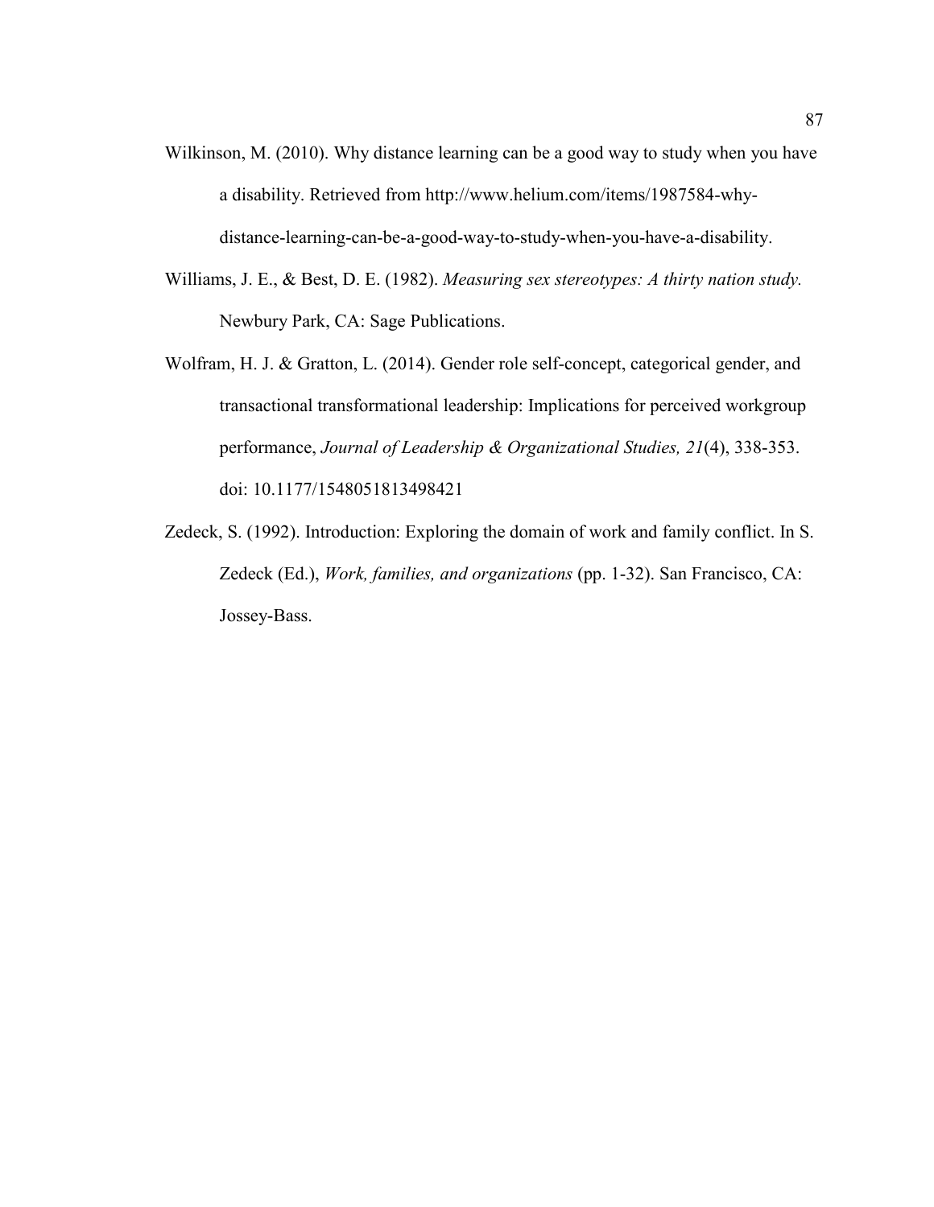Wilkinson, M. (2010). Why distance learning can be a good way to study when you have a disability. Retrieved from http://www.helium.com/items/1987584-why-distance-learning-can-be-a-good-way-to-study-when-you-have-a-disability.

Williams, J. E., & Best, D. E. (1982). *Measuring sex stereotypes: A thirty nation study.* Newbury Park, CA: Sage Publications.

Wolfram, H. J. & Gratton, L. (2014). Gender role self-concept, categorical gender, and transactional transformational leadership: Implications for perceived workgroup performance, *Journal of Leadership & Organizational Studies, 21*(4), 338-353. doi: 10.1177/1548051813498421

Zedeck, S. (1992). Introduction: Exploring the domain of work and family conflict. In S. Zedeck (Ed.), *Work, families, and organizations* (pp. 1-32). San Francisco, CA: Jossey-Bass.